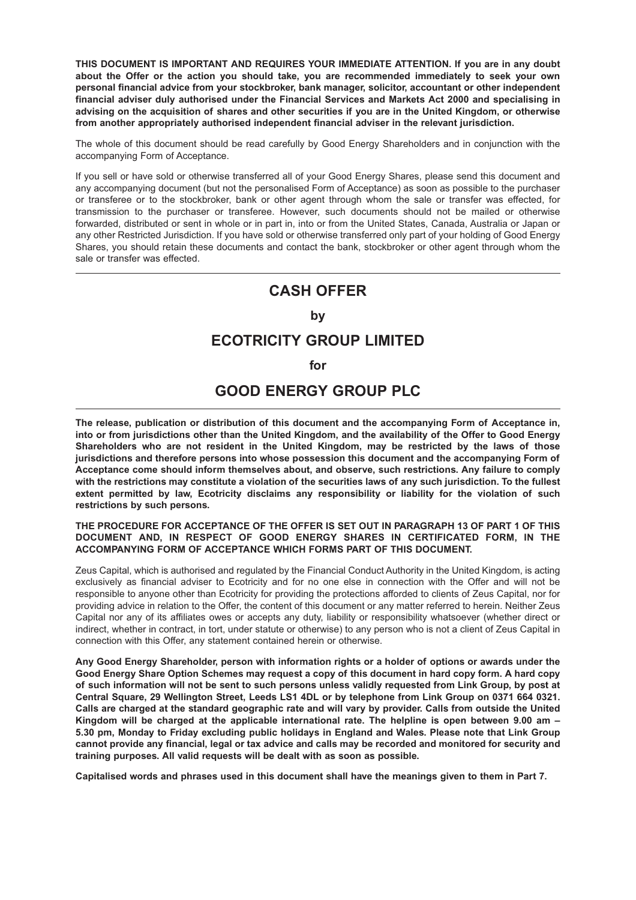**THIS DOCUMENT IS IMPORTANT AND REQUIRES YOUR IMMEDIATE ATTENTION. If you are in any doubt about the Offer or the action you should take, you are recommended immediately to seek your own personal financial advice from your stockbroker, bank manager, solicitor, accountant or other independent financial adviser duly authorised under the Financial Services and Markets Act 2000 and specialising in advising on the acquisition of shares and other securities if you are in the United Kingdom, or otherwise from another appropriately authorised independent financial adviser in the relevant jurisdiction.**

The whole of this document should be read carefully by Good Energy Shareholders and in conjunction with the accompanying Form of Acceptance.

If you sell or have sold or otherwise transferred all of your Good Energy Shares, please send this document and any accompanying document (but not the personalised Form of Acceptance) as soon as possible to the purchaser or transferee or to the stockbroker, bank or other agent through whom the sale or transfer was effected, for transmission to the purchaser or transferee. However, such documents should not be mailed or otherwise forwarded, distributed or sent in whole or in part in, into or from the United States, Canada, Australia or Japan or any other Restricted Jurisdiction. If you have sold or otherwise transferred only part of your holding of Good Energy Shares, you should retain these documents and contact the bank, stockbroker or other agent through whom the sale or transfer was effected.

---

# CASH OFFER

**by**

# ECOTRICITY GROUP LIMITED

**for**

# GOOD ENERGY GROUP PLC

---

**The release, publication or distribution of this document and the accompanying Form of Acceptance in, into or from jurisdictions other than the United Kingdom, and the availability of the Offer to Good Energy Shareholders who are not resident in the United Kingdom, may be restricted by the laws of those jurisdictions and therefore persons into whose possession this document and the accompanying Form of Acceptance come should inform themselves about, and observe, such restrictions. Any failure to comply with the restrictions may constitute a violation of the securities laws of any such jurisdiction. To the fullest extent permitted by law, Ecotricity disclaims any responsibility or liability for the violation of such restrictions by such persons.**

**THE PROCEDURE FOR ACCEPTANCE OF THE OFFER IS SET OUT IN PARAGRAPH 13 OF PART 1 OF THIS DOCUMENT AND, IN RESPECT OF GOOD ENERGY SHARES IN CERTIFICATED FORM, IN THE ACCOMPANYING FORM OF ACCEPTANCE WHICH FORMS PART OF THIS DOCUMENT.**

Zeus Capital, which is authorised and regulated by the Financial Conduct Authority in the United Kingdom, is acting exclusively as financial adviser to Ecotricity and for no one else in connection with the Offer and will not be responsible to anyone other than Ecotricity for providing the protections afforded to clients of Zeus Capital, nor for providing advice in relation to the Offer, the content of this document or any matter referred to herein. Neither Zeus Capital nor any of its affiliates owes or accepts any duty, liability or responsibility whatsoever (whether direct or indirect, whether in contract, in tort, under statute or otherwise) to any person who is not a client of Zeus Capital in connection with this Offer, any statement contained herein or otherwise.

**Any Good Energy Shareholder, person with information rights or a holder of options or awards under the Good Energy Share Option Schemes may request a copy of this document in hard copy form. A hard copy of such information will not be sent to such persons unless validly requested from Link Group, by post at Central Square, 29 Wellington Street, Leeds LS1 4DL or by telephone from Link Group on 0371 664 0321. Calls are charged at the standard geographic rate and will vary by provider. Calls from outside the United Kingdom will be charged at the applicable international rate. The helpline is open between 9.00 am – 5.30 pm, Monday to Friday excluding public holidays in England and Wales. Please note that Link Group cannot provide any financial, legal or tax advice and calls may be recorded and monitored for security and training purposes. All valid requests will be dealt with as soon as possible.**

**Capitalised words and phrases used in this document shall have the meanings given to them in Part 7.**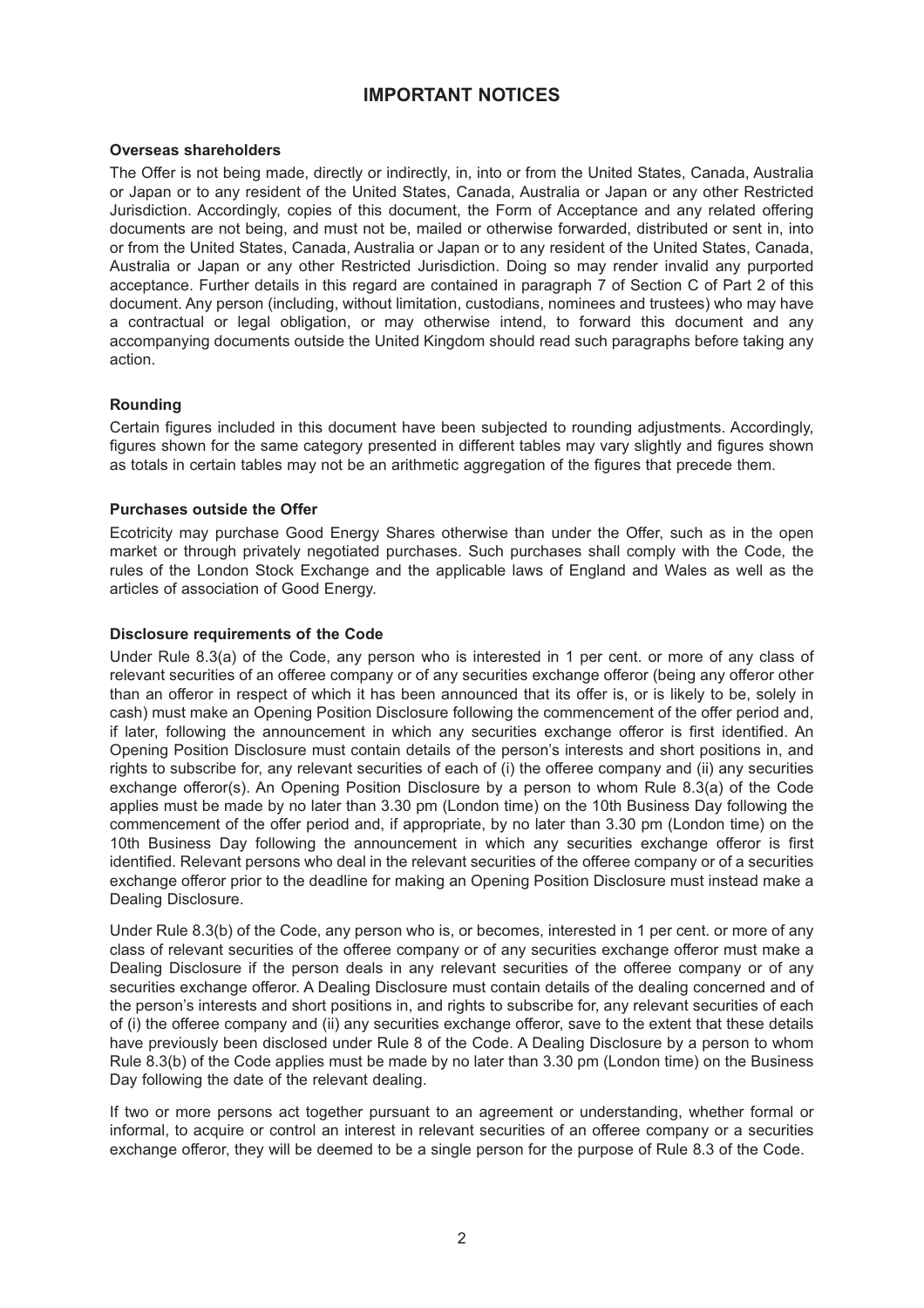# IMPORTANT NOTICES

**Overseas shareholders**

The Offer is not being made, directly or indirectly, in, into or from the United States, Canada, Australia or Japan or to any resident of the United States, Canada, Australia or Japan or any other Restricted Jurisdiction. Accordingly, copies of this document, the Form of Acceptance and any related offering documents are not being, and must not be, mailed or otherwise forwarded, distributed or sent in, into or from the United States, Canada, Australia or Japan or to any resident of the United States, Canada, Australia or Japan or any other Restricted Jurisdiction. Doing so may render invalid any purported acceptance. Further details in this regard are contained in paragraph 7 of Section C of Part 2 of this document. Any person (including, without limitation, custodians, nominees and trustees) who may have a contractual or legal obligation, or may otherwise intend, to forward this document and any accompanying documents outside the United Kingdom should read such paragraphs before taking any action.

**Rounding**

Certain figures included in this document have been subjected to rounding adjustments. Accordingly, figures shown for the same category presented in different tables may vary slightly and figures shown as totals in certain tables may not be an arithmetic aggregation of the figures that precede them.

**Purchases outside the Offer**

Ecotricity may purchase Good Energy Shares otherwise than under the Offer, such as in the open market or through privately negotiated purchases. Such purchases shall comply with the Code, the rules of the London Stock Exchange and the applicable laws of England and Wales as well as the articles of association of Good Energy.

**Disclosure requirements of the Code**

Under Rule 8.3(a) of the Code, any person who is interested in 1 per cent. or more of any class of relevant securities of an offeree company or of any securities exchange offeror (being any offeror other than an offeror in respect of which it has been announced that its offer is, or is likely to be, solely in cash) must make an Opening Position Disclosure following the commencement of the offer period and, if later, following the announcement in which any securities exchange offeror is first identified. An Opening Position Disclosure must contain details of the person's interests and short positions in, and rights to subscribe for, any relevant securities of each of (i) the offeree company and (ii) any securities exchange offeror(s). An Opening Position Disclosure by a person to whom Rule 8.3(a) of the Code applies must be made by no later than 3.30 pm (London time) on the 10th Business Day following the commencement of the offer period and, if appropriate, by no later than 3.30 pm (London time) on the 10th Business Day following the announcement in which any securities exchange offeror is first identified. Relevant persons who deal in the relevant securities of the offeree company or of a securities exchange offeror prior to the deadline for making an Opening Position Disclosure must instead make a Dealing Disclosure.

Under Rule 8.3(b) of the Code, any person who is, or becomes, interested in 1 per cent. or more of any class of relevant securities of the offeree company or of any securities exchange offeror must make a Dealing Disclosure if the person deals in any relevant securities of the offeree company or of any securities exchange offeror. A Dealing Disclosure must contain details of the dealing concerned and of the person's interests and short positions in, and rights to subscribe for, any relevant securities of each of (i) the offeree company and (ii) any securities exchange offeror, save to the extent that these details have previously been disclosed under Rule 8 of the Code. A Dealing Disclosure by a person to whom Rule 8.3(b) of the Code applies must be made by no later than 3.30 pm (London time) on the Business Day following the date of the relevant dealing.

If two or more persons act together pursuant to an agreement or understanding, whether formal or informal, to acquire or control an interest in relevant securities of an offeree company or a securities exchange offeror, they will be deemed to be a single person for the purpose of Rule 8.3 of the Code.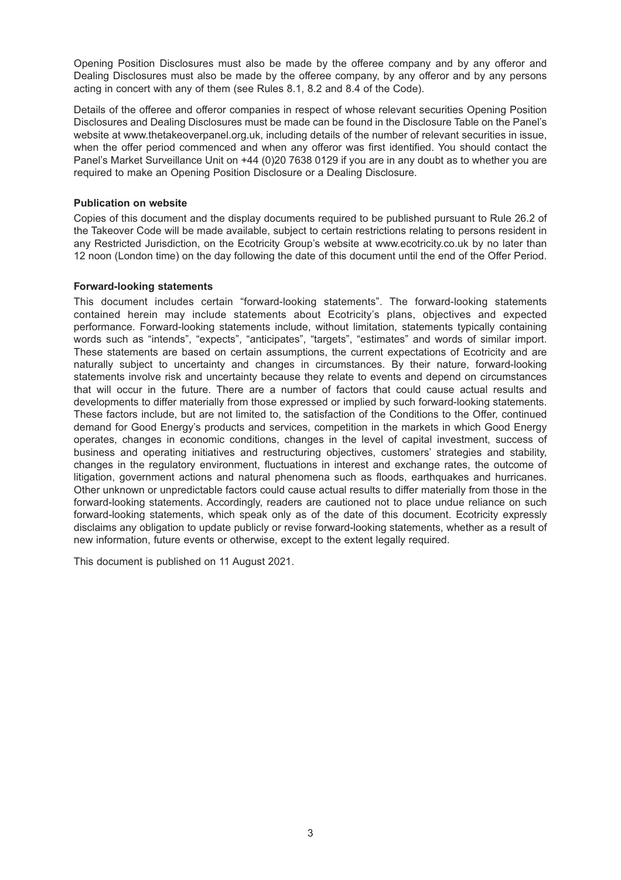Opening Position Disclosures must also be made by the offeree company and by any offeror and Dealing Disclosures must also be made by the offeree company, by any offeror and by any persons acting in concert with any of them (see Rules 8.1, 8.2 and 8.4 of the Code).

Details of the offeree and offeror companies in respect of whose relevant securities Opening Position Disclosures and Dealing Disclosures must be made can be found in the Disclosure Table on the Panel's website at www.thetakeoverpanel.org.uk, including details of the number of relevant securities in issue, when the offer period commenced and when any offeror was first identified. You should contact the Panel's Market Surveillance Unit on +44 (0)20 7638 0129 if you are in any doubt as to whether you are required to make an Opening Position Disclosure or a Dealing Disclosure.

**Publication on website**

Copies of this document and the display documents required to be published pursuant to Rule 26.2 of the Takeover Code will be made available, subject to certain restrictions relating to persons resident in any Restricted Jurisdiction, on the Ecotricity Group's website at www.ecotricity.co.uk by no later than 12 noon (London time) on the day following the date of this document until the end of the Offer Period.

**Forward-looking statements**

This document includes certain "forward-looking statements". The forward-looking statements contained herein may include statements about Ecotricity's plans, objectives and expected performance. Forward-looking statements include, without limitation, statements typically containing words such as "intends", "expects", "anticipates", "targets", "estimates" and words of similar import. These statements are based on certain assumptions, the current expectations of Ecotricity and are naturally subject to uncertainty and changes in circumstances. By their nature, forward-looking statements involve risk and uncertainty because they relate to events and depend on circumstances that will occur in the future. There are a number of factors that could cause actual results and developments to differ materially from those expressed or implied by such forward-looking statements. These factors include, but are not limited to, the satisfaction of the Conditions to the Offer, continued demand for Good Energy's products and services, competition in the markets in which Good Energy operates, changes in economic conditions, changes in the level of capital investment, success of business and operating initiatives and restructuring objectives, customers' strategies and stability, changes in the regulatory environment, fluctuations in interest and exchange rates, the outcome of litigation, government actions and natural phenomena such as floods, earthquakes and hurricanes. Other unknown or unpredictable factors could cause actual results to differ materially from those in the forward-looking statements. Accordingly, readers are cautioned not to place undue reliance on such forward-looking statements, which speak only as of the date of this document. Ecotricity expressly disclaims any obligation to update publicly or revise forward-looking statements, whether as a result of new information, future events or otherwise, except to the extent legally required.

This document is published on 11 August 2021.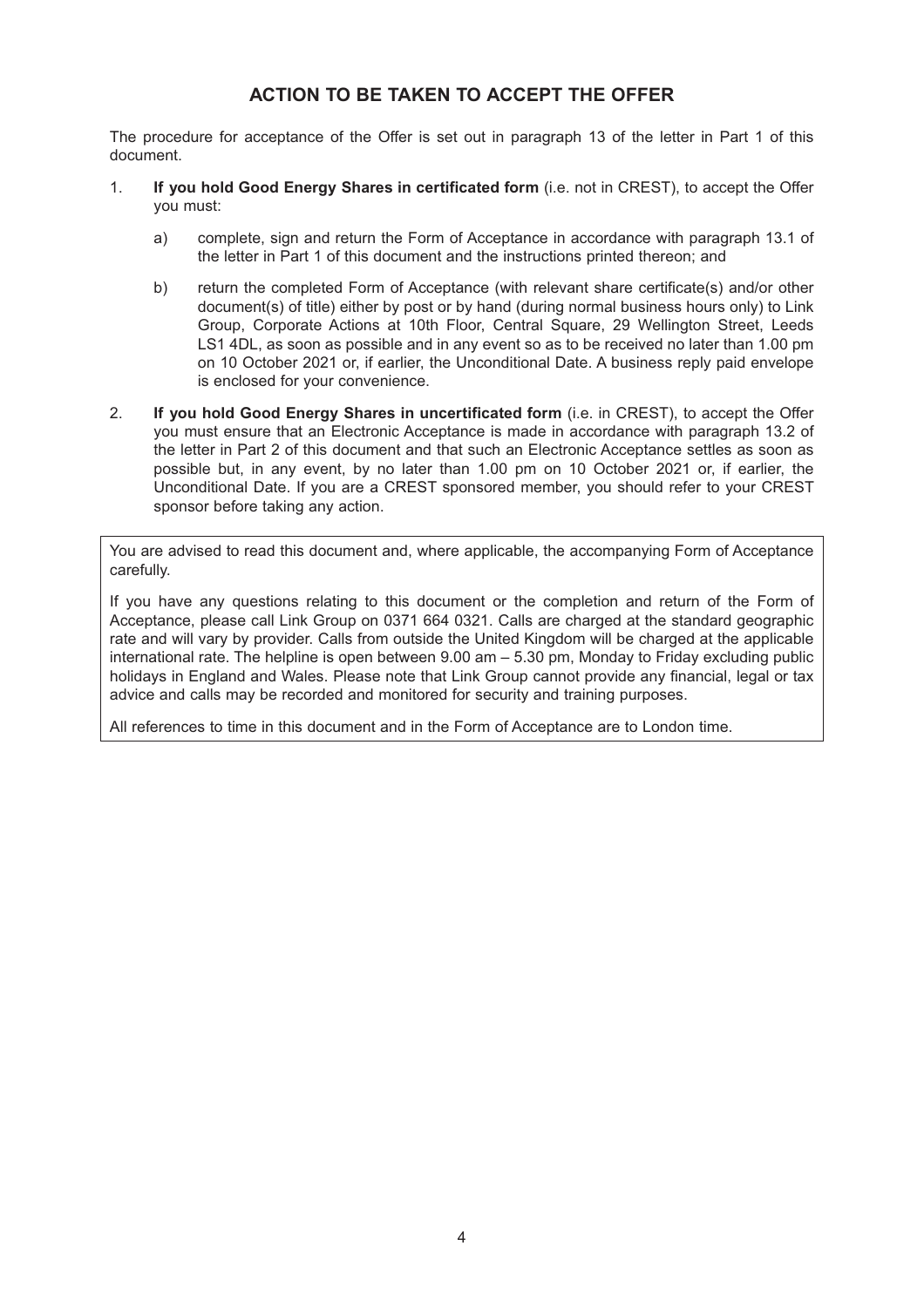## ACTION TO BE TAKEN TO ACCEPT THE OFFER

The procedure for acceptance of the Offer is set out in paragraph 13 of the letter in Part 1 of this document.

1. **If you hold Good Energy Shares in certificated form** (i.e. not in CREST), to accept the Offer you must:

   a) complete, sign and return the Form of Acceptance in accordance with paragraph 13.1 of the letter in Part 1 of this document and the instructions printed thereon; and

   b) return the completed Form of Acceptance (with relevant share certificate(s) and/or other document(s) of title) either by post or by hand (during normal business hours only) to Link Group, Corporate Actions at 10th Floor, Central Square, 29 Wellington Street, Leeds LS1 4DL, as soon as possible and in any event so as to be received no later than 1.00 pm on 10 October 2021 or, if earlier, the Unconditional Date. A business reply paid envelope is enclosed for your convenience.

2. **If you hold Good Energy Shares in uncertificated form** (i.e. in CREST), to accept the Offer you must ensure that an Electronic Acceptance is made in accordance with paragraph 13.2 of the letter in Part 2 of this document and that such an Electronic Acceptance settles as soon as possible but, in any event, by no later than 1.00 pm on 10 October 2021 or, if earlier, the Unconditional Date. If you are a CREST sponsored member, you should refer to your CREST sponsor before taking any action.

You are advised to read this document and, where applicable, the accompanying Form of Acceptance carefully.

If you have any questions relating to this document or the completion and return of the Form of Acceptance, please call Link Group on 0371 664 0321. Calls are charged at the standard geographic rate and will vary by provider. Calls from outside the United Kingdom will be charged at the applicable international rate. The helpline is open between 9.00 am – 5.30 pm, Monday to Friday excluding public holidays in England and Wales. Please note that Link Group cannot provide any financial, legal or tax advice and calls may be recorded and monitored for security and training purposes.

All references to time in this document and in the Form of Acceptance are to London time.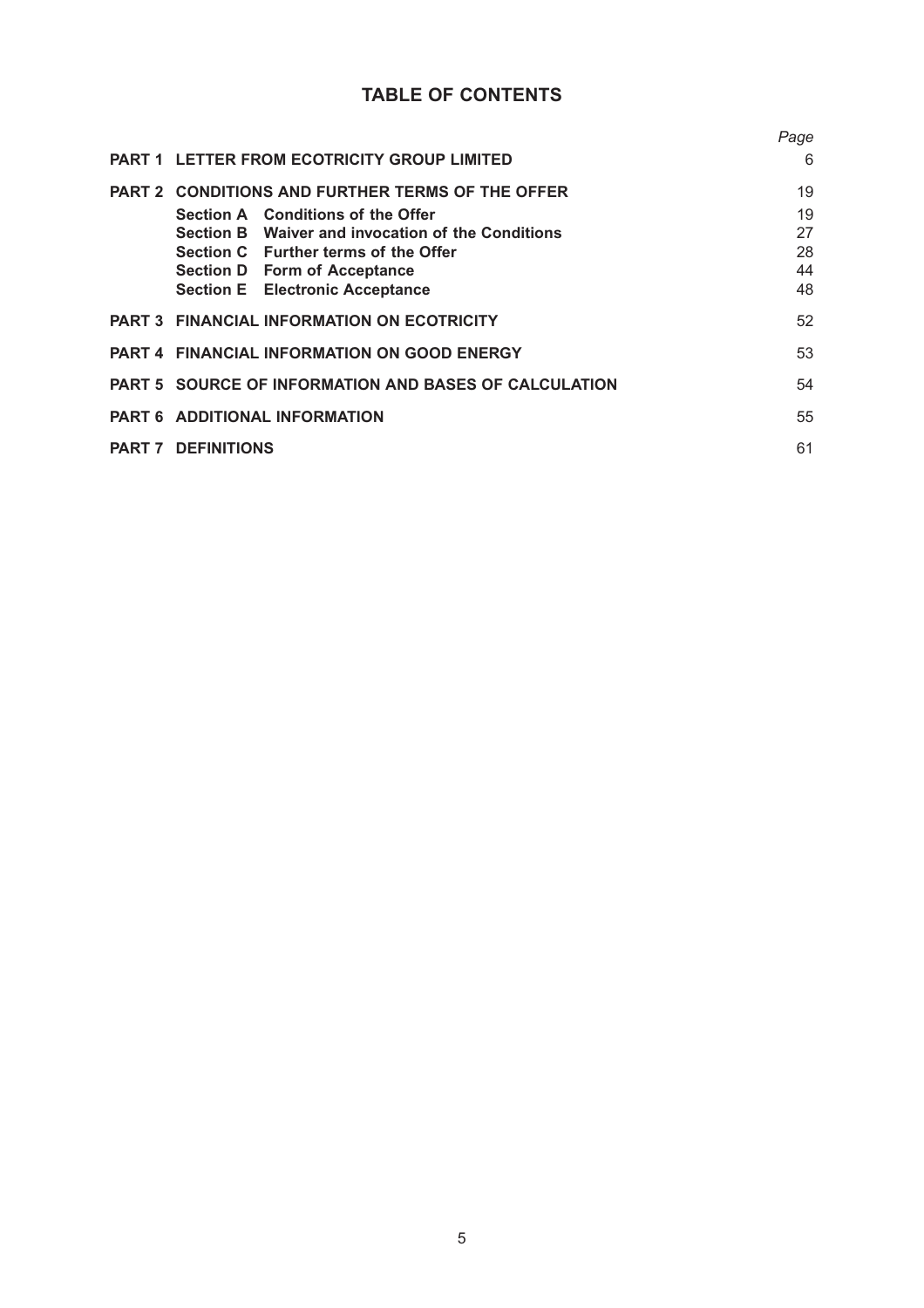# TABLE OF CONTENTS

| | | *Page* |
|---|---|---|
| **PART 1** | **LETTER FROM ECOTRICITY GROUP LIMITED** | 6 |
| **PART 2** | **CONDITIONS AND FURTHER TERMS OF THE OFFER** | 19 |
| | **Section A Conditions of the Offer** | 19 |
| | **Section B Waiver and invocation of the Conditions** | 27 |
| | **Section C Further terms of the Offer** | 28 |
| | **Section D Form of Acceptance** | 44 |
| | **Section E Electronic Acceptance** | 48 |
| **PART 3** | **FINANCIAL INFORMATION ON ECOTRICITY** | 52 |
| **PART 4** | **FINANCIAL INFORMATION ON GOOD ENERGY** | 53 |
| **PART 5** | **SOURCE OF INFORMATION AND BASES OF CALCULATION** | 54 |
| **PART 6** | **ADDITIONAL INFORMATION** | 55 |
| **PART 7** | **DEFINITIONS** | 61 |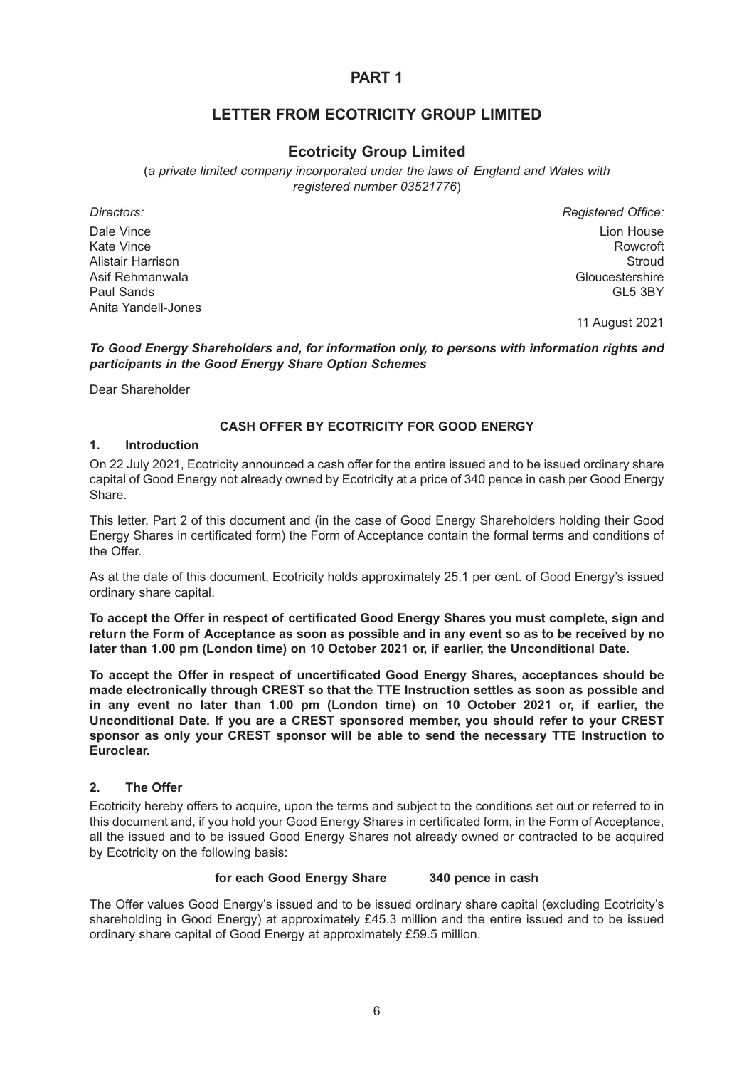# PART 1

## LETTER FROM ECOTRICITY GROUP LIMITED

### Ecotricity Group Limited

(*a private limited company incorporated under the laws of England and Wales with registered number 03521776*)

*Directors:*
Dale Vince
Kate Vince
Alistair Harrison
Asif Rehmanwala
Paul Sands
Anita Yandell-Jones

*Registered Office:*
Lion House
Rowcroft
Stroud
Gloucestershire
GL5 3BY

11 August 2021

***To Good Energy Shareholders and, for information only, to persons with information rights and participants in the Good Energy Share Option Schemes***

Dear Shareholder

**CASH OFFER BY ECOTRICITY FOR GOOD ENERGY**

**1. Introduction**

On 22 July 2021, Ecotricity announced a cash offer for the entire issued and to be issued ordinary share capital of Good Energy not already owned by Ecotricity at a price of 340 pence in cash per Good Energy Share.

This letter, Part 2 of this document and (in the case of Good Energy Shareholders holding their Good Energy Shares in certificated form) the Form of Acceptance contain the formal terms and conditions of the Offer.

As at the date of this document, Ecotricity holds approximately 25.1 per cent. of Good Energy's issued ordinary share capital.

**To accept the Offer in respect of certificated Good Energy Shares you must complete, sign and return the Form of Acceptance as soon as possible and in any event so as to be received by no later than 1.00 pm (London time) on 10 October 2021 or, if earlier, the Unconditional Date.**

**To accept the Offer in respect of uncertificated Good Energy Shares, acceptances should be made electronically through CREST so that the TTE Instruction settles as soon as possible and in any event no later than 1.00 pm (London time) on 10 October 2021 or, if earlier, the Unconditional Date. If you are a CREST sponsored member, you should refer to your CREST sponsor as only your CREST sponsor will be able to send the necessary TTE Instruction to Euroclear.**

**2. The Offer**

Ecotricity hereby offers to acquire, upon the terms and subject to the conditions set out or referred to in this document and, if you hold your Good Energy Shares in certificated form, in the Form of Acceptance, all the issued and to be issued Good Energy Shares not already owned or contracted to be acquired by Ecotricity on the following basis:

**for each Good Energy Share 340 pence in cash**

The Offer values Good Energy's issued and to be issued ordinary share capital (excluding Ecotricity's shareholding in Good Energy) at approximately £45.3 million and the entire issued and to be issued ordinary share capital of Good Energy at approximately £59.5 million.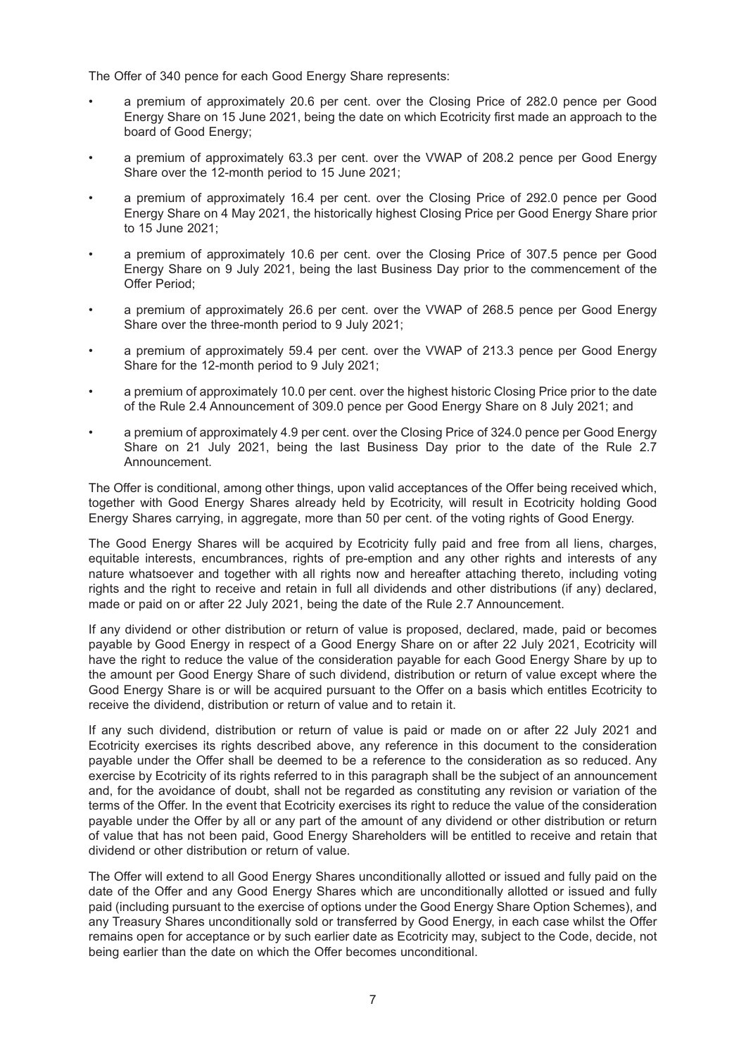The Offer of 340 pence for each Good Energy Share represents:

- a premium of approximately 20.6 per cent. over the Closing Price of 282.0 pence per Good Energy Share on 15 June 2021, being the date on which Ecotricity first made an approach to the board of Good Energy;
- a premium of approximately 63.3 per cent. over the VWAP of 208.2 pence per Good Energy Share over the 12-month period to 15 June 2021;
- a premium of approximately 16.4 per cent. over the Closing Price of 292.0 pence per Good Energy Share on 4 May 2021, the historically highest Closing Price per Good Energy Share prior to 15 June 2021;
- a premium of approximately 10.6 per cent. over the Closing Price of 307.5 pence per Good Energy Share on 9 July 2021, being the last Business Day prior to the commencement of the Offer Period;
- a premium of approximately 26.6 per cent. over the VWAP of 268.5 pence per Good Energy Share over the three-month period to 9 July 2021;
- a premium of approximately 59.4 per cent. over the VWAP of 213.3 pence per Good Energy Share for the 12-month period to 9 July 2021;
- a premium of approximately 10.0 per cent. over the highest historic Closing Price prior to the date of the Rule 2.4 Announcement of 309.0 pence per Good Energy Share on 8 July 2021; and
- a premium of approximately 4.9 per cent. over the Closing Price of 324.0 pence per Good Energy Share on 21 July 2021, being the last Business Day prior to the date of the Rule 2.7 Announcement.

The Offer is conditional, among other things, upon valid acceptances of the Offer being received which, together with Good Energy Shares already held by Ecotricity, will result in Ecotricity holding Good Energy Shares carrying, in aggregate, more than 50 per cent. of the voting rights of Good Energy.

The Good Energy Shares will be acquired by Ecotricity fully paid and free from all liens, charges, equitable interests, encumbrances, rights of pre-emption and any other rights and interests of any nature whatsoever and together with all rights now and hereafter attaching thereto, including voting rights and the right to receive and retain in full all dividends and other distributions (if any) declared, made or paid on or after 22 July 2021, being the date of the Rule 2.7 Announcement.

If any dividend or other distribution or return of value is proposed, declared, made, paid or becomes payable by Good Energy in respect of a Good Energy Share on or after 22 July 2021, Ecotricity will have the right to reduce the value of the consideration payable for each Good Energy Share by up to the amount per Good Energy Share of such dividend, distribution or return of value except where the Good Energy Share is or will be acquired pursuant to the Offer on a basis which entitles Ecotricity to receive the dividend, distribution or return of value and to retain it.

If any such dividend, distribution or return of value is paid or made on or after 22 July 2021 and Ecotricity exercises its rights described above, any reference in this document to the consideration payable under the Offer shall be deemed to be a reference to the consideration as so reduced. Any exercise by Ecotricity of its rights referred to in this paragraph shall be the subject of an announcement and, for the avoidance of doubt, shall not be regarded as constituting any revision or variation of the terms of the Offer. In the event that Ecotricity exercises its right to reduce the value of the consideration payable under the Offer by all or any part of the amount of any dividend or other distribution or return of value that has not been paid, Good Energy Shareholders will be entitled to receive and retain that dividend or other distribution or return of value.

The Offer will extend to all Good Energy Shares unconditionally allotted or issued and fully paid on the date of the Offer and any Good Energy Shares which are unconditionally allotted or issued and fully paid (including pursuant to the exercise of options under the Good Energy Share Option Schemes), and any Treasury Shares unconditionally sold or transferred by Good Energy, in each case whilst the Offer remains open for acceptance or by such earlier date as Ecotricity may, subject to the Code, decide, not being earlier than the date on which the Offer becomes unconditional.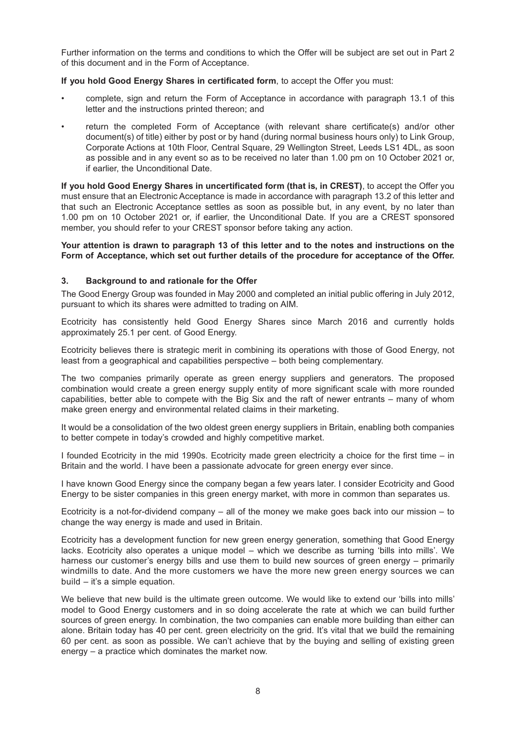Further information on the terms and conditions to which the Offer will be subject are set out in Part 2 of this document and in the Form of Acceptance.

**If you hold Good Energy Shares in certificated form**, to accept the Offer you must:

- complete, sign and return the Form of Acceptance in accordance with paragraph 13.1 of this letter and the instructions printed thereon; and
- return the completed Form of Acceptance (with relevant share certificate(s) and/or other document(s) of title) either by post or by hand (during normal business hours only) to Link Group, Corporate Actions at 10th Floor, Central Square, 29 Wellington Street, Leeds LS1 4DL, as soon as possible and in any event so as to be received no later than 1.00 pm on 10 October 2021 or, if earlier, the Unconditional Date.

**If you hold Good Energy Shares in uncertificated form (that is, in CREST)**, to accept the Offer you must ensure that an Electronic Acceptance is made in accordance with paragraph 13.2 of this letter and that such an Electronic Acceptance settles as soon as possible but, in any event, by no later than 1.00 pm on 10 October 2021 or, if earlier, the Unconditional Date. If you are a CREST sponsored member, you should refer to your CREST sponsor before taking any action.

**Your attention is drawn to paragraph 13 of this letter and to the notes and instructions on the Form of Acceptance, which set out further details of the procedure for acceptance of the Offer.**

## 3. Background to and rationale for the Offer

The Good Energy Group was founded in May 2000 and completed an initial public offering in July 2012, pursuant to which its shares were admitted to trading on AIM.

Ecotricity has consistently held Good Energy Shares since March 2016 and currently holds approximately 25.1 per cent. of Good Energy.

Ecotricity believes there is strategic merit in combining its operations with those of Good Energy, not least from a geographical and capabilities perspective – both being complementary.

The two companies primarily operate as green energy suppliers and generators. The proposed combination would create a green energy supply entity of more significant scale with more rounded capabilities, better able to compete with the Big Six and the raft of newer entrants – many of whom make green energy and environmental related claims in their marketing.

It would be a consolidation of the two oldest green energy suppliers in Britain, enabling both companies to better compete in today's crowded and highly competitive market.

I founded Ecotricity in the mid 1990s. Ecotricity made green electricity a choice for the first time – in Britain and the world. I have been a passionate advocate for green energy ever since.

I have known Good Energy since the company began a few years later. I consider Ecotricity and Good Energy to be sister companies in this green energy market, with more in common than separates us.

Ecotricity is a not-for-dividend company – all of the money we make goes back into our mission – to change the way energy is made and used in Britain.

Ecotricity has a development function for new green energy generation, something that Good Energy lacks. Ecotricity also operates a unique model – which we describe as turning 'bills into mills'. We harness our customer's energy bills and use them to build new sources of green energy – primarily windmills to date. And the more customers we have the more new green energy sources we can build – it's a simple equation.

We believe that new build is the ultimate green outcome. We would like to extend our 'bills into mills' model to Good Energy customers and in so doing accelerate the rate at which we can build further sources of green energy. In combination, the two companies can enable more building than either can alone. Britain today has 40 per cent. green electricity on the grid. It's vital that we build the remaining 60 per cent. as soon as possible. We can't achieve that by the buying and selling of existing green energy – a practice which dominates the market now.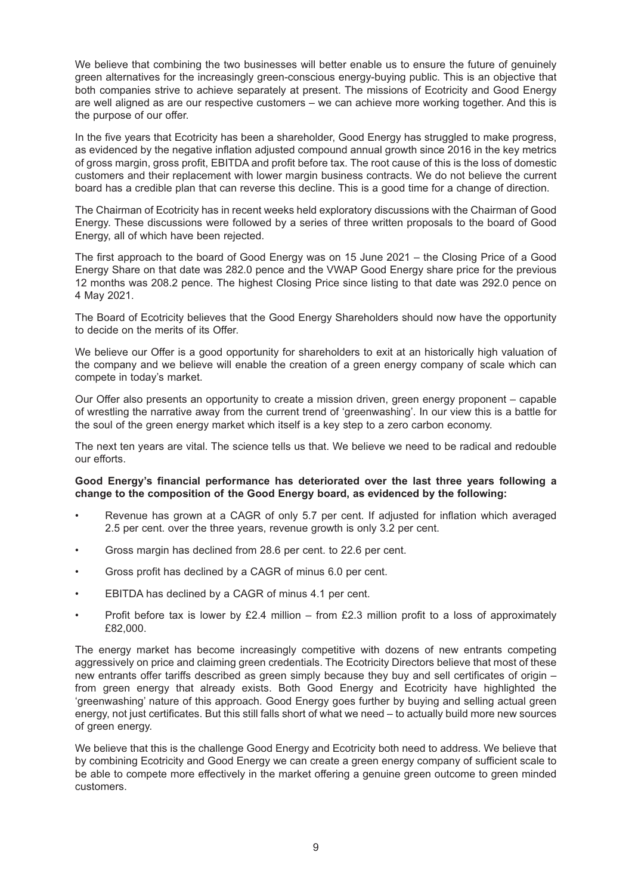We believe that combining the two businesses will better enable us to ensure the future of genuinely green alternatives for the increasingly green-conscious energy-buying public. This is an objective that both companies strive to achieve separately at present. The missions of Ecotricity and Good Energy are well aligned as are our respective customers – we can achieve more working together. And this is the purpose of our offer.

In the five years that Ecotricity has been a shareholder, Good Energy has struggled to make progress, as evidenced by the negative inflation adjusted compound annual growth since 2016 in the key metrics of gross margin, gross profit, EBITDA and profit before tax. The root cause of this is the loss of domestic customers and their replacement with lower margin business contracts. We do not believe the current board has a credible plan that can reverse this decline. This is a good time for a change of direction.

The Chairman of Ecotricity has in recent weeks held exploratory discussions with the Chairman of Good Energy. These discussions were followed by a series of three written proposals to the board of Good Energy, all of which have been rejected.

The first approach to the board of Good Energy was on 15 June 2021 – the Closing Price of a Good Energy Share on that date was 282.0 pence and the VWAP Good Energy share price for the previous 12 months was 208.2 pence. The highest Closing Price since listing to that date was 292.0 pence on 4 May 2021.

The Board of Ecotricity believes that the Good Energy Shareholders should now have the opportunity to decide on the merits of its Offer.

We believe our Offer is a good opportunity for shareholders to exit at an historically high valuation of the company and we believe will enable the creation of a green energy company of scale which can compete in today's market.

Our Offer also presents an opportunity to create a mission driven, green energy proponent – capable of wrestling the narrative away from the current trend of 'greenwashing'. In our view this is a battle for the soul of the green energy market which itself is a key step to a zero carbon economy.

The next ten years are vital. The science tells us that. We believe we need to be radical and redouble our efforts.

**Good Energy's financial performance has deteriorated over the last three years following a change to the composition of the Good Energy board, as evidenced by the following:**

- Revenue has grown at a CAGR of only 5.7 per cent. If adjusted for inflation which averaged 2.5 per cent. over the three years, revenue growth is only 3.2 per cent.
- Gross margin has declined from 28.6 per cent. to 22.6 per cent.
- Gross profit has declined by a CAGR of minus 6.0 per cent.
- EBITDA has declined by a CAGR of minus 4.1 per cent.
- Profit before tax is lower by £2.4 million – from £2.3 million profit to a loss of approximately £82,000.

The energy market has become increasingly competitive with dozens of new entrants competing aggressively on price and claiming green credentials. The Ecotricity Directors believe that most of these new entrants offer tariffs described as green simply because they buy and sell certificates of origin – from green energy that already exists. Both Good Energy and Ecotricity have highlighted the 'greenwashing' nature of this approach. Good Energy goes further by buying and selling actual green energy, not just certificates. But this still falls short of what we need – to actually build more new sources of green energy.

We believe that this is the challenge Good Energy and Ecotricity both need to address. We believe that by combining Ecotricity and Good Energy we can create a green energy company of sufficient scale to be able to compete more effectively in the market offering a genuine green outcome to green minded customers.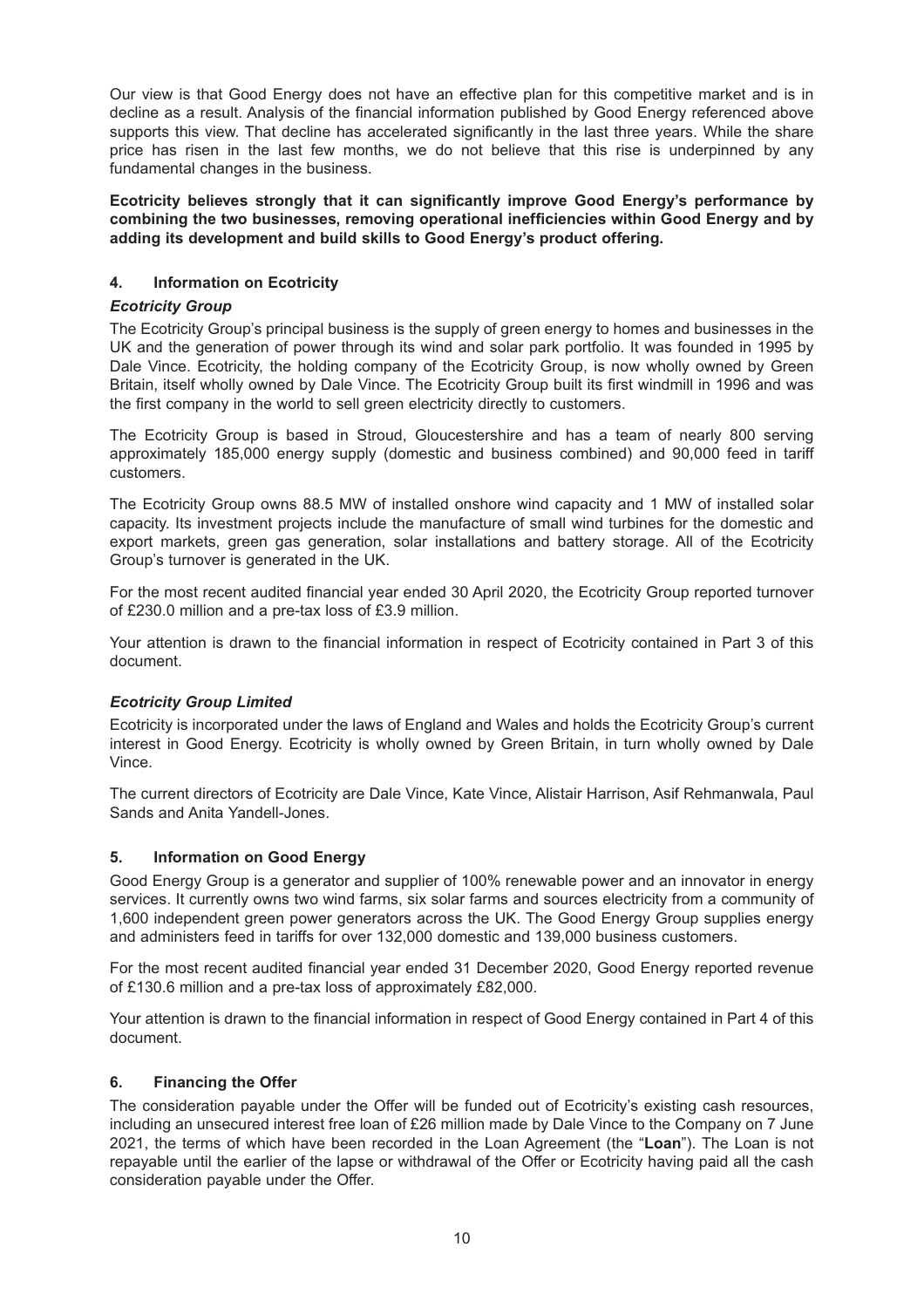Our view is that Good Energy does not have an effective plan for this competitive market and is in decline as a result. Analysis of the financial information published by Good Energy referenced above supports this view. That decline has accelerated significantly in the last three years. While the share price has risen in the last few months, we do not believe that this rise is underpinned by any fundamental changes in the business.

**Ecotricity believes strongly that it can significantly improve Good Energy's performance by combining the two businesses, removing operational inefficiencies within Good Energy and by adding its development and build skills to Good Energy's product offering.**

## 4. Information on Ecotricity

### *Ecotricity Group*

The Ecotricity Group's principal business is the supply of green energy to homes and businesses in the UK and the generation of power through its wind and solar park portfolio. It was founded in 1995 by Dale Vince. Ecotricity, the holding company of the Ecotricity Group, is now wholly owned by Green Britain, itself wholly owned by Dale Vince. The Ecotricity Group built its first windmill in 1996 and was the first company in the world to sell green electricity directly to customers.

The Ecotricity Group is based in Stroud, Gloucestershire and has a team of nearly 800 serving approximately 185,000 energy supply (domestic and business combined) and 90,000 feed in tariff customers.

The Ecotricity Group owns 88.5 MW of installed onshore wind capacity and 1 MW of installed solar capacity. Its investment projects include the manufacture of small wind turbines for the domestic and export markets, green gas generation, solar installations and battery storage. All of the Ecotricity Group's turnover is generated in the UK.

For the most recent audited financial year ended 30 April 2020, the Ecotricity Group reported turnover of £230.0 million and a pre-tax loss of £3.9 million.

Your attention is drawn to the financial information in respect of Ecotricity contained in Part 3 of this document.

### *Ecotricity Group Limited*

Ecotricity is incorporated under the laws of England and Wales and holds the Ecotricity Group's current interest in Good Energy. Ecotricity is wholly owned by Green Britain, in turn wholly owned by Dale Vince.

The current directors of Ecotricity are Dale Vince, Kate Vince, Alistair Harrison, Asif Rehmanwala, Paul Sands and Anita Yandell-Jones.

## 5. Information on Good Energy

Good Energy Group is a generator and supplier of 100% renewable power and an innovator in energy services. It currently owns two wind farms, six solar farms and sources electricity from a community of 1,600 independent green power generators across the UK. The Good Energy Group supplies energy and administers feed in tariffs for over 132,000 domestic and 139,000 business customers.

For the most recent audited financial year ended 31 December 2020, Good Energy reported revenue of £130.6 million and a pre-tax loss of approximately £82,000.

Your attention is drawn to the financial information in respect of Good Energy contained in Part 4 of this document.

## 6. Financing the Offer

The consideration payable under the Offer will be funded out of Ecotricity's existing cash resources, including an unsecured interest free loan of £26 million made by Dale Vince to the Company on 7 June 2021, the terms of which have been recorded in the Loan Agreement (the "**Loan**"). The Loan is not repayable until the earlier of the lapse or withdrawal of the Offer or Ecotricity having paid all the cash consideration payable under the Offer.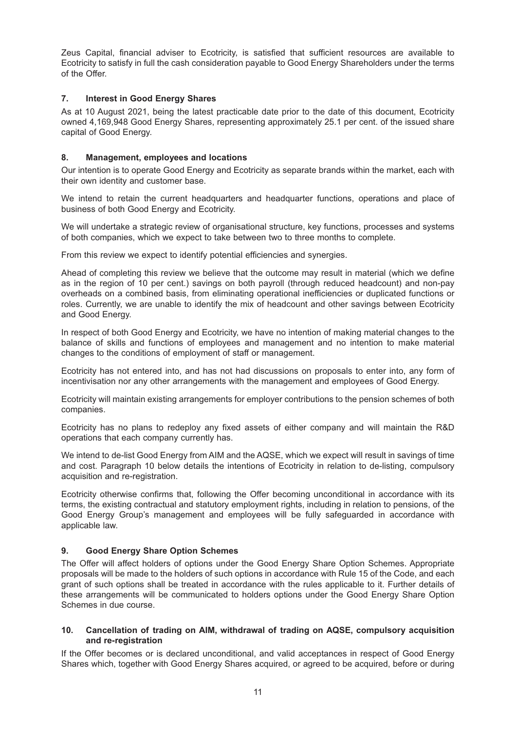Zeus Capital, financial adviser to Ecotricity, is satisfied that sufficient resources are available to Ecotricity to satisfy in full the cash consideration payable to Good Energy Shareholders under the terms of the Offer.

## 7. Interest in Good Energy Shares

As at 10 August 2021, being the latest practicable date prior to the date of this document, Ecotricity owned 4,169,948 Good Energy Shares, representing approximately 25.1 per cent. of the issued share capital of Good Energy.

## 8. Management, employees and locations

Our intention is to operate Good Energy and Ecotricity as separate brands within the market, each with their own identity and customer base.

We intend to retain the current headquarters and headquarter functions, operations and place of business of both Good Energy and Ecotricity.

We will undertake a strategic review of organisational structure, key functions, processes and systems of both companies, which we expect to take between two to three months to complete.

From this review we expect to identify potential efficiencies and synergies.

Ahead of completing this review we believe that the outcome may result in material (which we define as in the region of 10 per cent.) savings on both payroll (through reduced headcount) and non-pay overheads on a combined basis, from eliminating operational inefficiencies or duplicated functions or roles. Currently, we are unable to identify the mix of headcount and other savings between Ecotricity and Good Energy.

In respect of both Good Energy and Ecotricity, we have no intention of making material changes to the balance of skills and functions of employees and management and no intention to make material changes to the conditions of employment of staff or management.

Ecotricity has not entered into, and has not had discussions on proposals to enter into, any form of incentivisation nor any other arrangements with the management and employees of Good Energy.

Ecotricity will maintain existing arrangements for employer contributions to the pension schemes of both companies.

Ecotricity has no plans to redeploy any fixed assets of either company and will maintain the R&D operations that each company currently has.

We intend to de-list Good Energy from AIM and the AQSE, which we expect will result in savings of time and cost. Paragraph 10 below details the intentions of Ecotricity in relation to de-listing, compulsory acquisition and re-registration.

Ecotricity otherwise confirms that, following the Offer becoming unconditional in accordance with its terms, the existing contractual and statutory employment rights, including in relation to pensions, of the Good Energy Group's management and employees will be fully safeguarded in accordance with applicable law.

## 9. Good Energy Share Option Schemes

The Offer will affect holders of options under the Good Energy Share Option Schemes. Appropriate proposals will be made to the holders of such options in accordance with Rule 15 of the Code, and each grant of such options shall be treated in accordance with the rules applicable to it. Further details of these arrangements will be communicated to holders options under the Good Energy Share Option Schemes in due course.

## 10. Cancellation of trading on AIM, withdrawal of trading on AQSE, compulsory acquisition and re-registration

If the Offer becomes or is declared unconditional, and valid acceptances in respect of Good Energy Shares which, together with Good Energy Shares acquired, or agreed to be acquired, before or during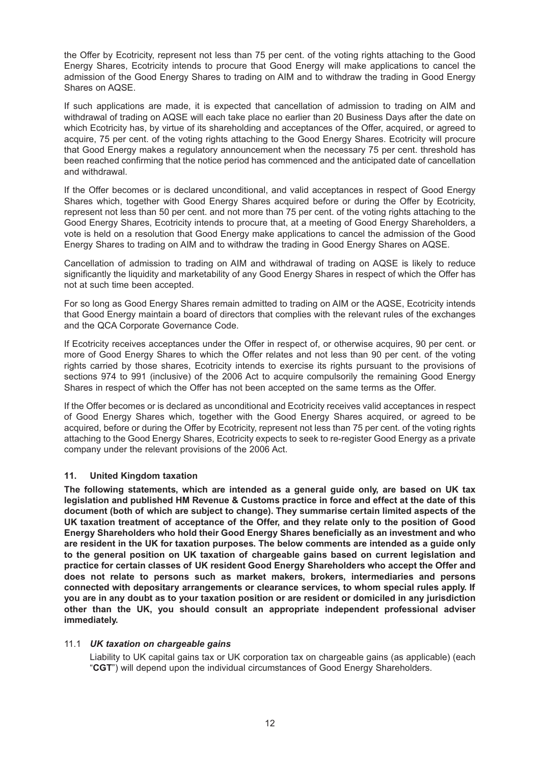the Offer by Ecotricity, represent not less than 75 per cent. of the voting rights attaching to the Good Energy Shares, Ecotricity intends to procure that Good Energy will make applications to cancel the admission of the Good Energy Shares to trading on AIM and to withdraw the trading in Good Energy Shares on AQSE.

If such applications are made, it is expected that cancellation of admission to trading on AIM and withdrawal of trading on AQSE will each take place no earlier than 20 Business Days after the date on which Ecotricity has, by virtue of its shareholding and acceptances of the Offer, acquired, or agreed to acquire, 75 per cent. of the voting rights attaching to the Good Energy Shares. Ecotricity will procure that Good Energy makes a regulatory announcement when the necessary 75 per cent. threshold has been reached confirming that the notice period has commenced and the anticipated date of cancellation and withdrawal.

If the Offer becomes or is declared unconditional, and valid acceptances in respect of Good Energy Shares which, together with Good Energy Shares acquired before or during the Offer by Ecotricity, represent not less than 50 per cent. and not more than 75 per cent. of the voting rights attaching to the Good Energy Shares, Ecotricity intends to procure that, at a meeting of Good Energy Shareholders, a vote is held on a resolution that Good Energy make applications to cancel the admission of the Good Energy Shares to trading on AIM and to withdraw the trading in Good Energy Shares on AQSE.

Cancellation of admission to trading on AIM and withdrawal of trading on AQSE is likely to reduce significantly the liquidity and marketability of any Good Energy Shares in respect of which the Offer has not at such time been accepted.

For so long as Good Energy Shares remain admitted to trading on AIM or the AQSE, Ecotricity intends that Good Energy maintain a board of directors that complies with the relevant rules of the exchanges and the QCA Corporate Governance Code.

If Ecotricity receives acceptances under the Offer in respect of, or otherwise acquires, 90 per cent. or more of Good Energy Shares to which the Offer relates and not less than 90 per cent. of the voting rights carried by those shares, Ecotricity intends to exercise its rights pursuant to the provisions of sections 974 to 991 (inclusive) of the 2006 Act to acquire compulsorily the remaining Good Energy Shares in respect of which the Offer has not been accepted on the same terms as the Offer.

If the Offer becomes or is declared as unconditional and Ecotricity receives valid acceptances in respect of Good Energy Shares which, together with the Good Energy Shares acquired, or agreed to be acquired, before or during the Offer by Ecotricity, represent not less than 75 per cent. of the voting rights attaching to the Good Energy Shares, Ecotricity expects to seek to re-register Good Energy as a private company under the relevant provisions of the 2006 Act.

## 11. United Kingdom taxation

**The following statements, which are intended as a general guide only, are based on UK tax legislation and published HM Revenue & Customs practice in force and effect at the date of this document (both of which are subject to change). They summarise certain limited aspects of the UK taxation treatment of acceptance of the Offer, and they relate only to the position of Good Energy Shareholders who hold their Good Energy Shares beneficially as an investment and who are resident in the UK for taxation purposes. The below comments are intended as a guide only to the general position on UK taxation of chargeable gains based on current legislation and practice for certain classes of UK resident Good Energy Shareholders who accept the Offer and does not relate to persons such as market makers, brokers, intermediaries and persons connected with depositary arrangements or clearance services, to whom special rules apply. If you are in any doubt as to your taxation position or are resident or domiciled in any jurisdiction other than the UK, you should consult an appropriate independent professional adviser immediately.**

### 11.1 *UK taxation on chargeable gains*

Liability to UK capital gains tax or UK corporation tax on chargeable gains (as applicable) (each "**CGT**") will depend upon the individual circumstances of Good Energy Shareholders.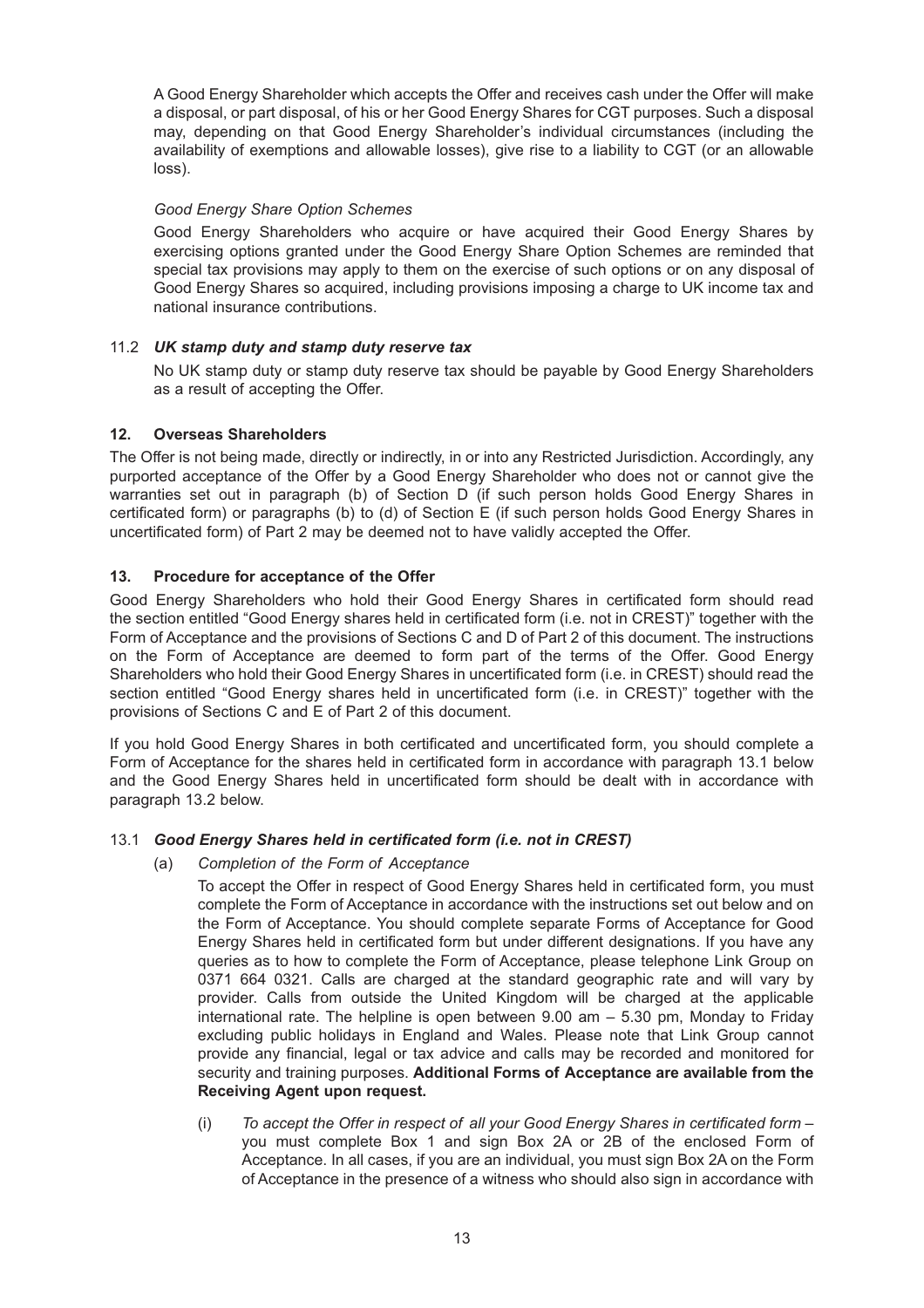A Good Energy Shareholder which accepts the Offer and receives cash under the Offer will make a disposal, or part disposal, of his or her Good Energy Shares for CGT purposes. Such a disposal may, depending on that Good Energy Shareholder's individual circumstances (including the availability of exemptions and allowable losses), give rise to a liability to CGT (or an allowable loss).

*Good Energy Share Option Schemes*

Good Energy Shareholders who acquire or have acquired their Good Energy Shares by exercising options granted under the Good Energy Share Option Schemes are reminded that special tax provisions may apply to them on the exercise of such options or on any disposal of Good Energy Shares so acquired, including provisions imposing a charge to UK income tax and national insurance contributions.

### 11.2 *UK stamp duty and stamp duty reserve tax*

No UK stamp duty or stamp duty reserve tax should be payable by Good Energy Shareholders as a result of accepting the Offer.

## 12. Overseas Shareholders

The Offer is not being made, directly or indirectly, in or into any Restricted Jurisdiction. Accordingly, any purported acceptance of the Offer by a Good Energy Shareholder who does not or cannot give the warranties set out in paragraph (b) of Section D (if such person holds Good Energy Shares in certificated form) or paragraphs (b) to (d) of Section E (if such person holds Good Energy Shares in uncertificated form) of Part 2 may be deemed not to have validly accepted the Offer.

## 13. Procedure for acceptance of the Offer

Good Energy Shareholders who hold their Good Energy Shares in certificated form should read the section entitled "Good Energy shares held in certificated form (i.e. not in CREST)" together with the Form of Acceptance and the provisions of Sections C and D of Part 2 of this document. The instructions on the Form of Acceptance are deemed to form part of the terms of the Offer. Good Energy Shareholders who hold their Good Energy Shares in uncertificated form (i.e. in CREST) should read the section entitled "Good Energy shares held in uncertificated form (i.e. in CREST)" together with the provisions of Sections C and E of Part 2 of this document.

If you hold Good Energy Shares in both certificated and uncertificated form, you should complete a Form of Acceptance for the shares held in certificated form in accordance with paragraph 13.1 below and the Good Energy Shares held in uncertificated form should be dealt with in accordance with paragraph 13.2 below.

### 13.1 *Good Energy Shares held in certificated form (i.e. not in CREST)*

(a) *Completion of the Form of Acceptance*

To accept the Offer in respect of Good Energy Shares held in certificated form, you must complete the Form of Acceptance in accordance with the instructions set out below and on the Form of Acceptance. You should complete separate Forms of Acceptance for Good Energy Shares held in certificated form but under different designations. If you have any queries as to how to complete the Form of Acceptance, please telephone Link Group on 0371 664 0321. Calls are charged at the standard geographic rate and will vary by provider. Calls from outside the United Kingdom will be charged at the applicable international rate. The helpline is open between 9.00 am – 5.30 pm, Monday to Friday excluding public holidays in England and Wales. Please note that Link Group cannot provide any financial, legal or tax advice and calls may be recorded and monitored for security and training purposes. **Additional Forms of Acceptance are available from the Receiving Agent upon request.**

(i) *To accept the Offer in respect of all your Good Energy Shares in certificated form* – you must complete Box 1 and sign Box 2A or 2B of the enclosed Form of Acceptance. In all cases, if you are an individual, you must sign Box 2A on the Form of Acceptance in the presence of a witness who should also sign in accordance with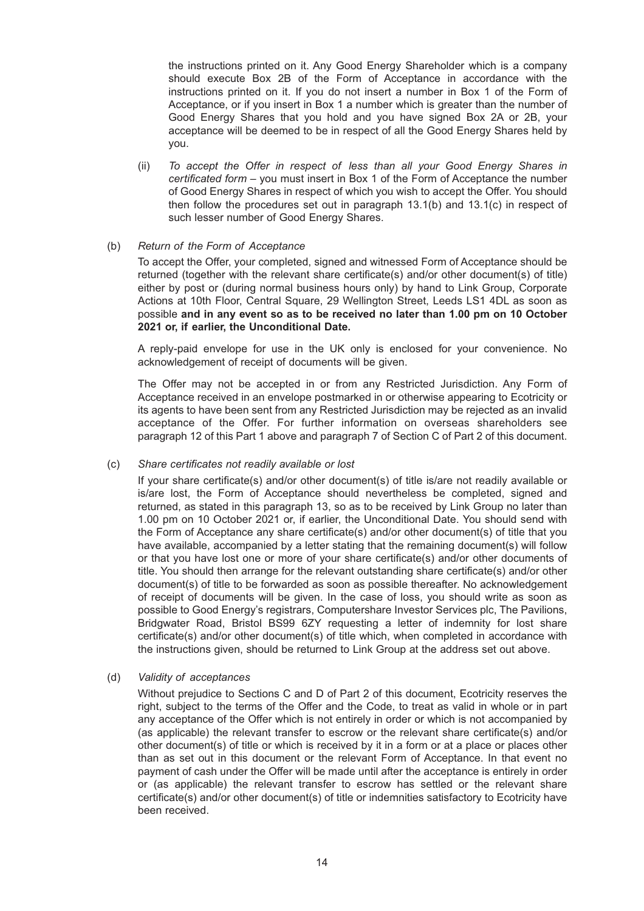the instructions printed on it. Any Good Energy Shareholder which is a company should execute Box 2B of the Form of Acceptance in accordance with the instructions printed on it. If you do not insert a number in Box 1 of the Form of Acceptance, or if you insert in Box 1 a number which is greater than the number of Good Energy Shares that you hold and you have signed Box 2A or 2B, your acceptance will be deemed to be in respect of all the Good Energy Shares held by you.

(ii) *To accept the Offer in respect of less than all your Good Energy Shares in certificated form* – you must insert in Box 1 of the Form of Acceptance the number of Good Energy Shares in respect of which you wish to accept the Offer. You should then follow the procedures set out in paragraph 13.1(b) and 13.1(c) in respect of such lesser number of Good Energy Shares.

(b) *Return of the Form of Acceptance*

To accept the Offer, your completed, signed and witnessed Form of Acceptance should be returned (together with the relevant share certificate(s) and/or other document(s) of title) either by post or (during normal business hours only) by hand to Link Group, Corporate Actions at 10th Floor, Central Square, 29 Wellington Street, Leeds LS1 4DL as soon as possible **and in any event so as to be received no later than 1.00 pm on 10 October 2021 or, if earlier, the Unconditional Date.**

A reply-paid envelope for use in the UK only is enclosed for your convenience. No acknowledgement of receipt of documents will be given.

The Offer may not be accepted in or from any Restricted Jurisdiction. Any Form of Acceptance received in an envelope postmarked in or otherwise appearing to Ecotricity or its agents to have been sent from any Restricted Jurisdiction may be rejected as an invalid acceptance of the Offer. For further information on overseas shareholders see paragraph 12 of this Part 1 above and paragraph 7 of Section C of Part 2 of this document.

(c) *Share certificates not readily available or lost*

If your share certificate(s) and/or other document(s) of title is/are not readily available or is/are lost, the Form of Acceptance should nevertheless be completed, signed and returned, as stated in this paragraph 13, so as to be received by Link Group no later than 1.00 pm on 10 October 2021 or, if earlier, the Unconditional Date. You should send with the Form of Acceptance any share certificate(s) and/or other document(s) of title that you have available, accompanied by a letter stating that the remaining document(s) will follow or that you have lost one or more of your share certificate(s) and/or other documents of title. You should then arrange for the relevant outstanding share certificate(s) and/or other document(s) of title to be forwarded as soon as possible thereafter. No acknowledgement of receipt of documents will be given. In the case of loss, you should write as soon as possible to Good Energy's registrars, Computershare Investor Services plc, The Pavilions, Bridgwater Road, Bristol BS99 6ZY requesting a letter of indemnity for lost share certificate(s) and/or other document(s) of title which, when completed in accordance with the instructions given, should be returned to Link Group at the address set out above.

(d) *Validity of acceptances*

Without prejudice to Sections C and D of Part 2 of this document, Ecotricity reserves the right, subject to the terms of the Offer and the Code, to treat as valid in whole or in part any acceptance of the Offer which is not entirely in order or which is not accompanied by (as applicable) the relevant transfer to escrow or the relevant share certificate(s) and/or other document(s) of title or which is received by it in a form or at a place or places other than as set out in this document or the relevant Form of Acceptance. In that event no payment of cash under the Offer will be made until after the acceptance is entirely in order or (as applicable) the relevant transfer to escrow has settled or the relevant share certificate(s) and/or other document(s) of title or indemnities satisfactory to Ecotricity have been received.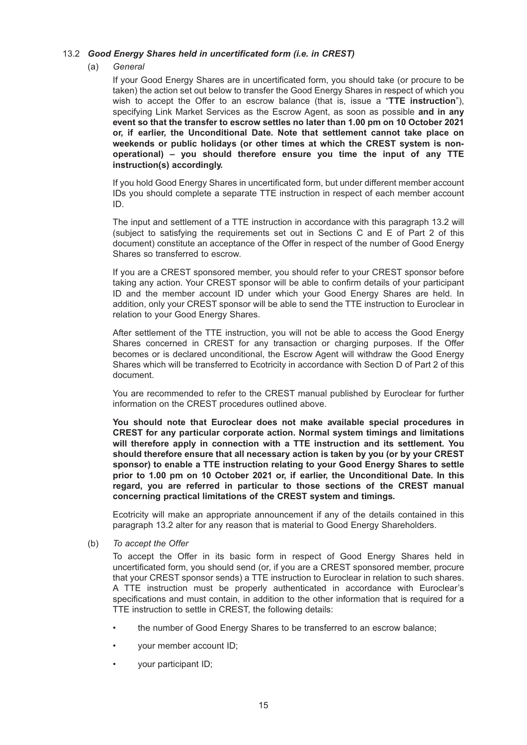### 13.2 *Good Energy Shares held in uncertificated form (i.e. in CREST)*

(a) *General*

If your Good Energy Shares are in uncertificated form, you should take (or procure to be taken) the action set out below to transfer the Good Energy Shares in respect of which you wish to accept the Offer to an escrow balance (that is, issue a "**TTE instruction**"), specifying Link Market Services as the Escrow Agent, as soon as possible **and in any event so that the transfer to escrow settles no later than 1.00 pm on 10 October 2021 or, if earlier, the Unconditional Date. Note that settlement cannot take place on weekends or public holidays (or other times at which the CREST system is non-operational) – you should therefore ensure you time the input of any TTE instruction(s) accordingly.**

If you hold Good Energy Shares in uncertificated form, but under different member account IDs you should complete a separate TTE instruction in respect of each member account ID.

The input and settlement of a TTE instruction in accordance with this paragraph 13.2 will (subject to satisfying the requirements set out in Sections C and E of Part 2 of this document) constitute an acceptance of the Offer in respect of the number of Good Energy Shares so transferred to escrow.

If you are a CREST sponsored member, you should refer to your CREST sponsor before taking any action. Your CREST sponsor will be able to confirm details of your participant ID and the member account ID under which your Good Energy Shares are held. In addition, only your CREST sponsor will be able to send the TTE instruction to Euroclear in relation to your Good Energy Shares.

After settlement of the TTE instruction, you will not be able to access the Good Energy Shares concerned in CREST for any transaction or charging purposes. If the Offer becomes or is declared unconditional, the Escrow Agent will withdraw the Good Energy Shares which will be transferred to Ecotricity in accordance with Section D of Part 2 of this document.

You are recommended to refer to the CREST manual published by Euroclear for further information on the CREST procedures outlined above.

**You should note that Euroclear does not make available special procedures in CREST for any particular corporate action. Normal system timings and limitations will therefore apply in connection with a TTE instruction and its settlement. You should therefore ensure that all necessary action is taken by you (or by your CREST sponsor) to enable a TTE instruction relating to your Good Energy Shares to settle prior to 1.00 pm on 10 October 2021 or, if earlier, the Unconditional Date. In this regard, you are referred in particular to those sections of the CREST manual concerning practical limitations of the CREST system and timings.**

Ecotricity will make an appropriate announcement if any of the details contained in this paragraph 13.2 alter for any reason that is material to Good Energy Shareholders.

(b) *To accept the Offer*

To accept the Offer in its basic form in respect of Good Energy Shares held in uncertificated form, you should send (or, if you are a CREST sponsored member, procure that your CREST sponsor sends) a TTE instruction to Euroclear in relation to such shares. A TTE instruction must be properly authenticated in accordance with Euroclear's specifications and must contain, in addition to the other information that is required for a TTE instruction to settle in CREST, the following details:

- the number of Good Energy Shares to be transferred to an escrow balance;
- your member account ID;
- your participant ID;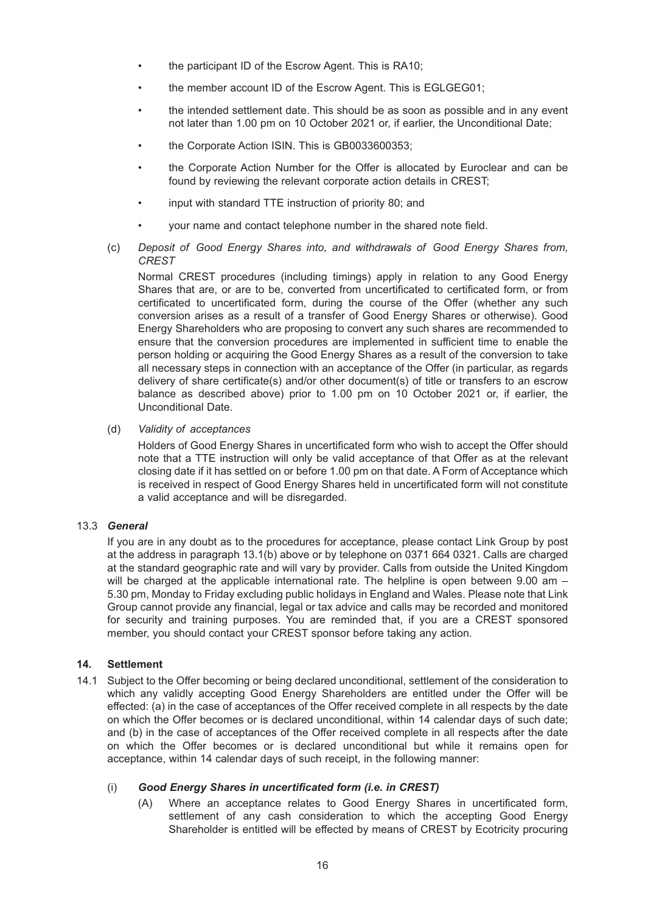- the participant ID of the Escrow Agent. This is RA10;
- the member account ID of the Escrow Agent. This is EGLGEG01;
- the intended settlement date. This should be as soon as possible and in any event not later than 1.00 pm on 10 October 2021 or, if earlier, the Unconditional Date;
- the Corporate Action ISIN. This is GB0033600353;
- the Corporate Action Number for the Offer is allocated by Euroclear and can be found by reviewing the relevant corporate action details in CREST;
- input with standard TTE instruction of priority 80; and
- your name and contact telephone number in the shared note field.

(c) *Deposit of Good Energy Shares into, and withdrawals of Good Energy Shares from, CREST*

Normal CREST procedures (including timings) apply in relation to any Good Energy Shares that are, or are to be, converted from uncertificated to certificated form, or from certificated to uncertificated form, during the course of the Offer (whether any such conversion arises as a result of a transfer of Good Energy Shares or otherwise). Good Energy Shareholders who are proposing to convert any such shares are recommended to ensure that the conversion procedures are implemented in sufficient time to enable the person holding or acquiring the Good Energy Shares as a result of the conversion to take all necessary steps in connection with an acceptance of the Offer (in particular, as regards delivery of share certificate(s) and/or other document(s) of title or transfers to an escrow balance as described above) prior to 1.00 pm on 10 October 2021 or, if earlier, the Unconditional Date.

(d) *Validity of acceptances*

Holders of Good Energy Shares in uncertificated form who wish to accept the Offer should note that a TTE instruction will only be valid acceptance of that Offer as at the relevant closing date if it has settled on or before 1.00 pm on that date. A Form of Acceptance which is received in respect of Good Energy Shares held in uncertificated form will not constitute a valid acceptance and will be disregarded.

13.3 ***General***

If you are in any doubt as to the procedures for acceptance, please contact Link Group by post at the address in paragraph 13.1(b) above or by telephone on 0371 664 0321. Calls are charged at the standard geographic rate and will vary by provider. Calls from outside the United Kingdom will be charged at the applicable international rate. The helpline is open between 9.00 am – 5.30 pm, Monday to Friday excluding public holidays in England and Wales. Please note that Link Group cannot provide any financial, legal or tax advice and calls may be recorded and monitored for security and training purposes. You are reminded that, if you are a CREST sponsored member, you should contact your CREST sponsor before taking any action.

## 14. Settlement

14.1 Subject to the Offer becoming or being declared unconditional, settlement of the consideration to which any validly accepting Good Energy Shareholders are entitled under the Offer will be effected: (a) in the case of acceptances of the Offer received complete in all respects by the date on which the Offer becomes or is declared unconditional, within 14 calendar days of such date; and (b) in the case of acceptances of the Offer received complete in all respects after the date on which the Offer becomes or is declared unconditional but while it remains open for acceptance, within 14 calendar days of such receipt, in the following manner:

(i) ***Good Energy Shares in uncertificated form (i.e. in CREST)***

(A) Where an acceptance relates to Good Energy Shares in uncertificated form, settlement of any cash consideration to which the accepting Good Energy Shareholder is entitled will be effected by means of CREST by Ecotricity procuring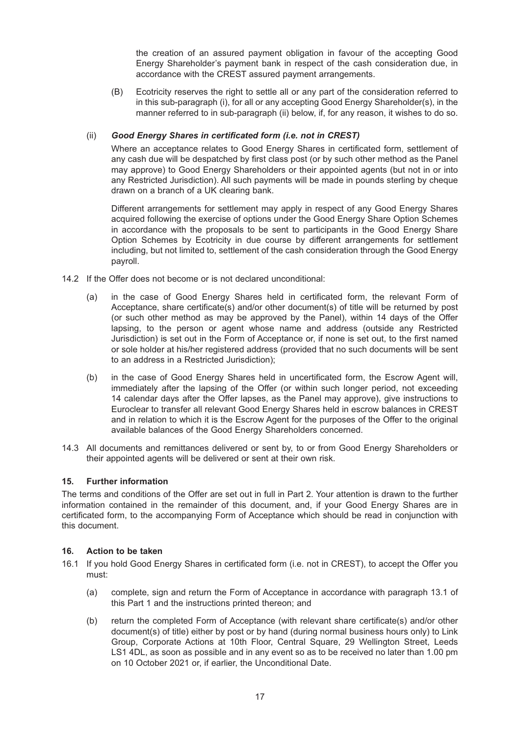the creation of an assured payment obligation in favour of the accepting Good Energy Shareholder's payment bank in respect of the cash consideration due, in accordance with the CREST assured payment arrangements.

(B) Ecotricity reserves the right to settle all or any part of the consideration referred to in this sub-paragraph (i), for all or any accepting Good Energy Shareholder(s), in the manner referred to in sub-paragraph (ii) below, if, for any reason, it wishes to do so.

(ii) ***Good Energy Shares in certificated form (i.e. not in CREST)***

Where an acceptance relates to Good Energy Shares in certificated form, settlement of any cash due will be despatched by first class post (or by such other method as the Panel may approve) to Good Energy Shareholders or their appointed agents (but not in or into any Restricted Jurisdiction). All such payments will be made in pounds sterling by cheque drawn on a branch of a UK clearing bank.

Different arrangements for settlement may apply in respect of any Good Energy Shares acquired following the exercise of options under the Good Energy Share Option Schemes in accordance with the proposals to be sent to participants in the Good Energy Share Option Schemes by Ecotricity in due course by different arrangements for settlement including, but not limited to, settlement of the cash consideration through the Good Energy payroll.

14.2 If the Offer does not become or is not declared unconditional:

(a) in the case of Good Energy Shares held in certificated form, the relevant Form of Acceptance, share certificate(s) and/or other document(s) of title will be returned by post (or such other method as may be approved by the Panel), within 14 days of the Offer lapsing, to the person or agent whose name and address (outside any Restricted Jurisdiction) is set out in the Form of Acceptance or, if none is set out, to the first named or sole holder at his/her registered address (provided that no such documents will be sent to an address in a Restricted Jurisdiction);

(b) in the case of Good Energy Shares held in uncertificated form, the Escrow Agent will, immediately after the lapsing of the Offer (or within such longer period, not exceeding 14 calendar days after the Offer lapses, as the Panel may approve), give instructions to Euroclear to transfer all relevant Good Energy Shares held in escrow balances in CREST and in relation to which it is the Escrow Agent for the purposes of the Offer to the original available balances of the Good Energy Shareholders concerned.

14.3 All documents and remittances delivered or sent by, to or from Good Energy Shareholders or their appointed agents will be delivered or sent at their own risk.

### 15. Further information

The terms and conditions of the Offer are set out in full in Part 2. Your attention is drawn to the further information contained in the remainder of this document, and, if your Good Energy Shares are in certificated form, to the accompanying Form of Acceptance which should be read in conjunction with this document.

### 16. Action to be taken

16.1 If you hold Good Energy Shares in certificated form (i.e. not in CREST), to accept the Offer you must:

(a) complete, sign and return the Form of Acceptance in accordance with paragraph 13.1 of this Part 1 and the instructions printed thereon; and

(b) return the completed Form of Acceptance (with relevant share certificate(s) and/or other document(s) of title) either by post or by hand (during normal business hours only) to Link Group, Corporate Actions at 10th Floor, Central Square, 29 Wellington Street, Leeds LS1 4DL, as soon as possible and in any event so as to be received no later than 1.00 pm on 10 October 2021 or, if earlier, the Unconditional Date.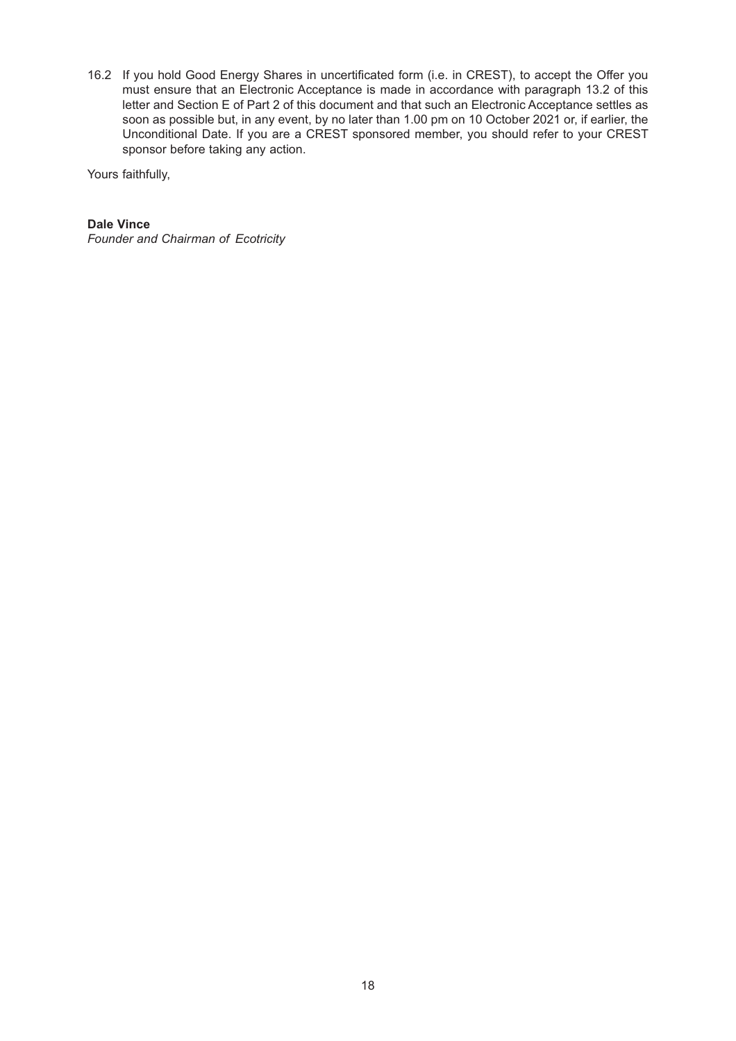16.2 If you hold Good Energy Shares in uncertificated form (i.e. in CREST), to accept the Offer you must ensure that an Electronic Acceptance is made in accordance with paragraph 13.2 of this letter and Section E of Part 2 of this document and that such an Electronic Acceptance settles as soon as possible but, in any event, by no later than 1.00 pm on 10 October 2021 or, if earlier, the Unconditional Date. If you are a CREST sponsored member, you should refer to your CREST sponsor before taking any action.

Yours faithfully,

**Dale Vince**
*Founder and Chairman of Ecotricity*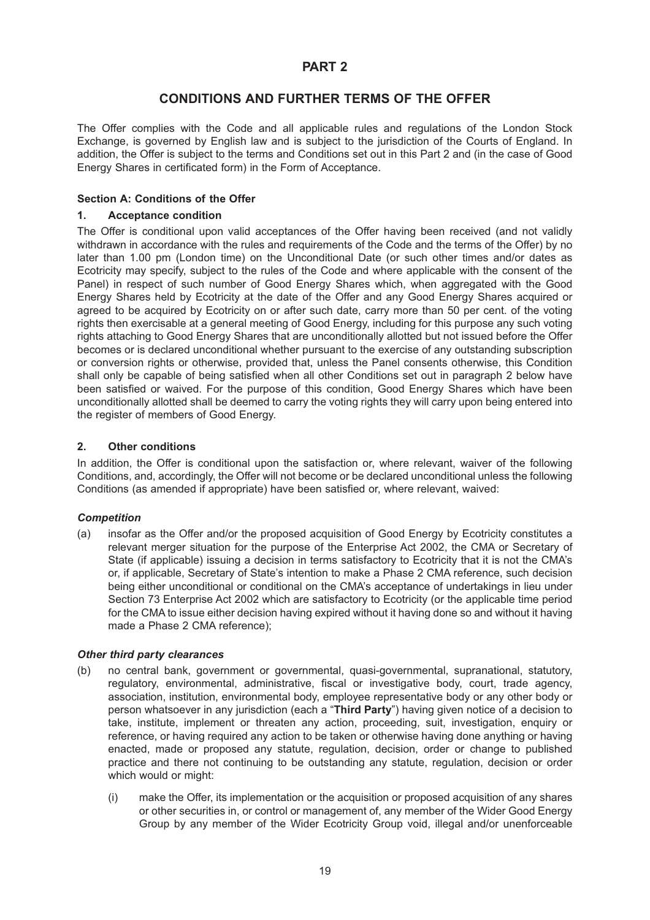# PART 2

## CONDITIONS AND FURTHER TERMS OF THE OFFER

The Offer complies with the Code and all applicable rules and regulations of the London Stock Exchange, is governed by English law and is subject to the jurisdiction of the Courts of England. In addition, the Offer is subject to the terms and Conditions set out in this Part 2 and (in the case of Good Energy Shares in certificated form) in the Form of Acceptance.

### Section A: Conditions of the Offer

#### 1. Acceptance condition

The Offer is conditional upon valid acceptances of the Offer having been received (and not validly withdrawn in accordance with the rules and requirements of the Code and the terms of the Offer) by no later than 1.00 pm (London time) on the Unconditional Date (or such other times and/or dates as Ecotricity may specify, subject to the rules of the Code and where applicable with the consent of the Panel) in respect of such number of Good Energy Shares which, when aggregated with the Good Energy Shares held by Ecotricity at the date of the Offer and any Good Energy Shares acquired or agreed to be acquired by Ecotricity on or after such date, carry more than 50 per cent. of the voting rights then exercisable at a general meeting of Good Energy, including for this purpose any such voting rights attaching to Good Energy Shares that are unconditionally allotted but not issued before the Offer becomes or is declared unconditional whether pursuant to the exercise of any outstanding subscription or conversion rights or otherwise, provided that, unless the Panel consents otherwise, this Condition shall only be capable of being satisfied when all other Conditions set out in paragraph 2 below have been satisfied or waived. For the purpose of this condition, Good Energy Shares which have been unconditionally allotted shall be deemed to carry the voting rights they will carry upon being entered into the register of members of Good Energy.

#### 2. Other conditions

In addition, the Offer is conditional upon the satisfaction or, where relevant, waiver of the following Conditions, and, accordingly, the Offer will not become or be declared unconditional unless the following Conditions (as amended if appropriate) have been satisfied or, where relevant, waived:

***Competition***

(a) insofar as the Offer and/or the proposed acquisition of Good Energy by Ecotricity constitutes a relevant merger situation for the purpose of the Enterprise Act 2002, the CMA or Secretary of State (if applicable) issuing a decision in terms satisfactory to Ecotricity that it is not the CMA's or, if applicable, Secretary of State's intention to make a Phase 2 CMA reference, such decision being either unconditional or conditional on the CMA's acceptance of undertakings in lieu under Section 73 Enterprise Act 2002 which are satisfactory to Ecotricity (or the applicable time period for the CMA to issue either decision having expired without it having done so and without it having made a Phase 2 CMA reference);

***Other third party clearances***

(b) no central bank, government or governmental, quasi-governmental, supranational, statutory, regulatory, environmental, administrative, fiscal or investigative body, court, trade agency, association, institution, environmental body, employee representative body or any other body or person whatsoever in any jurisdiction (each a "**Third Party**") having given notice of a decision to take, institute, implement or threaten any action, proceeding, suit, investigation, enquiry or reference, or having required any action to be taken or otherwise having done anything or having enacted, made or proposed any statute, regulation, decision, order or change to published practice and there not continuing to be outstanding any statute, regulation, decision or order which would or might:

   (i) make the Offer, its implementation or the acquisition or proposed acquisition of any shares or other securities in, or control or management of, any member of the Wider Good Energy Group by any member of the Wider Ecotricity Group void, illegal and/or unenforceable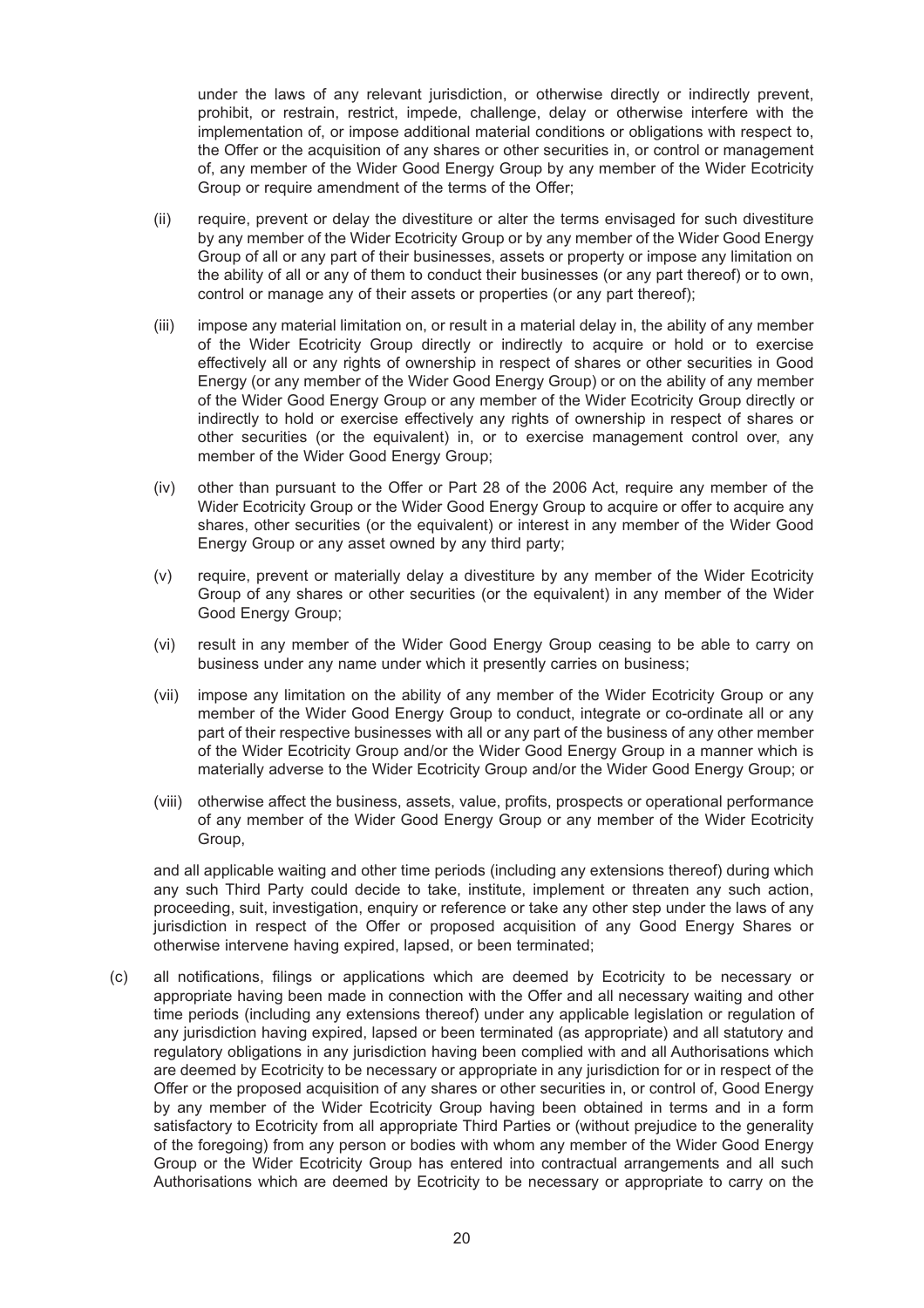under the laws of any relevant jurisdiction, or otherwise directly or indirectly prevent, prohibit, or restrain, restrict, impede, challenge, delay or otherwise interfere with the implementation of, or impose additional material conditions or obligations with respect to, the Offer or the acquisition of any shares or other securities in, or control or management of, any member of the Wider Good Energy Group by any member of the Wider Ecotricity Group or require amendment of the terms of the Offer;

(ii) require, prevent or delay the divestiture or alter the terms envisaged for such divestiture by any member of the Wider Ecotricity Group or by any member of the Wider Good Energy Group of all or any part of their businesses, assets or property or impose any limitation on the ability of all or any of them to conduct their businesses (or any part thereof) or to own, control or manage any of their assets or properties (or any part thereof);

(iii) impose any material limitation on, or result in a material delay in, the ability of any member of the Wider Ecotricity Group directly or indirectly to acquire or hold or to exercise effectively all or any rights of ownership in respect of shares or other securities in Good Energy (or any member of the Wider Good Energy Group) or on the ability of any member of the Wider Good Energy Group or any member of the Wider Ecotricity Group directly or indirectly to hold or exercise effectively any rights of ownership in respect of shares or other securities (or the equivalent) in, or to exercise management control over, any member of the Wider Good Energy Group;

(iv) other than pursuant to the Offer or Part 28 of the 2006 Act, require any member of the Wider Ecotricity Group or the Wider Good Energy Group to acquire or offer to acquire any shares, other securities (or the equivalent) or interest in any member of the Wider Good Energy Group or any asset owned by any third party;

(v) require, prevent or materially delay a divestiture by any member of the Wider Ecotricity Group of any shares or other securities (or the equivalent) in any member of the Wider Good Energy Group;

(vi) result in any member of the Wider Good Energy Group ceasing to be able to carry on business under any name under which it presently carries on business;

(vii) impose any limitation on the ability of any member of the Wider Ecotricity Group or any member of the Wider Good Energy Group to conduct, integrate or co-ordinate all or any part of their respective businesses with all or any part of the business of any other member of the Wider Ecotricity Group and/or the Wider Good Energy Group in a manner which is materially adverse to the Wider Ecotricity Group and/or the Wider Good Energy Group; or

(viii) otherwise affect the business, assets, value, profits, prospects or operational performance of any member of the Wider Good Energy Group or any member of the Wider Ecotricity Group,

and all applicable waiting and other time periods (including any extensions thereof) during which any such Third Party could decide to take, institute, implement or threaten any such action, proceeding, suit, investigation, enquiry or reference or take any other step under the laws of any jurisdiction in respect of the Offer or proposed acquisition of any Good Energy Shares or otherwise intervene having expired, lapsed, or been terminated;

(c) all notifications, filings or applications which are deemed by Ecotricity to be necessary or appropriate having been made in connection with the Offer and all necessary waiting and other time periods (including any extensions thereof) under any applicable legislation or regulation of any jurisdiction having expired, lapsed or been terminated (as appropriate) and all statutory and regulatory obligations in any jurisdiction having been complied with and all Authorisations which are deemed by Ecotricity to be necessary or appropriate in any jurisdiction for or in respect of the Offer or the proposed acquisition of any shares or other securities in, or control of, Good Energy by any member of the Wider Ecotricity Group having been obtained in terms and in a form satisfactory to Ecotricity from all appropriate Third Parties or (without prejudice to the generality of the foregoing) from any person or bodies with whom any member of the Wider Good Energy Group or the Wider Ecotricity Group has entered into contractual arrangements and all such Authorisations which are deemed by Ecotricity to be necessary or appropriate to carry on the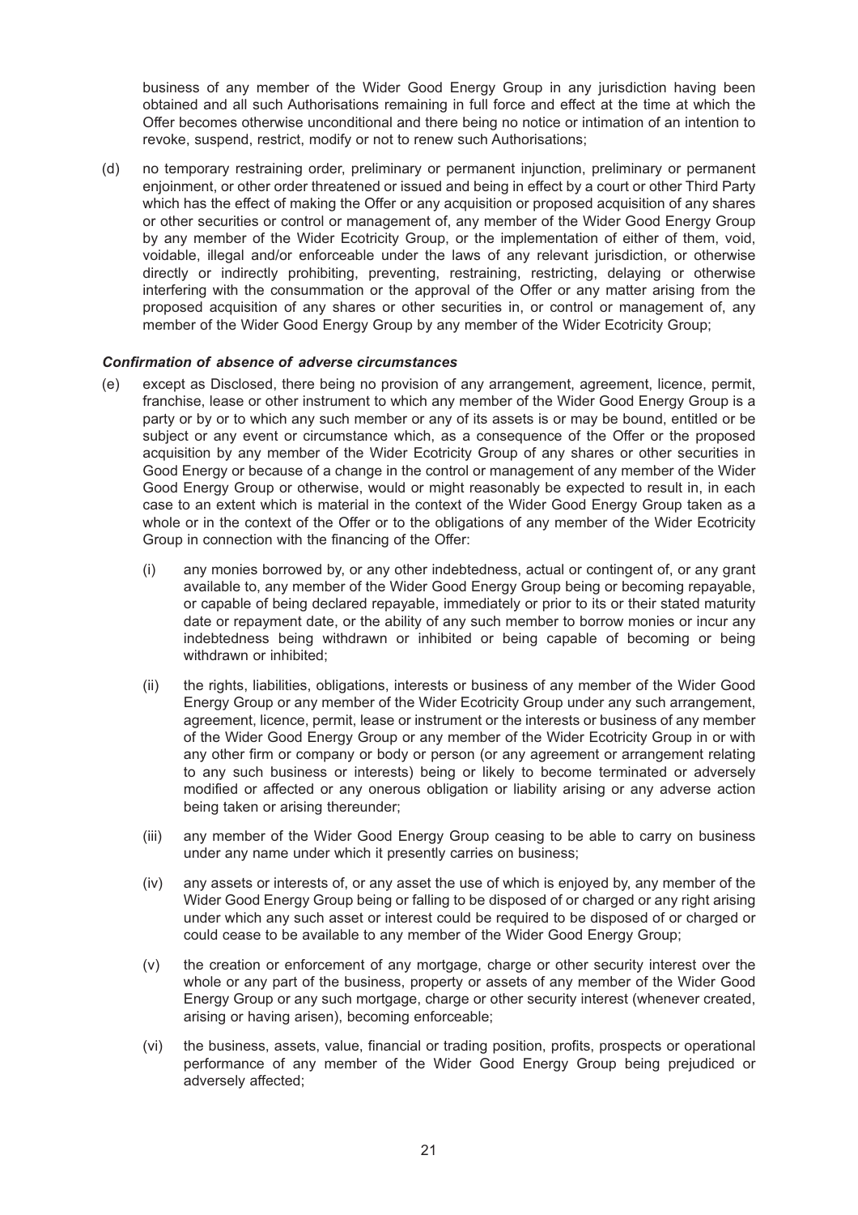business of any member of the Wider Good Energy Group in any jurisdiction having been obtained and all such Authorisations remaining in full force and effect at the time at which the Offer becomes otherwise unconditional and there being no notice or intimation of an intention to revoke, suspend, restrict, modify or not to renew such Authorisations;

(d) no temporary restraining order, preliminary or permanent injunction, preliminary or permanent enjoinment, or other order threatened or issued and being in effect by a court or other Third Party which has the effect of making the Offer or any acquisition or proposed acquisition of any shares or other securities or control or management of, any member of the Wider Good Energy Group by any member of the Wider Ecotricity Group, or the implementation of either of them, void, voidable, illegal and/or enforceable under the laws of any relevant jurisdiction, or otherwise directly or indirectly prohibiting, preventing, restraining, restricting, delaying or otherwise interfering with the consummation or the approval of the Offer or any matter arising from the proposed acquisition of any shares or other securities in, or control or management of, any member of the Wider Good Energy Group by any member of the Wider Ecotricity Group;

***Confirmation of absence of adverse circumstances***

(e) except as Disclosed, there being no provision of any arrangement, agreement, licence, permit, franchise, lease or other instrument to which any member of the Wider Good Energy Group is a party or by or to which any such member or any of its assets is or may be bound, entitled or be subject or any event or circumstance which, as a consequence of the Offer or the proposed acquisition by any member of the Wider Ecotricity Group of any shares or other securities in Good Energy or because of a change in the control or management of any member of the Wider Good Energy Group or otherwise, would or might reasonably be expected to result in, in each case to an extent which is material in the context of the Wider Good Energy Group taken as a whole or in the context of the Offer or to the obligations of any member of the Wider Ecotricity Group in connection with the financing of the Offer:

   (i) any monies borrowed by, or any other indebtedness, actual or contingent of, or any grant available to, any member of the Wider Good Energy Group being or becoming repayable, or capable of being declared repayable, immediately or prior to its or their stated maturity date or repayment date, or the ability of any such member to borrow monies or incur any indebtedness being withdrawn or inhibited or being capable of becoming or being withdrawn or inhibited;

   (ii) the rights, liabilities, obligations, interests or business of any member of the Wider Good Energy Group or any member of the Wider Ecotricity Group under any such arrangement, agreement, licence, permit, lease or instrument or the interests or business of any member of the Wider Good Energy Group or any member of the Wider Ecotricity Group in or with any other firm or company or body or person (or any agreement or arrangement relating to any such business or interests) being or likely to become terminated or adversely modified or affected or any onerous obligation or liability arising or any adverse action being taken or arising thereunder;

   (iii) any member of the Wider Good Energy Group ceasing to be able to carry on business under any name under which it presently carries on business;

   (iv) any assets or interests of, or any asset the use of which is enjoyed by, any member of the Wider Good Energy Group being or falling to be disposed of or charged or any right arising under which any such asset or interest could be required to be disposed of or charged or could cease to be available to any member of the Wider Good Energy Group;

   (v) the creation or enforcement of any mortgage, charge or other security interest over the whole or any part of the business, property or assets of any member of the Wider Good Energy Group or any such mortgage, charge or other security interest (whenever created, arising or having arisen), becoming enforceable;

   (vi) the business, assets, value, financial or trading position, profits, prospects or operational performance of any member of the Wider Good Energy Group being prejudiced or adversely affected;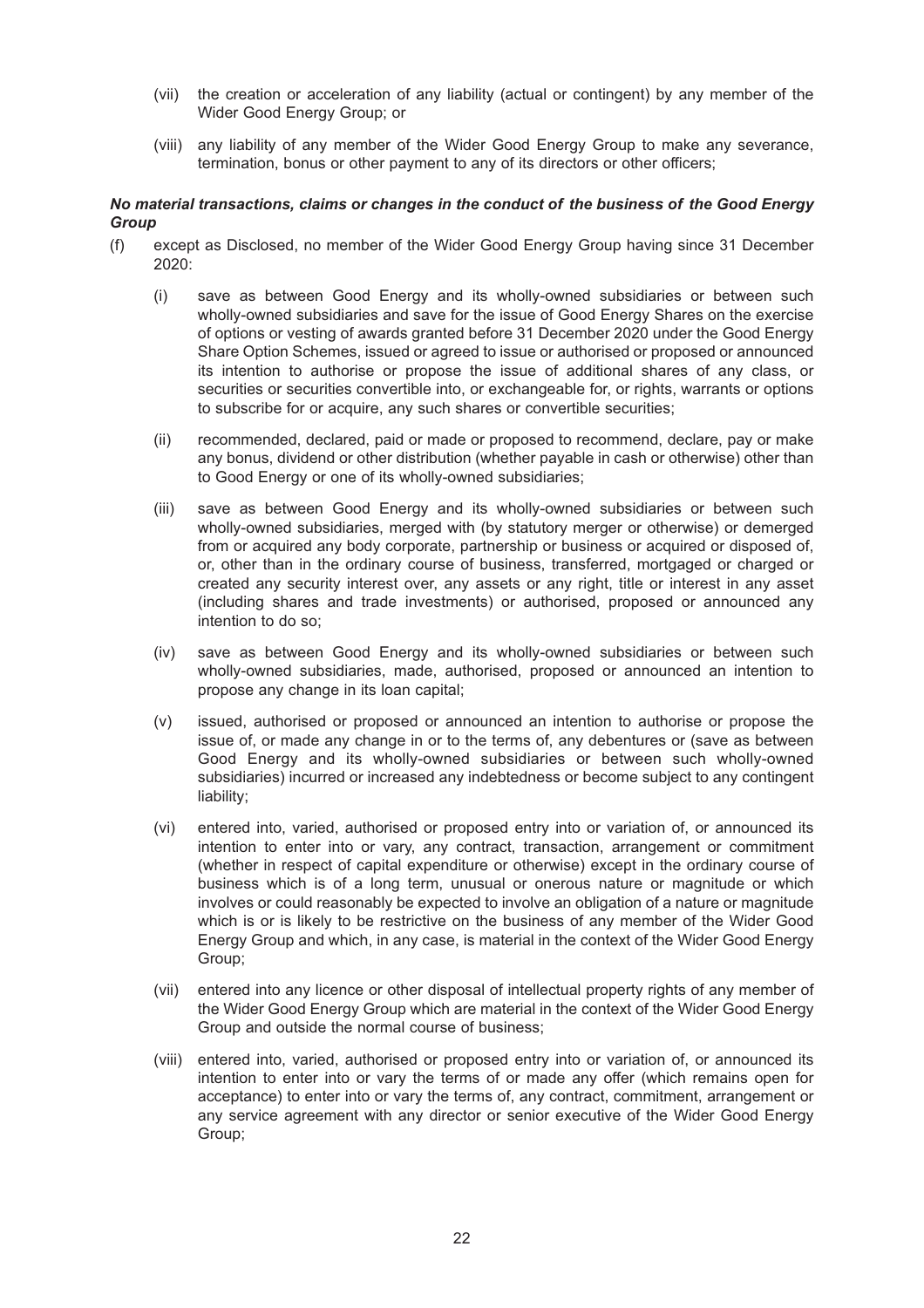(vii) the creation or acceleration of any liability (actual or contingent) by any member of the Wider Good Energy Group; or

(viii) any liability of any member of the Wider Good Energy Group to make any severance, termination, bonus or other payment to any of its directors or other officers;

***No material transactions, claims or changes in the conduct of the business of the Good Energy Group***

(f) except as Disclosed, no member of the Wider Good Energy Group having since 31 December 2020:

(i) save as between Good Energy and its wholly-owned subsidiaries or between such wholly-owned subsidiaries and save for the issue of Good Energy Shares on the exercise of options or vesting of awards granted before 31 December 2020 under the Good Energy Share Option Schemes, issued or agreed to issue or authorised or proposed or announced its intention to authorise or propose the issue of additional shares of any class, or securities or securities convertible into, or exchangeable for, or rights, warrants or options to subscribe for or acquire, any such shares or convertible securities;

(ii) recommended, declared, paid or made or proposed to recommend, declare, pay or make any bonus, dividend or other distribution (whether payable in cash or otherwise) other than to Good Energy or one of its wholly-owned subsidiaries;

(iii) save as between Good Energy and its wholly-owned subsidiaries or between such wholly-owned subsidiaries, merged with (by statutory merger or otherwise) or demerged from or acquired any body corporate, partnership or business or acquired or disposed of, or, other than in the ordinary course of business, transferred, mortgaged or charged or created any security interest over, any assets or any right, title or interest in any asset (including shares and trade investments) or authorised, proposed or announced any intention to do so;

(iv) save as between Good Energy and its wholly-owned subsidiaries or between such wholly-owned subsidiaries, made, authorised, proposed or announced an intention to propose any change in its loan capital;

(v) issued, authorised or proposed or announced an intention to authorise or propose the issue of, or made any change in or to the terms of, any debentures or (save as between Good Energy and its wholly-owned subsidiaries or between such wholly-owned subsidiaries) incurred or increased any indebtedness or become subject to any contingent liability;

(vi) entered into, varied, authorised or proposed entry into or variation of, or announced its intention to enter into or vary, any contract, transaction, arrangement or commitment (whether in respect of capital expenditure or otherwise) except in the ordinary course of business which is of a long term, unusual or onerous nature or magnitude or which involves or could reasonably be expected to involve an obligation of a nature or magnitude which is or is likely to be restrictive on the business of any member of the Wider Good Energy Group and which, in any case, is material in the context of the Wider Good Energy Group;

(vii) entered into any licence or other disposal of intellectual property rights of any member of the Wider Good Energy Group which are material in the context of the Wider Good Energy Group and outside the normal course of business;

(viii) entered into, varied, authorised or proposed entry into or variation of, or announced its intention to enter into or vary the terms of or made any offer (which remains open for acceptance) to enter into or vary the terms of, any contract, commitment, arrangement or any service agreement with any director or senior executive of the Wider Good Energy Group;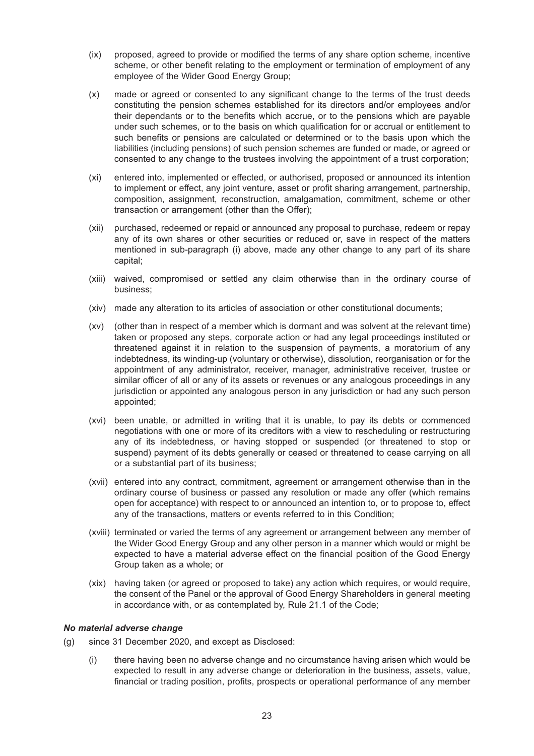(ix) proposed, agreed to provide or modified the terms of any share option scheme, incentive scheme, or other benefit relating to the employment or termination of employment of any employee of the Wider Good Energy Group;

(x) made or agreed or consented to any significant change to the terms of the trust deeds constituting the pension schemes established for its directors and/or employees and/or their dependants or to the benefits which accrue, or to the pensions which are payable under such schemes, or to the basis on which qualification for or accrual or entitlement to such benefits or pensions are calculated or determined or to the basis upon which the liabilities (including pensions) of such pension schemes are funded or made, or agreed or consented to any change to the trustees involving the appointment of a trust corporation;

(xi) entered into, implemented or effected, or authorised, proposed or announced its intention to implement or effect, any joint venture, asset or profit sharing arrangement, partnership, composition, assignment, reconstruction, amalgamation, commitment, scheme or other transaction or arrangement (other than the Offer);

(xii) purchased, redeemed or repaid or announced any proposal to purchase, redeem or repay any of its own shares or other securities or reduced or, save in respect of the matters mentioned in sub-paragraph (i) above, made any other change to any part of its share capital;

(xiii) waived, compromised or settled any claim otherwise than in the ordinary course of business;

(xiv) made any alteration to its articles of association or other constitutional documents;

(xv) (other than in respect of a member which is dormant and was solvent at the relevant time) taken or proposed any steps, corporate action or had any legal proceedings instituted or threatened against it in relation to the suspension of payments, a moratorium of any indebtedness, its winding-up (voluntary or otherwise), dissolution, reorganisation or for the appointment of any administrator, receiver, manager, administrative receiver, trustee or similar officer of all or any of its assets or revenues or any analogous proceedings in any jurisdiction or appointed any analogous person in any jurisdiction or had any such person appointed;

(xvi) been unable, or admitted in writing that it is unable, to pay its debts or commenced negotiations with one or more of its creditors with a view to rescheduling or restructuring any of its indebtedness, or having stopped or suspended (or threatened to stop or suspend) payment of its debts generally or ceased or threatened to cease carrying on all or a substantial part of its business;

(xvii) entered into any contract, commitment, agreement or arrangement otherwise than in the ordinary course of business or passed any resolution or made any offer (which remains open for acceptance) with respect to or announced an intention to, or to propose to, effect any of the transactions, matters or events referred to in this Condition;

(xviii) terminated or varied the terms of any agreement or arrangement between any member of the Wider Good Energy Group and any other person in a manner which would or might be expected to have a material adverse effect on the financial position of the Good Energy Group taken as a whole; or

(xix) having taken (or agreed or proposed to take) any action which requires, or would require, the consent of the Panel or the approval of Good Energy Shareholders in general meeting in accordance with, or as contemplated by, Rule 21.1 of the Code;

***No material adverse change***

(g) since 31 December 2020, and except as Disclosed:

(i) there having been no adverse change and no circumstance having arisen which would be expected to result in any adverse change or deterioration in the business, assets, value, financial or trading position, profits, prospects or operational performance of any member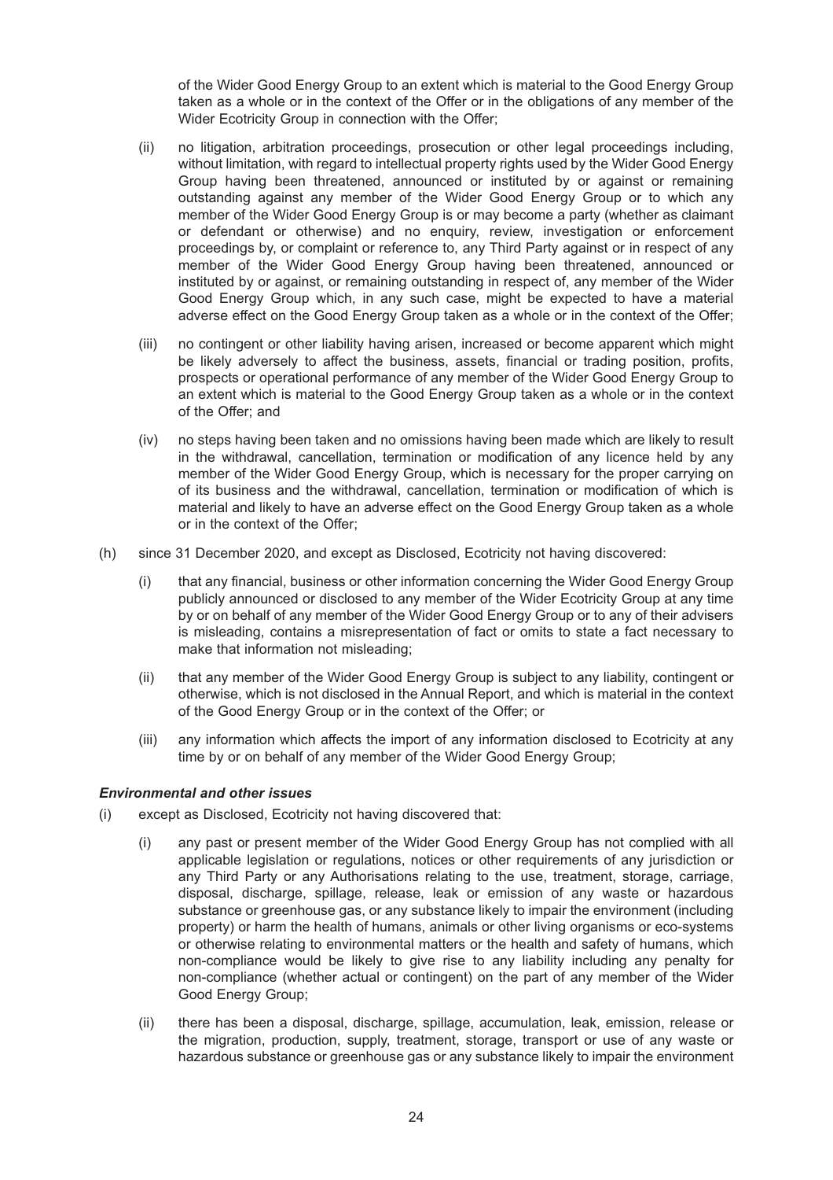of the Wider Good Energy Group to an extent which is material to the Good Energy Group taken as a whole or in the context of the Offer or in the obligations of any member of the Wider Ecotricity Group in connection with the Offer;

(ii) no litigation, arbitration proceedings, prosecution or other legal proceedings including, without limitation, with regard to intellectual property rights used by the Wider Good Energy Group having been threatened, announced or instituted by or against or remaining outstanding against any member of the Wider Good Energy Group or to which any member of the Wider Good Energy Group is or may become a party (whether as claimant or defendant or otherwise) and no enquiry, review, investigation or enforcement proceedings by, or complaint or reference to, any Third Party against or in respect of any member of the Wider Good Energy Group having been threatened, announced or instituted by or against, or remaining outstanding in respect of, any member of the Wider Good Energy Group which, in any such case, might be expected to have a material adverse effect on the Good Energy Group taken as a whole or in the context of the Offer;

(iii) no contingent or other liability having arisen, increased or become apparent which might be likely adversely to affect the business, assets, financial or trading position, profits, prospects or operational performance of any member of the Wider Good Energy Group to an extent which is material to the Good Energy Group taken as a whole or in the context of the Offer; and

(iv) no steps having been taken and no omissions having been made which are likely to result in the withdrawal, cancellation, termination or modification of any licence held by any member of the Wider Good Energy Group, which is necessary for the proper carrying on of its business and the withdrawal, cancellation, termination or modification of which is material and likely to have an adverse effect on the Good Energy Group taken as a whole or in the context of the Offer;

(h) since 31 December 2020, and except as Disclosed, Ecotricity not having discovered:

(i) that any financial, business or other information concerning the Wider Good Energy Group publicly announced or disclosed to any member of the Wider Ecotricity Group at any time by or on behalf of any member of the Wider Good Energy Group or to any of their advisers is misleading, contains a misrepresentation of fact or omits to state a fact necessary to make that information not misleading;

(ii) that any member of the Wider Good Energy Group is subject to any liability, contingent or otherwise, which is not disclosed in the Annual Report, and which is material in the context of the Good Energy Group or in the context of the Offer; or

(iii) any information which affects the import of any information disclosed to Ecotricity at any time by or on behalf of any member of the Wider Good Energy Group;

***Environmental and other issues***

(i) except as Disclosed, Ecotricity not having discovered that:

(i) any past or present member of the Wider Good Energy Group has not complied with all applicable legislation or regulations, notices or other requirements of any jurisdiction or any Third Party or any Authorisations relating to the use, treatment, storage, carriage, disposal, discharge, spillage, release, leak or emission of any waste or hazardous substance or greenhouse gas, or any substance likely to impair the environment (including property) or harm the health of humans, animals or other living organisms or eco-systems or otherwise relating to environmental matters or the health and safety of humans, which non-compliance would be likely to give rise to any liability including any penalty for non-compliance (whether actual or contingent) on the part of any member of the Wider Good Energy Group;

(ii) there has been a disposal, discharge, spillage, accumulation, leak, emission, release or the migration, production, supply, treatment, storage, transport or use of any waste or hazardous substance or greenhouse gas or any substance likely to impair the environment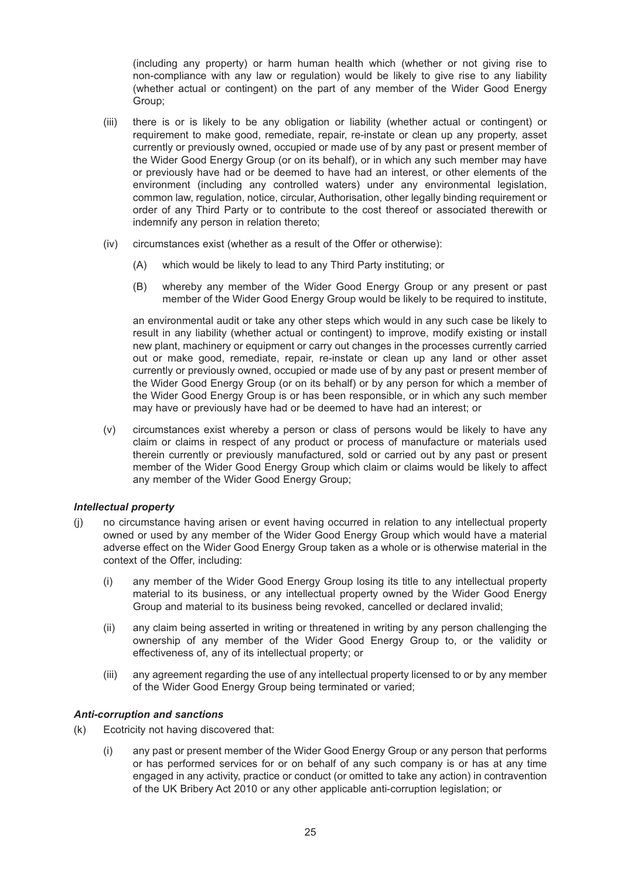(including any property) or harm human health which (whether or not giving rise to non-compliance with any law or regulation) would be likely to give rise to any liability (whether actual or contingent) on the part of any member of the Wider Good Energy Group;

(iii) there is or is likely to be any obligation or liability (whether actual or contingent) or requirement to make good, remediate, repair, re-instate or clean up any property, asset currently or previously owned, occupied or made use of by any past or present member of the Wider Good Energy Group (or on its behalf), or in which any such member may have or previously have had or be deemed to have had an interest, or other elements of the environment (including any controlled waters) under any environmental legislation, common law, regulation, notice, circular, Authorisation, other legally binding requirement or order of any Third Party or to contribute to the cost thereof or associated therewith or indemnify any person in relation thereto;

(iv) circumstances exist (whether as a result of the Offer or otherwise):

(A) which would be likely to lead to any Third Party instituting; or

(B) whereby any member of the Wider Good Energy Group or any present or past member of the Wider Good Energy Group would be likely to be required to institute,

an environmental audit or take any other steps which would in any such case be likely to result in any liability (whether actual or contingent) to improve, modify existing or install new plant, machinery or equipment or carry out changes in the processes currently carried out or make good, remediate, repair, re-instate or clean up any land or other asset currently or previously owned, occupied or made use of by any past or present member of the Wider Good Energy Group (or on its behalf) or by any person for which a member of the Wider Good Energy Group is or has been responsible, or in which any such member may have or previously have had or be deemed to have had an interest; or

(v) circumstances exist whereby a person or class of persons would be likely to have any claim or claims in respect of any product or process of manufacture or materials used therein currently or previously manufactured, sold or carried out by any past or present member of the Wider Good Energy Group which claim or claims would be likely to affect any member of the Wider Good Energy Group;

***Intellectual property***

(j) no circumstance having arisen or event having occurred in relation to any intellectual property owned or used by any member of the Wider Good Energy Group which would have a material adverse effect on the Wider Good Energy Group taken as a whole or is otherwise material in the context of the Offer, including:

(i) any member of the Wider Good Energy Group losing its title to any intellectual property material to its business, or any intellectual property owned by the Wider Good Energy Group and material to its business being revoked, cancelled or declared invalid;

(ii) any claim being asserted in writing or threatened in writing by any person challenging the ownership of any member of the Wider Good Energy Group to, or the validity or effectiveness of, any of its intellectual property; or

(iii) any agreement regarding the use of any intellectual property licensed to or by any member of the Wider Good Energy Group being terminated or varied;

***Anti-corruption and sanctions***

(k) Ecotricity not having discovered that:

(i) any past or present member of the Wider Good Energy Group or any person that performs or has performed services for or on behalf of any such company is or has at any time engaged in any activity, practice or conduct (or omitted to take any action) in contravention of the UK Bribery Act 2010 or any other applicable anti-corruption legislation; or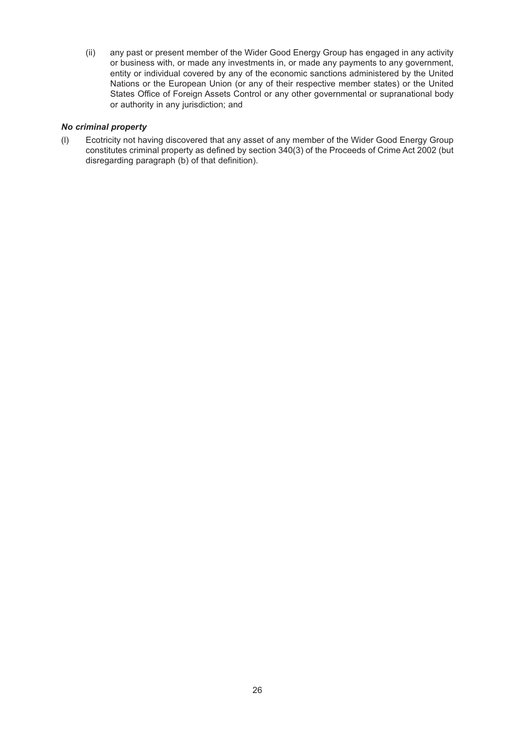(ii) any past or present member of the Wider Good Energy Group has engaged in any activity or business with, or made any investments in, or made any payments to any government, entity or individual covered by any of the economic sanctions administered by the United Nations or the European Union (or any of their respective member states) or the United States Office of Foreign Assets Control or any other governmental or supranational body or authority in any jurisdiction; and

***No criminal property***

(l) Ecotricity not having discovered that any asset of any member of the Wider Good Energy Group constitutes criminal property as defined by section 340(3) of the Proceeds of Crime Act 2002 (but disregarding paragraph (b) of that definition).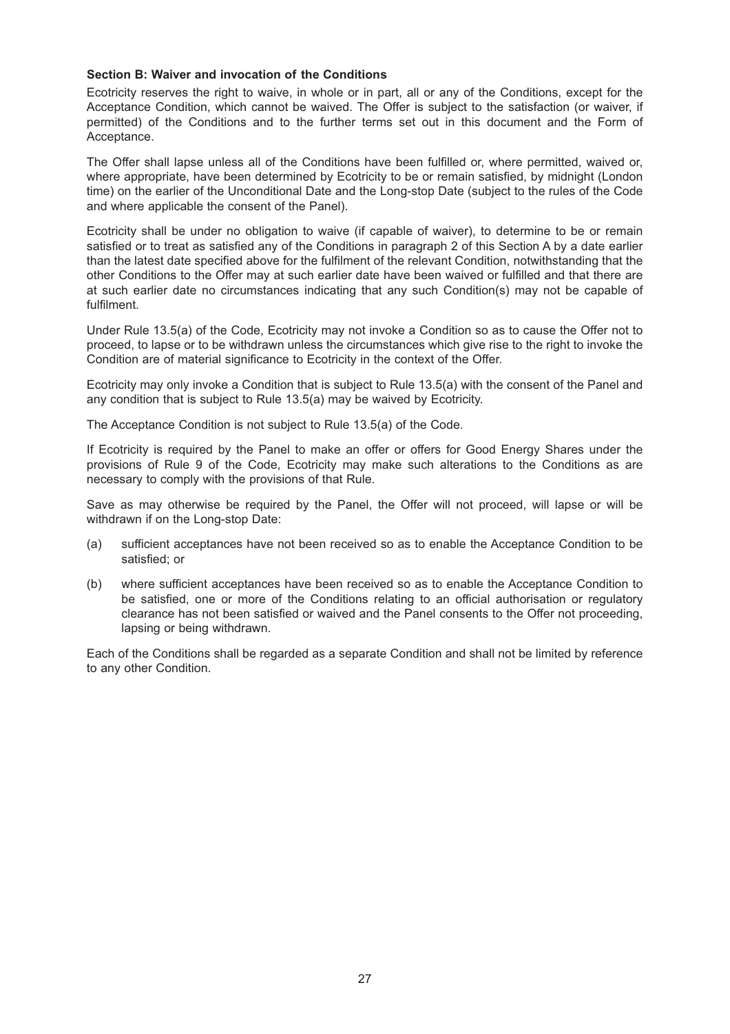**Section B: Waiver and invocation of the Conditions**

Ecotricity reserves the right to waive, in whole or in part, all or any of the Conditions, except for the Acceptance Condition, which cannot be waived. The Offer is subject to the satisfaction (or waiver, if permitted) of the Conditions and to the further terms set out in this document and the Form of Acceptance.

The Offer shall lapse unless all of the Conditions have been fulfilled or, where permitted, waived or, where appropriate, have been determined by Ecotricity to be or remain satisfied, by midnight (London time) on the earlier of the Unconditional Date and the Long-stop Date (subject to the rules of the Code and where applicable the consent of the Panel).

Ecotricity shall be under no obligation to waive (if capable of waiver), to determine to be or remain satisfied or to treat as satisfied any of the Conditions in paragraph 2 of this Section A by a date earlier than the latest date specified above for the fulfilment of the relevant Condition, notwithstanding that the other Conditions to the Offer may at such earlier date have been waived or fulfilled and that there are at such earlier date no circumstances indicating that any such Condition(s) may not be capable of fulfilment.

Under Rule 13.5(a) of the Code, Ecotricity may not invoke a Condition so as to cause the Offer not to proceed, to lapse or to be withdrawn unless the circumstances which give rise to the right to invoke the Condition are of material significance to Ecotricity in the context of the Offer.

Ecotricity may only invoke a Condition that is subject to Rule 13.5(a) with the consent of the Panel and any condition that is subject to Rule 13.5(a) may be waived by Ecotricity.

The Acceptance Condition is not subject to Rule 13.5(a) of the Code.

If Ecotricity is required by the Panel to make an offer or offers for Good Energy Shares under the provisions of Rule 9 of the Code, Ecotricity may make such alterations to the Conditions as are necessary to comply with the provisions of that Rule.

Save as may otherwise be required by the Panel, the Offer will not proceed, will lapse or will be withdrawn if on the Long-stop Date:

(a) sufficient acceptances have not been received so as to enable the Acceptance Condition to be satisfied; or

(b) where sufficient acceptances have been received so as to enable the Acceptance Condition to be satisfied, one or more of the Conditions relating to an official authorisation or regulatory clearance has not been satisfied or waived and the Panel consents to the Offer not proceeding, lapsing or being withdrawn.

Each of the Conditions shall be regarded as a separate Condition and shall not be limited by reference to any other Condition.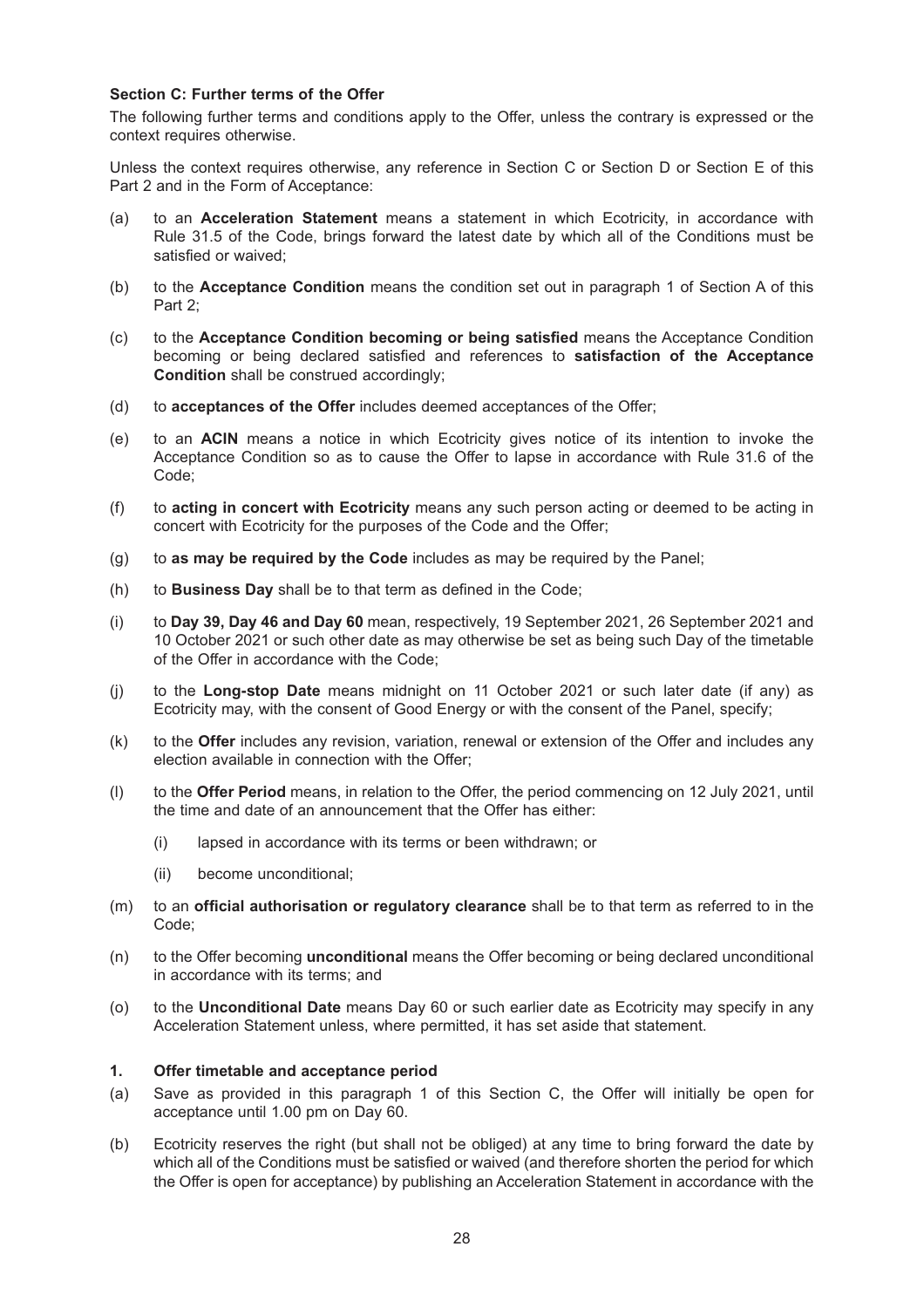### Section C: Further terms of the Offer

The following further terms and conditions apply to the Offer, unless the contrary is expressed or the context requires otherwise.

Unless the context requires otherwise, any reference in Section C or Section D or Section E of this Part 2 and in the Form of Acceptance:

(a) to an **Acceleration Statement** means a statement in which Ecotricity, in accordance with Rule 31.5 of the Code, brings forward the latest date by which all of the Conditions must be satisfied or waived;

(b) to the **Acceptance Condition** means the condition set out in paragraph 1 of Section A of this Part 2;

(c) to the **Acceptance Condition becoming or being satisfied** means the Acceptance Condition becoming or being declared satisfied and references to **satisfaction of the Acceptance Condition** shall be construed accordingly;

(d) to **acceptances of the Offer** includes deemed acceptances of the Offer;

(e) to an **ACIN** means a notice in which Ecotricity gives notice of its intention to invoke the Acceptance Condition so as to cause the Offer to lapse in accordance with Rule 31.6 of the Code;

(f) to **acting in concert with Ecotricity** means any such person acting or deemed to be acting in concert with Ecotricity for the purposes of the Code and the Offer;

(g) to **as may be required by the Code** includes as may be required by the Panel;

(h) to **Business Day** shall be to that term as defined in the Code;

(i) to **Day 39, Day 46 and Day 60** mean, respectively, 19 September 2021, 26 September 2021 and 10 October 2021 or such other date as may otherwise be set as being such Day of the timetable of the Offer in accordance with the Code;

(j) to the **Long-stop Date** means midnight on 11 October 2021 or such later date (if any) as Ecotricity may, with the consent of Good Energy or with the consent of the Panel, specify;

(k) to the **Offer** includes any revision, variation, renewal or extension of the Offer and includes any election available in connection with the Offer;

(l) to the **Offer Period** means, in relation to the Offer, the period commencing on 12 July 2021, until the time and date of an announcement that the Offer has either:

  (i) lapsed in accordance with its terms or been withdrawn; or

  (ii) become unconditional;

(m) to an **official authorisation or regulatory clearance** shall be to that term as referred to in the Code;

(n) to the Offer becoming **unconditional** means the Offer becoming or being declared unconditional in accordance with its terms; and

(o) to the **Unconditional Date** means Day 60 or such earlier date as Ecotricity may specify in any Acceleration Statement unless, where permitted, it has set aside that statement.

#### 1. Offer timetable and acceptance period

(a) Save as provided in this paragraph 1 of this Section C, the Offer will initially be open for acceptance until 1.00 pm on Day 60.

(b) Ecotricity reserves the right (but shall not be obliged) at any time to bring forward the date by which all of the Conditions must be satisfied or waived (and therefore shorten the period for which the Offer is open for acceptance) by publishing an Acceleration Statement in accordance with the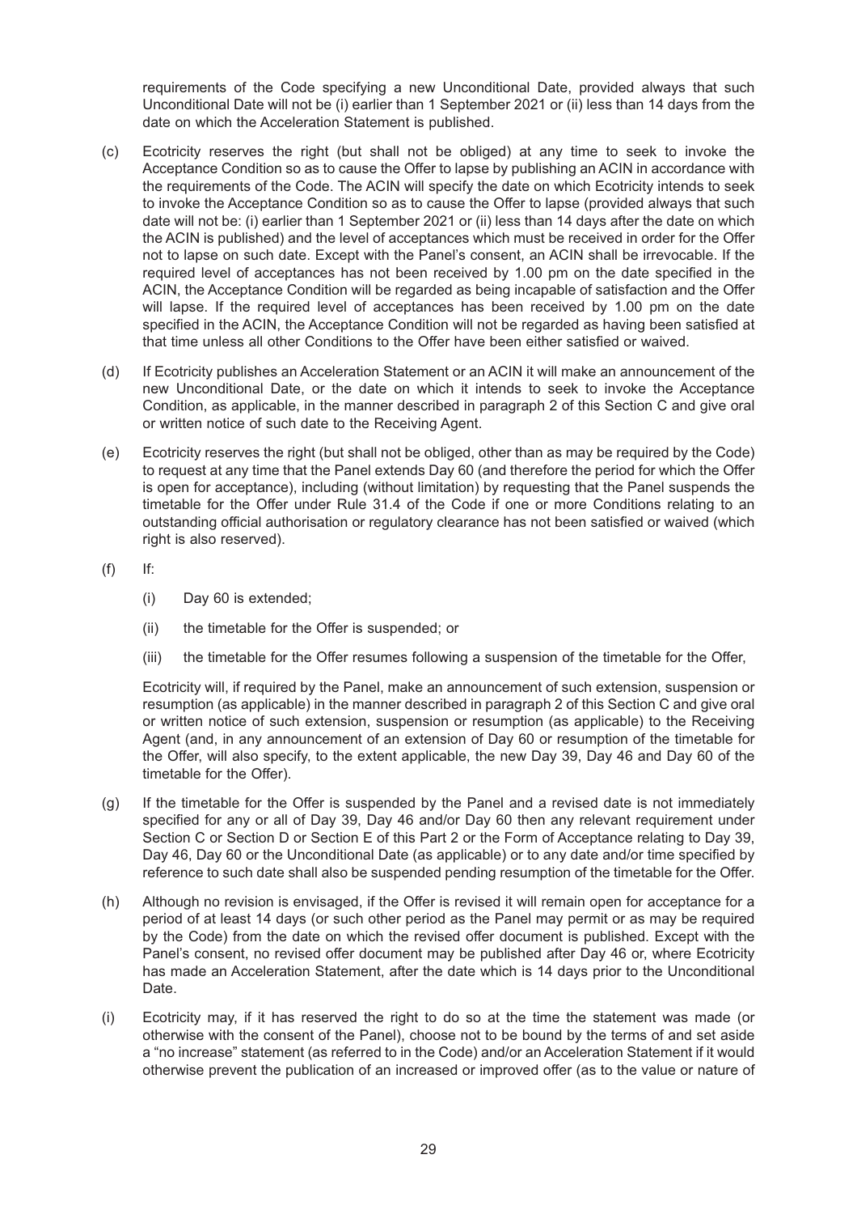requirements of the Code specifying a new Unconditional Date, provided always that such Unconditional Date will not be (i) earlier than 1 September 2021 or (ii) less than 14 days from the date on which the Acceleration Statement is published.

(c) Ecotricity reserves the right (but shall not be obliged) at any time to seek to invoke the Acceptance Condition so as to cause the Offer to lapse by publishing an ACIN in accordance with the requirements of the Code. The ACIN will specify the date on which Ecotricity intends to seek to invoke the Acceptance Condition so as to cause the Offer to lapse (provided always that such date will not be: (i) earlier than 1 September 2021 or (ii) less than 14 days after the date on which the ACIN is published) and the level of acceptances which must be received in order for the Offer not to lapse on such date. Except with the Panel's consent, an ACIN shall be irrevocable. If the required level of acceptances has not been received by 1.00 pm on the date specified in the ACIN, the Acceptance Condition will be regarded as being incapable of satisfaction and the Offer will lapse. If the required level of acceptances has been received by 1.00 pm on the date specified in the ACIN, the Acceptance Condition will not be regarded as having been satisfied at that time unless all other Conditions to the Offer have been either satisfied or waived.

(d) If Ecotricity publishes an Acceleration Statement or an ACIN it will make an announcement of the new Unconditional Date, or the date on which it intends to seek to invoke the Acceptance Condition, as applicable, in the manner described in paragraph 2 of this Section C and give oral or written notice of such date to the Receiving Agent.

(e) Ecotricity reserves the right (but shall not be obliged, other than as may be required by the Code) to request at any time that the Panel extends Day 60 (and therefore the period for which the Offer is open for acceptance), including (without limitation) by requesting that the Panel suspends the timetable for the Offer under Rule 31.4 of the Code if one or more Conditions relating to an outstanding official authorisation or regulatory clearance has not been satisfied or waived (which right is also reserved).

(f) If:

  (i) Day 60 is extended;

  (ii) the timetable for the Offer is suspended; or

  (iii) the timetable for the Offer resumes following a suspension of the timetable for the Offer,

  Ecotricity will, if required by the Panel, make an announcement of such extension, suspension or resumption (as applicable) in the manner described in paragraph 2 of this Section C and give oral or written notice of such extension, suspension or resumption (as applicable) to the Receiving Agent (and, in any announcement of an extension of Day 60 or resumption of the timetable for the Offer, will also specify, to the extent applicable, the new Day 39, Day 46 and Day 60 of the timetable for the Offer).

(g) If the timetable for the Offer is suspended by the Panel and a revised date is not immediately specified for any or all of Day 39, Day 46 and/or Day 60 then any relevant requirement under Section C or Section D or Section E of this Part 2 or the Form of Acceptance relating to Day 39, Day 46, Day 60 or the Unconditional Date (as applicable) or to any date and/or time specified by reference to such date shall also be suspended pending resumption of the timetable for the Offer.

(h) Although no revision is envisaged, if the Offer is revised it will remain open for acceptance for a period of at least 14 days (or such other period as the Panel may permit or as may be required by the Code) from the date on which the revised offer document is published. Except with the Panel's consent, no revised offer document may be published after Day 46 or, where Ecotricity has made an Acceleration Statement, after the date which is 14 days prior to the Unconditional Date.

(i) Ecotricity may, if it has reserved the right to do so at the time the statement was made (or otherwise with the consent of the Panel), choose not to be bound by the terms of and set aside a "no increase" statement (as referred to in the Code) and/or an Acceleration Statement if it would otherwise prevent the publication of an increased or improved offer (as to the value or nature of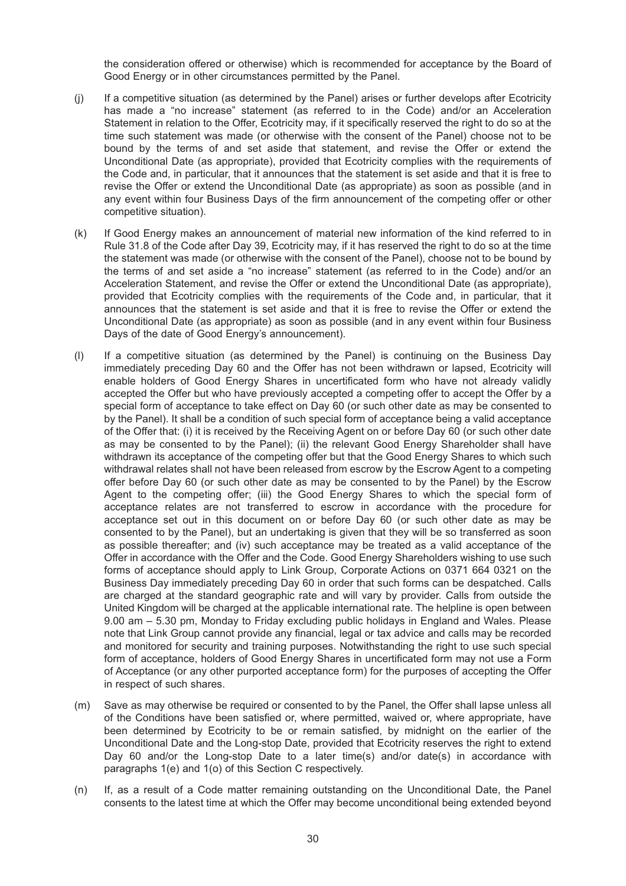the consideration offered or otherwise) which is recommended for acceptance by the Board of Good Energy or in other circumstances permitted by the Panel.

(j) If a competitive situation (as determined by the Panel) arises or further develops after Ecotricity has made a "no increase" statement (as referred to in the Code) and/or an Acceleration Statement in relation to the Offer, Ecotricity may, if it specifically reserved the right to do so at the time such statement was made (or otherwise with the consent of the Panel) choose not to be bound by the terms of and set aside that statement, and revise the Offer or extend the Unconditional Date (as appropriate), provided that Ecotricity complies with the requirements of the Code and, in particular, that it announces that the statement is set aside and that it is free to revise the Offer or extend the Unconditional Date (as appropriate) as soon as possible (and in any event within four Business Days of the firm announcement of the competing offer or other competitive situation).

(k) If Good Energy makes an announcement of material new information of the kind referred to in Rule 31.8 of the Code after Day 39, Ecotricity may, if it has reserved the right to do so at the time the statement was made (or otherwise with the consent of the Panel), choose not to be bound by the terms of and set aside a "no increase" statement (as referred to in the Code) and/or an Acceleration Statement, and revise the Offer or extend the Unconditional Date (as appropriate), provided that Ecotricity complies with the requirements of the Code and, in particular, that it announces that the statement is set aside and that it is free to revise the Offer or extend the Unconditional Date (as appropriate) as soon as possible (and in any event within four Business Days of the date of Good Energy's announcement).

(l) If a competitive situation (as determined by the Panel) is continuing on the Business Day immediately preceding Day 60 and the Offer has not been withdrawn or lapsed, Ecotricity will enable holders of Good Energy Shares in uncertificated form who have not already validly accepted the Offer but who have previously accepted a competing offer to accept the Offer by a special form of acceptance to take effect on Day 60 (or such other date as may be consented to by the Panel). It shall be a condition of such special form of acceptance being a valid acceptance of the Offer that: (i) it is received by the Receiving Agent on or before Day 60 (or such other date as may be consented to by the Panel); (ii) the relevant Good Energy Shareholder shall have withdrawn its acceptance of the competing offer but that the Good Energy Shares to which such withdrawal relates shall not have been released from escrow by the Escrow Agent to a competing offer before Day 60 (or such other date as may be consented to by the Panel) by the Escrow Agent to the competing offer; (iii) the Good Energy Shares to which the special form of acceptance relates are not transferred to escrow in accordance with the procedure for acceptance set out in this document on or before Day 60 (or such other date as may be consented to by the Panel), but an undertaking is given that they will be so transferred as soon as possible thereafter; and (iv) such acceptance may be treated as a valid acceptance of the Offer in accordance with the Offer and the Code. Good Energy Shareholders wishing to use such forms of acceptance should apply to Link Group, Corporate Actions on 0371 664 0321 on the Business Day immediately preceding Day 60 in order that such forms can be despatched. Calls are charged at the standard geographic rate and will vary by provider. Calls from outside the United Kingdom will be charged at the applicable international rate. The helpline is open between 9.00 am – 5.30 pm, Monday to Friday excluding public holidays in England and Wales. Please note that Link Group cannot provide any financial, legal or tax advice and calls may be recorded and monitored for security and training purposes. Notwithstanding the right to use such special form of acceptance, holders of Good Energy Shares in uncertificated form may not use a Form of Acceptance (or any other purported acceptance form) for the purposes of accepting the Offer in respect of such shares.

(m) Save as may otherwise be required or consented to by the Panel, the Offer shall lapse unless all of the Conditions have been satisfied or, where permitted, waived or, where appropriate, have been determined by Ecotricity to be or remain satisfied, by midnight on the earlier of the Unconditional Date and the Long-stop Date, provided that Ecotricity reserves the right to extend Day 60 and/or the Long-stop Date to a later time(s) and/or date(s) in accordance with paragraphs 1(e) and 1(o) of this Section C respectively.

(n) If, as a result of a Code matter remaining outstanding on the Unconditional Date, the Panel consents to the latest time at which the Offer may become unconditional being extended beyond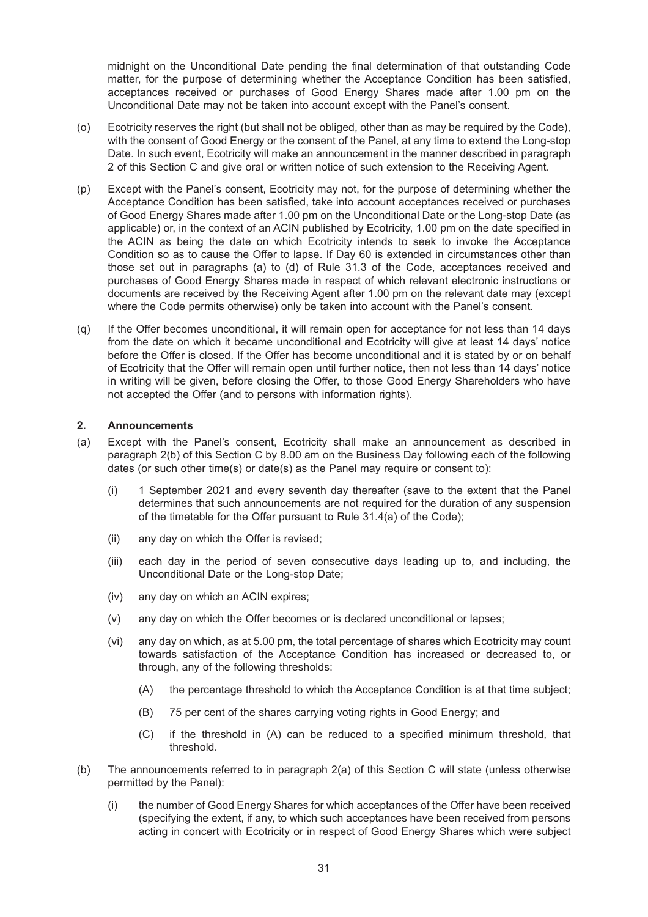midnight on the Unconditional Date pending the final determination of that outstanding Code matter, for the purpose of determining whether the Acceptance Condition has been satisfied, acceptances received or purchases of Good Energy Shares made after 1.00 pm on the Unconditional Date may not be taken into account except with the Panel's consent.

(o) Ecotricity reserves the right (but shall not be obliged, other than as may be required by the Code), with the consent of Good Energy or the consent of the Panel, at any time to extend the Long-stop Date. In such event, Ecotricity will make an announcement in the manner described in paragraph 2 of this Section C and give oral or written notice of such extension to the Receiving Agent.

(p) Except with the Panel's consent, Ecotricity may not, for the purpose of determining whether the Acceptance Condition has been satisfied, take into account acceptances received or purchases of Good Energy Shares made after 1.00 pm on the Unconditional Date or the Long-stop Date (as applicable) or, in the context of an ACIN published by Ecotricity, 1.00 pm on the date specified in the ACIN as being the date on which Ecotricity intends to seek to invoke the Acceptance Condition so as to cause the Offer to lapse. If Day 60 is extended in circumstances other than those set out in paragraphs (a) to (d) of Rule 31.3 of the Code, acceptances received and purchases of Good Energy Shares made in respect of which relevant electronic instructions or documents are received by the Receiving Agent after 1.00 pm on the relevant date may (except where the Code permits otherwise) only be taken into account with the Panel's consent.

(q) If the Offer becomes unconditional, it will remain open for acceptance for not less than 14 days from the date on which it became unconditional and Ecotricity will give at least 14 days' notice before the Offer is closed. If the Offer has become unconditional and it is stated by or on behalf of Ecotricity that the Offer will remain open until further notice, then not less than 14 days' notice in writing will be given, before closing the Offer, to those Good Energy Shareholders who have not accepted the Offer (and to persons with information rights).

## 2. Announcements

(a) Except with the Panel's consent, Ecotricity shall make an announcement as described in paragraph 2(b) of this Section C by 8.00 am on the Business Day following each of the following dates (or such other time(s) or date(s) as the Panel may require or consent to):

  (i) 1 September 2021 and every seventh day thereafter (save to the extent that the Panel determines that such announcements are not required for the duration of any suspension of the timetable for the Offer pursuant to Rule 31.4(a) of the Code);

  (ii) any day on which the Offer is revised;

  (iii) each day in the period of seven consecutive days leading up to, and including, the Unconditional Date or the Long-stop Date;

  (iv) any day on which an ACIN expires;

  (v) any day on which the Offer becomes or is declared unconditional or lapses;

  (vi) any day on which, as at 5.00 pm, the total percentage of shares which Ecotricity may count towards satisfaction of the Acceptance Condition has increased or decreased to, or through, any of the following thresholds:

    (A) the percentage threshold to which the Acceptance Condition is at that time subject;

    (B) 75 per cent of the shares carrying voting rights in Good Energy; and

    (C) if the threshold in (A) can be reduced to a specified minimum threshold, that threshold.

(b) The announcements referred to in paragraph 2(a) of this Section C will state (unless otherwise permitted by the Panel):

  (i) the number of Good Energy Shares for which acceptances of the Offer have been received (specifying the extent, if any, to which such acceptances have been received from persons acting in concert with Ecotricity or in respect of Good Energy Shares which were subject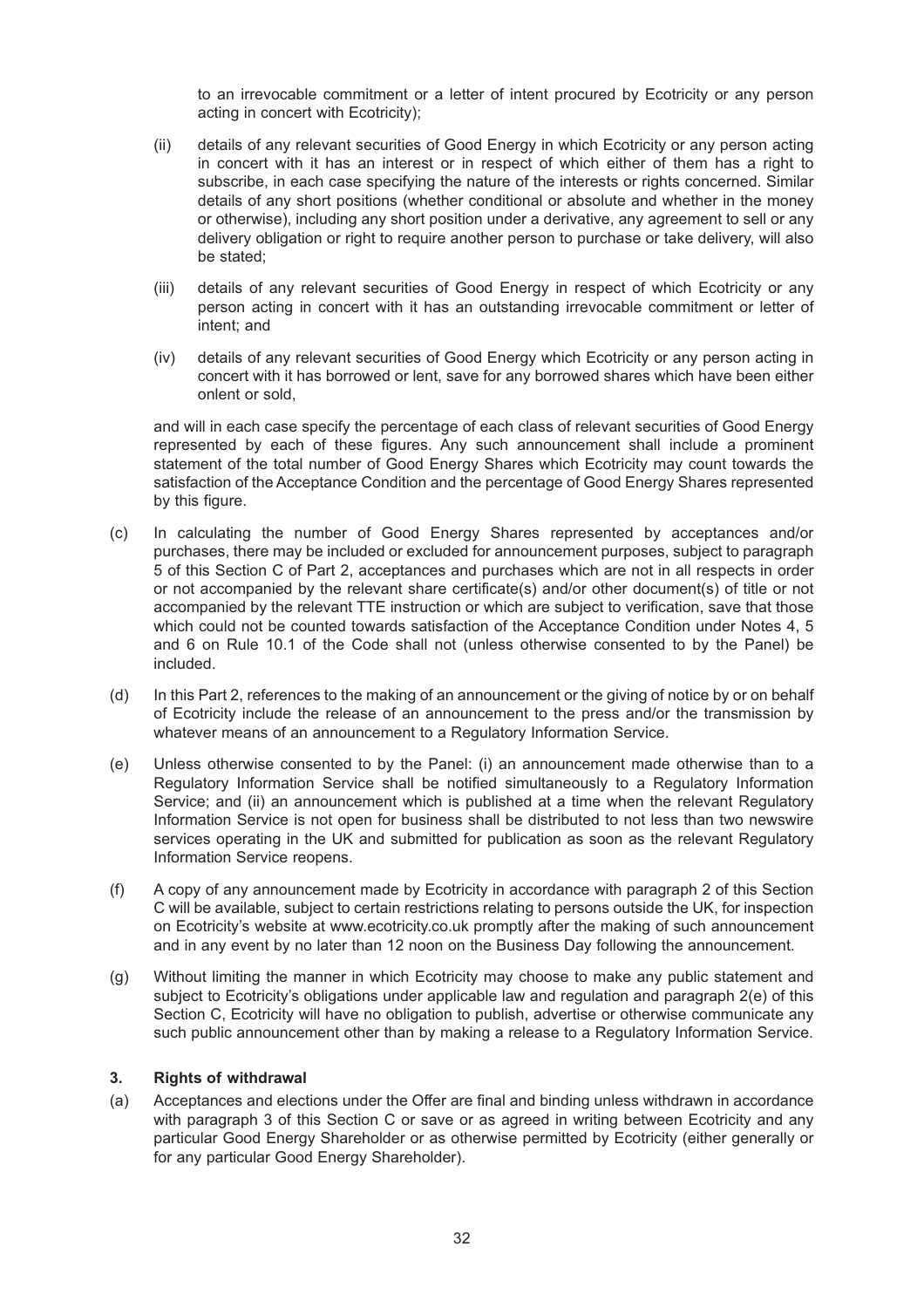to an irrevocable commitment or a letter of intent procured by Ecotricity or any person acting in concert with Ecotricity);

(ii) details of any relevant securities of Good Energy in which Ecotricity or any person acting in concert with it has an interest or in respect of which either of them has a right to subscribe, in each case specifying the nature of the interests or rights concerned. Similar details of any short positions (whether conditional or absolute and whether in the money or otherwise), including any short position under a derivative, any agreement to sell or any delivery obligation or right to require another person to purchase or take delivery, will also be stated;

(iii) details of any relevant securities of Good Energy in respect of which Ecotricity or any person acting in concert with it has an outstanding irrevocable commitment or letter of intent; and

(iv) details of any relevant securities of Good Energy which Ecotricity or any person acting in concert with it has borrowed or lent, save for any borrowed shares which have been either onlent or sold,

and will in each case specify the percentage of each class of relevant securities of Good Energy represented by each of these figures. Any such announcement shall include a prominent statement of the total number of Good Energy Shares which Ecotricity may count towards the satisfaction of the Acceptance Condition and the percentage of Good Energy Shares represented by this figure.

(c) In calculating the number of Good Energy Shares represented by acceptances and/or purchases, there may be included or excluded for announcement purposes, subject to paragraph 5 of this Section C of Part 2, acceptances and purchases which are not in all respects in order or not accompanied by the relevant share certificate(s) and/or other document(s) of title or not accompanied by the relevant TTE instruction or which are subject to verification, save that those which could not be counted towards satisfaction of the Acceptance Condition under Notes 4, 5 and 6 on Rule 10.1 of the Code shall not (unless otherwise consented to by the Panel) be included.

(d) In this Part 2, references to the making of an announcement or the giving of notice by or on behalf of Ecotricity include the release of an announcement to the press and/or the transmission by whatever means of an announcement to a Regulatory Information Service.

(e) Unless otherwise consented to by the Panel: (i) an announcement made otherwise than to a Regulatory Information Service shall be notified simultaneously to a Regulatory Information Service; and (ii) an announcement which is published at a time when the relevant Regulatory Information Service is not open for business shall be distributed to not less than two newswire services operating in the UK and submitted for publication as soon as the relevant Regulatory Information Service reopens.

(f) A copy of any announcement made by Ecotricity in accordance with paragraph 2 of this Section C will be available, subject to certain restrictions relating to persons outside the UK, for inspection on Ecotricity's website at www.ecotricity.co.uk promptly after the making of such announcement and in any event by no later than 12 noon on the Business Day following the announcement.

(g) Without limiting the manner in which Ecotricity may choose to make any public statement and subject to Ecotricity's obligations under applicable law and regulation and paragraph 2(e) of this Section C, Ecotricity will have no obligation to publish, advertise or otherwise communicate any such public announcement other than by making a release to a Regulatory Information Service.

### 3. Rights of withdrawal

(a) Acceptances and elections under the Offer are final and binding unless withdrawn in accordance with paragraph 3 of this Section C or save or as agreed in writing between Ecotricity and any particular Good Energy Shareholder or as otherwise permitted by Ecotricity (either generally or for any particular Good Energy Shareholder).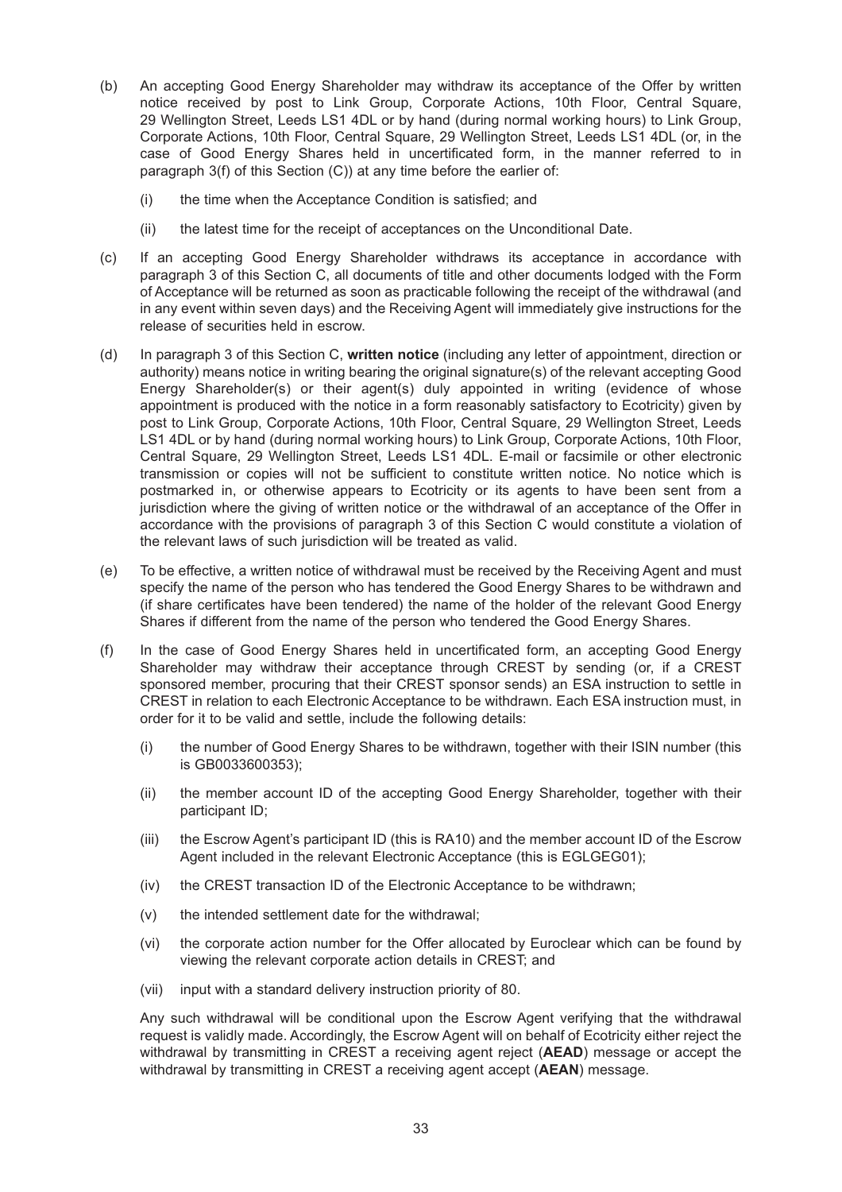(b) An accepting Good Energy Shareholder may withdraw its acceptance of the Offer by written notice received by post to Link Group, Corporate Actions, 10th Floor, Central Square, 29 Wellington Street, Leeds LS1 4DL or by hand (during normal working hours) to Link Group, Corporate Actions, 10th Floor, Central Square, 29 Wellington Street, Leeds LS1 4DL (or, in the case of Good Energy Shares held in uncertificated form, in the manner referred to in paragraph 3(f) of this Section (C)) at any time before the earlier of:

   (i) the time when the Acceptance Condition is satisfied; and

   (ii) the latest time for the receipt of acceptances on the Unconditional Date.

(c) If an accepting Good Energy Shareholder withdraws its acceptance in accordance with paragraph 3 of this Section C, all documents of title and other documents lodged with the Form of Acceptance will be returned as soon as practicable following the receipt of the withdrawal (and in any event within seven days) and the Receiving Agent will immediately give instructions for the release of securities held in escrow.

(d) In paragraph 3 of this Section C, **written notice** (including any letter of appointment, direction or authority) means notice in writing bearing the original signature(s) of the relevant accepting Good Energy Shareholder(s) or their agent(s) duly appointed in writing (evidence of whose appointment is produced with the notice in a form reasonably satisfactory to Ecotricity) given by post to Link Group, Corporate Actions, 10th Floor, Central Square, 29 Wellington Street, Leeds LS1 4DL or by hand (during normal working hours) to Link Group, Corporate Actions, 10th Floor, Central Square, 29 Wellington Street, Leeds LS1 4DL. E-mail or facsimile or other electronic transmission or copies will not be sufficient to constitute written notice. No notice which is postmarked in, or otherwise appears to Ecotricity or its agents to have been sent from a jurisdiction where the giving of written notice or the withdrawal of an acceptance of the Offer in accordance with the provisions of paragraph 3 of this Section C would constitute a violation of the relevant laws of such jurisdiction will be treated as valid.

(e) To be effective, a written notice of withdrawal must be received by the Receiving Agent and must specify the name of the person who has tendered the Good Energy Shares to be withdrawn and (if share certificates have been tendered) the name of the holder of the relevant Good Energy Shares if different from the name of the person who tendered the Good Energy Shares.

(f) In the case of Good Energy Shares held in uncertificated form, an accepting Good Energy Shareholder may withdraw their acceptance through CREST by sending (or, if a CREST sponsored member, procuring that their CREST sponsor sends) an ESA instruction to settle in CREST in relation to each Electronic Acceptance to be withdrawn. Each ESA instruction must, in order for it to be valid and settle, include the following details:

   (i) the number of Good Energy Shares to be withdrawn, together with their ISIN number (this is GB0033600353);

   (ii) the member account ID of the accepting Good Energy Shareholder, together with their participant ID;

   (iii) the Escrow Agent's participant ID (this is RA10) and the member account ID of the Escrow Agent included in the relevant Electronic Acceptance (this is EGLGEG01);

   (iv) the CREST transaction ID of the Electronic Acceptance to be withdrawn;

   (v) the intended settlement date for the withdrawal;

   (vi) the corporate action number for the Offer allocated by Euroclear which can be found by viewing the relevant corporate action details in CREST; and

   (vii) input with a standard delivery instruction priority of 80.

   Any such withdrawal will be conditional upon the Escrow Agent verifying that the withdrawal request is validly made. Accordingly, the Escrow Agent will on behalf of Ecotricity either reject the withdrawal by transmitting in CREST a receiving agent reject (**AEAD**) message or accept the withdrawal by transmitting in CREST a receiving agent accept (**AEAN**) message.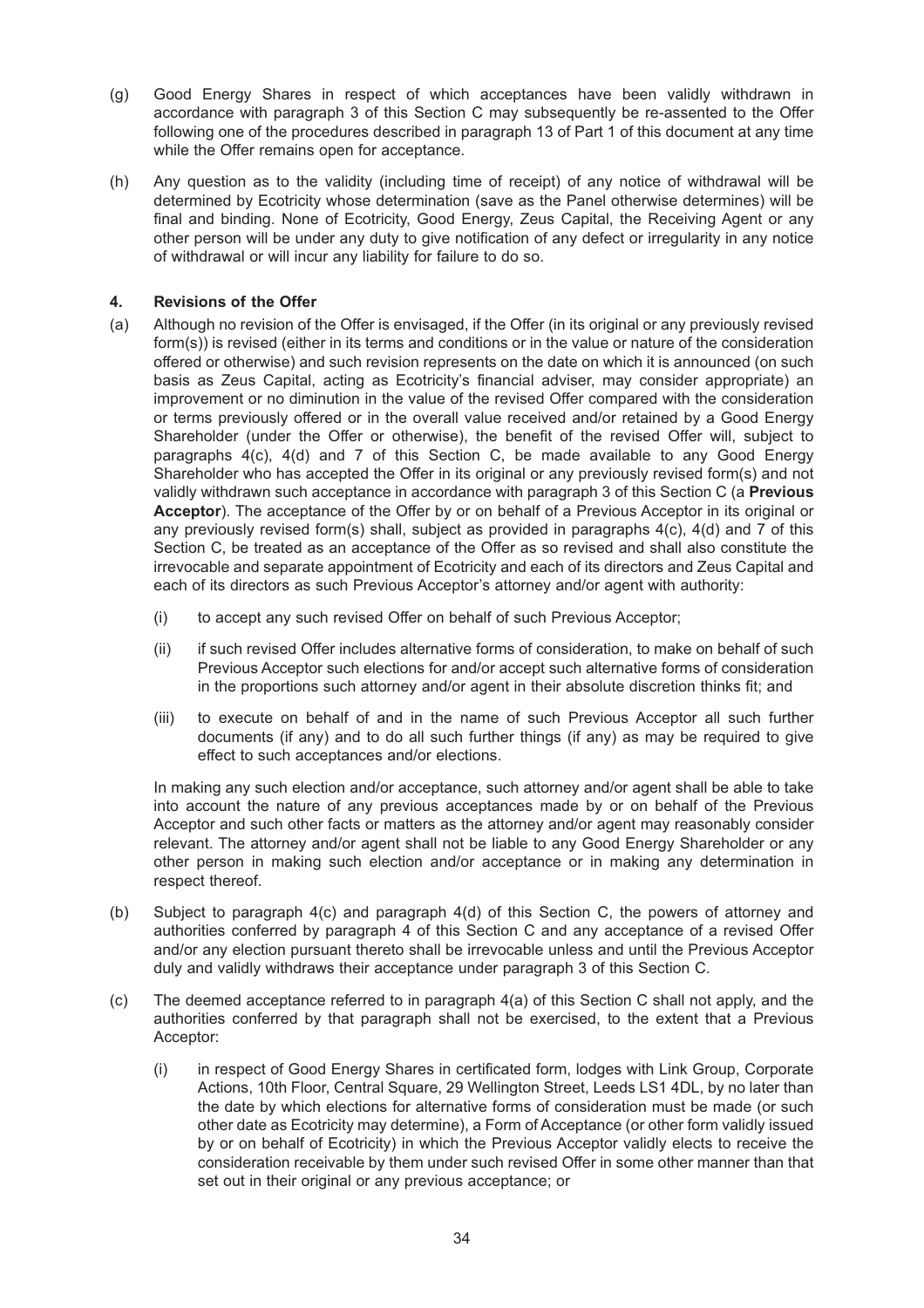(g) Good Energy Shares in respect of which acceptances have been validly withdrawn in accordance with paragraph 3 of this Section C may subsequently be re-assented to the Offer following one of the procedures described in paragraph 13 of Part 1 of this document at any time while the Offer remains open for acceptance.

(h) Any question as to the validity (including time of receipt) of any notice of withdrawal will be determined by Ecotricity whose determination (save as the Panel otherwise determines) will be final and binding. None of Ecotricity, Good Energy, Zeus Capital, the Receiving Agent or any other person will be under any duty to give notification of any defect or irregularity in any notice of withdrawal or will incur any liability for failure to do so.

## 4. Revisions of the Offer

(a) Although no revision of the Offer is envisaged, if the Offer (in its original or any previously revised form(s)) is revised (either in its terms and conditions or in the value or nature of the consideration offered or otherwise) and such revision represents on the date on which it is announced (on such basis as Zeus Capital, acting as Ecotricity's financial adviser, may consider appropriate) an improvement or no diminution in the value of the revised Offer compared with the consideration or terms previously offered or in the overall value received and/or retained by a Good Energy Shareholder (under the Offer or otherwise), the benefit of the revised Offer will, subject to paragraphs 4(c), 4(d) and 7 of this Section C, be made available to any Good Energy Shareholder who has accepted the Offer in its original or any previously revised form(s) and not validly withdrawn such acceptance in accordance with paragraph 3 of this Section C (a **Previous Acceptor**). The acceptance of the Offer by or on behalf of a Previous Acceptor in its original or any previously revised form(s) shall, subject as provided in paragraphs 4(c), 4(d) and 7 of this Section C, be treated as an acceptance of the Offer as so revised and shall also constitute the irrevocable and separate appointment of Ecotricity and each of its directors and Zeus Capital and each of its directors as such Previous Acceptor's attorney and/or agent with authority:

   (i) to accept any such revised Offer on behalf of such Previous Acceptor;

   (ii) if such revised Offer includes alternative forms of consideration, to make on behalf of such Previous Acceptor such elections for and/or accept such alternative forms of consideration in the proportions such attorney and/or agent in their absolute discretion thinks fit; and

   (iii) to execute on behalf of and in the name of such Previous Acceptor all such further documents (if any) and to do all such further things (if any) as may be required to give effect to such acceptances and/or elections.

   In making any such election and/or acceptance, such attorney and/or agent shall be able to take into account the nature of any previous acceptances made by or on behalf of the Previous Acceptor and such other facts or matters as the attorney and/or agent may reasonably consider relevant. The attorney and/or agent shall not be liable to any Good Energy Shareholder or any other person in making such election and/or acceptance or in making any determination in respect thereof.

(b) Subject to paragraph 4(c) and paragraph 4(d) of this Section C, the powers of attorney and authorities conferred by paragraph 4 of this Section C and any acceptance of a revised Offer and/or any election pursuant thereto shall be irrevocable unless and until the Previous Acceptor duly and validly withdraws their acceptance under paragraph 3 of this Section C.

(c) The deemed acceptance referred to in paragraph 4(a) of this Section C shall not apply, and the authorities conferred by that paragraph shall not be exercised, to the extent that a Previous Acceptor:

   (i) in respect of Good Energy Shares in certificated form, lodges with Link Group, Corporate Actions, 10th Floor, Central Square, 29 Wellington Street, Leeds LS1 4DL, by no later than the date by which elections for alternative forms of consideration must be made (or such other date as Ecotricity may determine), a Form of Acceptance (or other form validly issued by or on behalf of Ecotricity) in which the Previous Acceptor validly elects to receive the consideration receivable by them under such revised Offer in some other manner than that set out in their original or any previous acceptance; or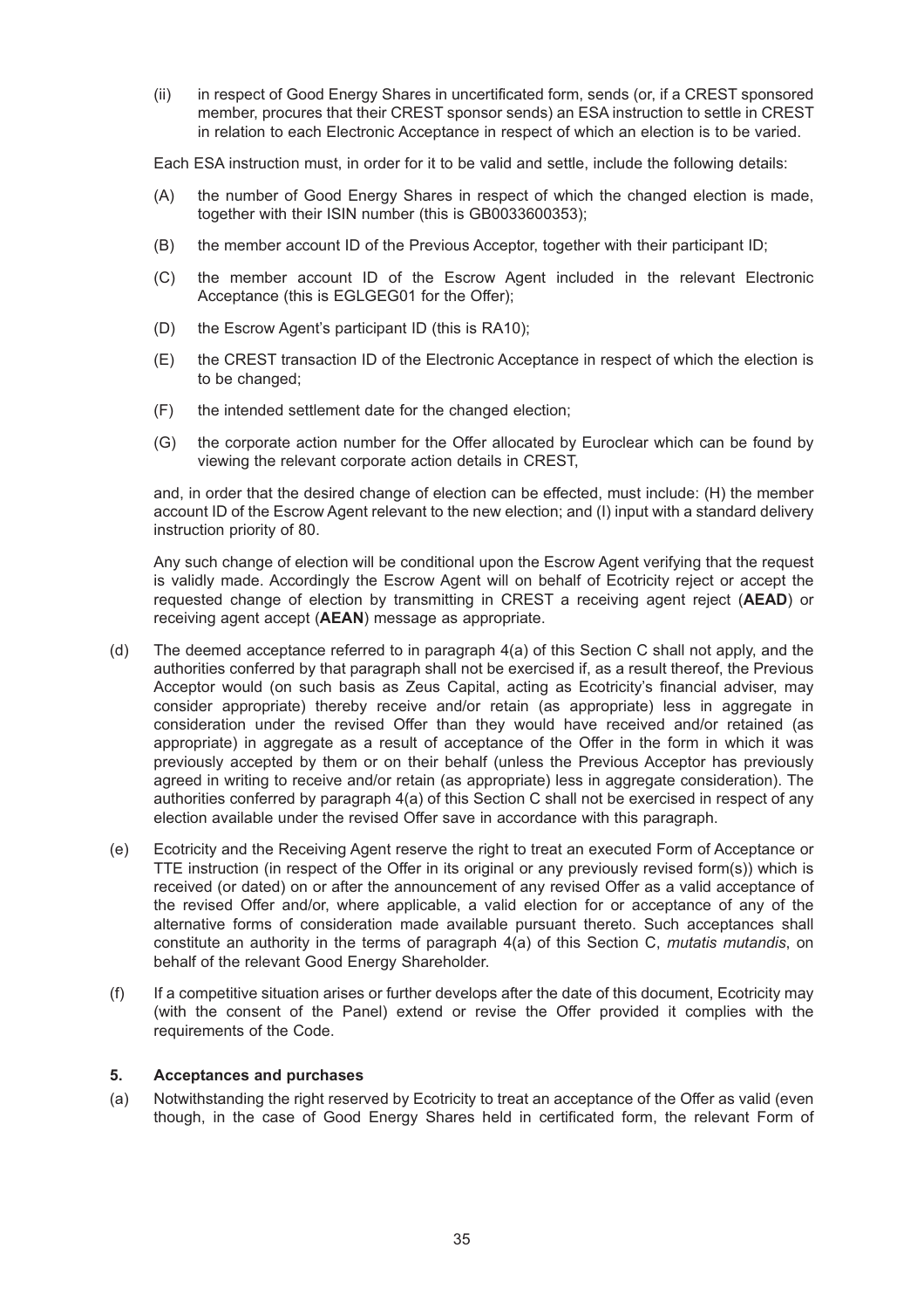(ii) in respect of Good Energy Shares in uncertificated form, sends (or, if a CREST sponsored member, procures that their CREST sponsor sends) an ESA instruction to settle in CREST in relation to each Electronic Acceptance in respect of which an election is to be varied.

Each ESA instruction must, in order for it to be valid and settle, include the following details:

(A) the number of Good Energy Shares in respect of which the changed election is made, together with their ISIN number (this is GB0033600353);

(B) the member account ID of the Previous Acceptor, together with their participant ID;

(C) the member account ID of the Escrow Agent included in the relevant Electronic Acceptance (this is EGLGEG01 for the Offer);

(D) the Escrow Agent's participant ID (this is RA10);

(E) the CREST transaction ID of the Electronic Acceptance in respect of which the election is to be changed;

(F) the intended settlement date for the changed election;

(G) the corporate action number for the Offer allocated by Euroclear which can be found by viewing the relevant corporate action details in CREST,

and, in order that the desired change of election can be effected, must include: (H) the member account ID of the Escrow Agent relevant to the new election; and (I) input with a standard delivery instruction priority of 80.

Any such change of election will be conditional upon the Escrow Agent verifying that the request is validly made. Accordingly the Escrow Agent will on behalf of Ecotricity reject or accept the requested change of election by transmitting in CREST a receiving agent reject (**AEAD**) or receiving agent accept (**AEAN**) message as appropriate.

(d) The deemed acceptance referred to in paragraph 4(a) of this Section C shall not apply, and the authorities conferred by that paragraph shall not be exercised if, as a result thereof, the Previous Acceptor would (on such basis as Zeus Capital, acting as Ecotricity's financial adviser, may consider appropriate) thereby receive and/or retain (as appropriate) less in aggregate in consideration under the revised Offer than they would have received and/or retained (as appropriate) in aggregate as a result of acceptance of the Offer in the form in which it was previously accepted by them or on their behalf (unless the Previous Acceptor has previously agreed in writing to receive and/or retain (as appropriate) less in aggregate consideration). The authorities conferred by paragraph 4(a) of this Section C shall not be exercised in respect of any election available under the revised Offer save in accordance with this paragraph.

(e) Ecotricity and the Receiving Agent reserve the right to treat an executed Form of Acceptance or TTE instruction (in respect of the Offer in its original or any previously revised form(s)) which is received (or dated) on or after the announcement of any revised Offer as a valid acceptance of the revised Offer and/or, where applicable, a valid election for or acceptance of any of the alternative forms of consideration made available pursuant thereto. Such acceptances shall constitute an authority in the terms of paragraph 4(a) of this Section C, *mutatis mutandis*, on behalf of the relevant Good Energy Shareholder.

(f) If a competitive situation arises or further develops after the date of this document, Ecotricity may (with the consent of the Panel) extend or revise the Offer provided it complies with the requirements of the Code.

### 5. Acceptances and purchases

(a) Notwithstanding the right reserved by Ecotricity to treat an acceptance of the Offer as valid (even though, in the case of Good Energy Shares held in certificated form, the relevant Form of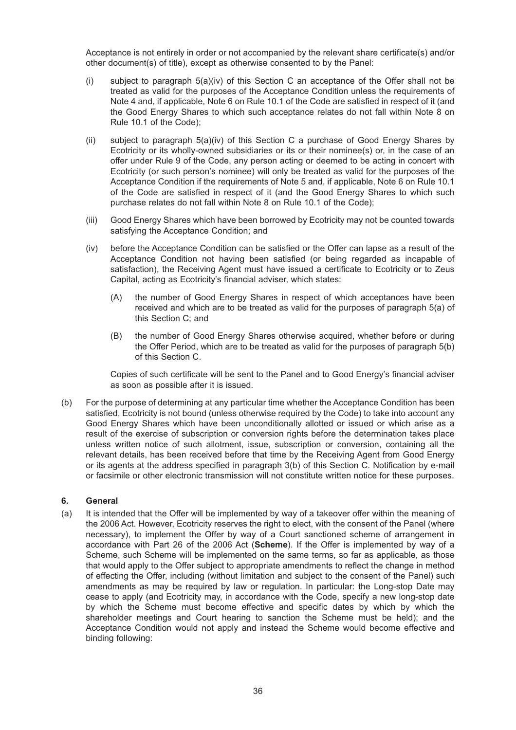Acceptance is not entirely in order or not accompanied by the relevant share certificate(s) and/or other document(s) of title), except as otherwise consented to by the Panel:

(i) subject to paragraph 5(a)(iv) of this Section C an acceptance of the Offer shall not be treated as valid for the purposes of the Acceptance Condition unless the requirements of Note 4 and, if applicable, Note 6 on Rule 10.1 of the Code are satisfied in respect of it (and the Good Energy Shares to which such acceptance relates do not fall within Note 8 on Rule 10.1 of the Code);

(ii) subject to paragraph 5(a)(iv) of this Section C a purchase of Good Energy Shares by Ecotricity or its wholly-owned subsidiaries or its or their nominee(s) or, in the case of an offer under Rule 9 of the Code, any person acting or deemed to be acting in concert with Ecotricity (or such person's nominee) will only be treated as valid for the purposes of the Acceptance Condition if the requirements of Note 5 and, if applicable, Note 6 on Rule 10.1 of the Code are satisfied in respect of it (and the Good Energy Shares to which such purchase relates do not fall within Note 8 on Rule 10.1 of the Code);

(iii) Good Energy Shares which have been borrowed by Ecotricity may not be counted towards satisfying the Acceptance Condition; and

(iv) before the Acceptance Condition can be satisfied or the Offer can lapse as a result of the Acceptance Condition not having been satisfied (or being regarded as incapable of satisfaction), the Receiving Agent must have issued a certificate to Ecotricity or to Zeus Capital, acting as Ecotricity's financial adviser, which states:

   (A) the number of Good Energy Shares in respect of which acceptances have been received and which are to be treated as valid for the purposes of paragraph 5(a) of this Section C; and

   (B) the number of Good Energy Shares otherwise acquired, whether before or during the Offer Period, which are to be treated as valid for the purposes of paragraph 5(b) of this Section C.

   Copies of such certificate will be sent to the Panel and to Good Energy's financial adviser as soon as possible after it is issued.

(b) For the purpose of determining at any particular time whether the Acceptance Condition has been satisfied, Ecotricity is not bound (unless otherwise required by the Code) to take into account any Good Energy Shares which have been unconditionally allotted or issued or which arise as a result of the exercise of subscription or conversion rights before the determination takes place unless written notice of such allotment, issue, subscription or conversion, containing all the relevant details, has been received before that time by the Receiving Agent from Good Energy or its agents at the address specified in paragraph 3(b) of this Section C. Notification by e-mail or facsimile or other electronic transmission will not constitute written notice for these purposes.

### 6. General

(a) It is intended that the Offer will be implemented by way of a takeover offer within the meaning of the 2006 Act. However, Ecotricity reserves the right to elect, with the consent of the Panel (where necessary), to implement the Offer by way of a Court sanctioned scheme of arrangement in accordance with Part 26 of the 2006 Act (**Scheme**). If the Offer is implemented by way of a Scheme, such Scheme will be implemented on the same terms, so far as applicable, as those that would apply to the Offer subject to appropriate amendments to reflect the change in method of effecting the Offer, including (without limitation and subject to the consent of the Panel) such amendments as may be required by law or regulation. In particular: the Long-stop Date may cease to apply (and Ecotricity may, in accordance with the Code, specify a new long-stop date by which the Scheme must become effective and specific dates by which by which the shareholder meetings and Court hearing to sanction the Scheme must be held); and the Acceptance Condition would not apply and instead the Scheme would become effective and binding following: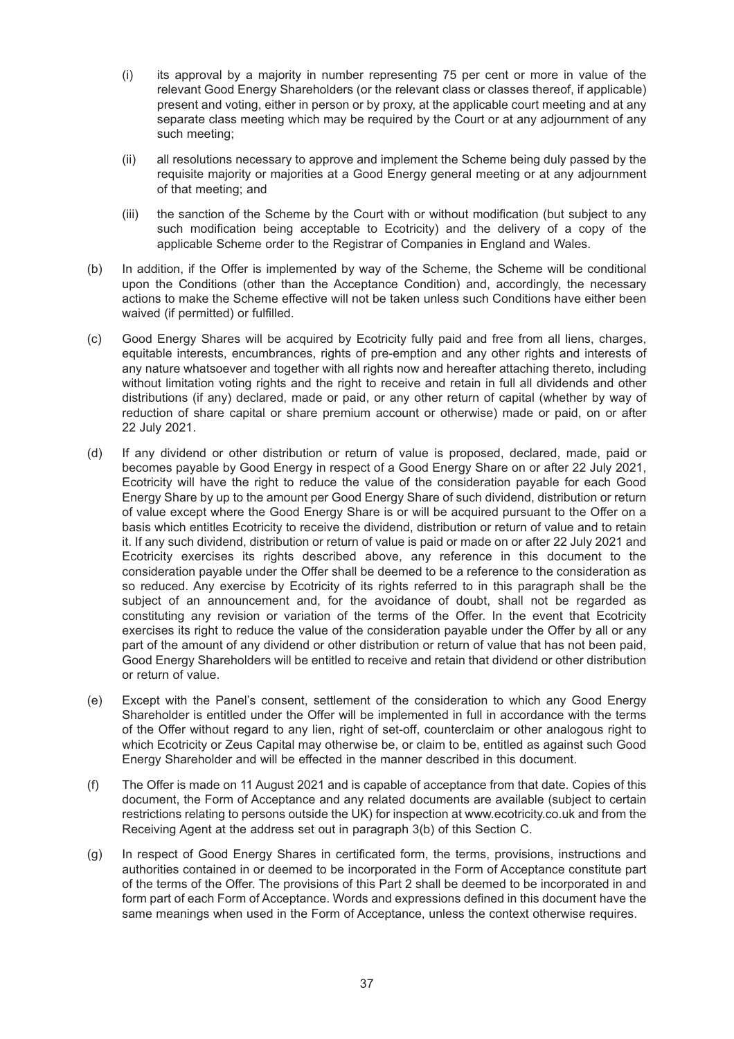(i) its approval by a majority in number representing 75 per cent or more in value of the relevant Good Energy Shareholders (or the relevant class or classes thereof, if applicable) present and voting, either in person or by proxy, at the applicable court meeting and at any separate class meeting which may be required by the Court or at any adjournment of any such meeting;

(ii) all resolutions necessary to approve and implement the Scheme being duly passed by the requisite majority or majorities at a Good Energy general meeting or at any adjournment of that meeting; and

(iii) the sanction of the Scheme by the Court with or without modification (but subject to any such modification being acceptable to Ecotricity) and the delivery of a copy of the applicable Scheme order to the Registrar of Companies in England and Wales.

(b) In addition, if the Offer is implemented by way of the Scheme, the Scheme will be conditional upon the Conditions (other than the Acceptance Condition) and, accordingly, the necessary actions to make the Scheme effective will not be taken unless such Conditions have either been waived (if permitted) or fulfilled.

(c) Good Energy Shares will be acquired by Ecotricity fully paid and free from all liens, charges, equitable interests, encumbrances, rights of pre-emption and any other rights and interests of any nature whatsoever and together with all rights now and hereafter attaching thereto, including without limitation voting rights and the right to receive and retain in full all dividends and other distributions (if any) declared, made or paid, or any other return of capital (whether by way of reduction of share capital or share premium account or otherwise) made or paid, on or after 22 July 2021.

(d) If any dividend or other distribution or return of value is proposed, declared, made, paid or becomes payable by Good Energy in respect of a Good Energy Share on or after 22 July 2021, Ecotricity will have the right to reduce the value of the consideration payable for each Good Energy Share by up to the amount per Good Energy Share of such dividend, distribution or return of value except where the Good Energy Share is or will be acquired pursuant to the Offer on a basis which entitles Ecotricity to receive the dividend, distribution or return of value and to retain it. If any such dividend, distribution or return of value is paid or made on or after 22 July 2021 and Ecotricity exercises its rights described above, any reference in this document to the consideration payable under the Offer shall be deemed to be a reference to the consideration as so reduced. Any exercise by Ecotricity of its rights referred to in this paragraph shall be the subject of an announcement and, for the avoidance of doubt, shall not be regarded as constituting any revision or variation of the terms of the Offer. In the event that Ecotricity exercises its right to reduce the value of the consideration payable under the Offer by all or any part of the amount of any dividend or other distribution or return of value that has not been paid, Good Energy Shareholders will be entitled to receive and retain that dividend or other distribution or return of value.

(e) Except with the Panel's consent, settlement of the consideration to which any Good Energy Shareholder is entitled under the Offer will be implemented in full in accordance with the terms of the Offer without regard to any lien, right of set-off, counterclaim or other analogous right to which Ecotricity or Zeus Capital may otherwise be, or claim to be, entitled as against such Good Energy Shareholder and will be effected in the manner described in this document.

(f) The Offer is made on 11 August 2021 and is capable of acceptance from that date. Copies of this document, the Form of Acceptance and any related documents are available (subject to certain restrictions relating to persons outside the UK) for inspection at www.ecotricity.co.uk and from the Receiving Agent at the address set out in paragraph 3(b) of this Section C.

(g) In respect of Good Energy Shares in certificated form, the terms, provisions, instructions and authorities contained in or deemed to be incorporated in the Form of Acceptance constitute part of the terms of the Offer. The provisions of this Part 2 shall be deemed to be incorporated in and form part of each Form of Acceptance. Words and expressions defined in this document have the same meanings when used in the Form of Acceptance, unless the context otherwise requires.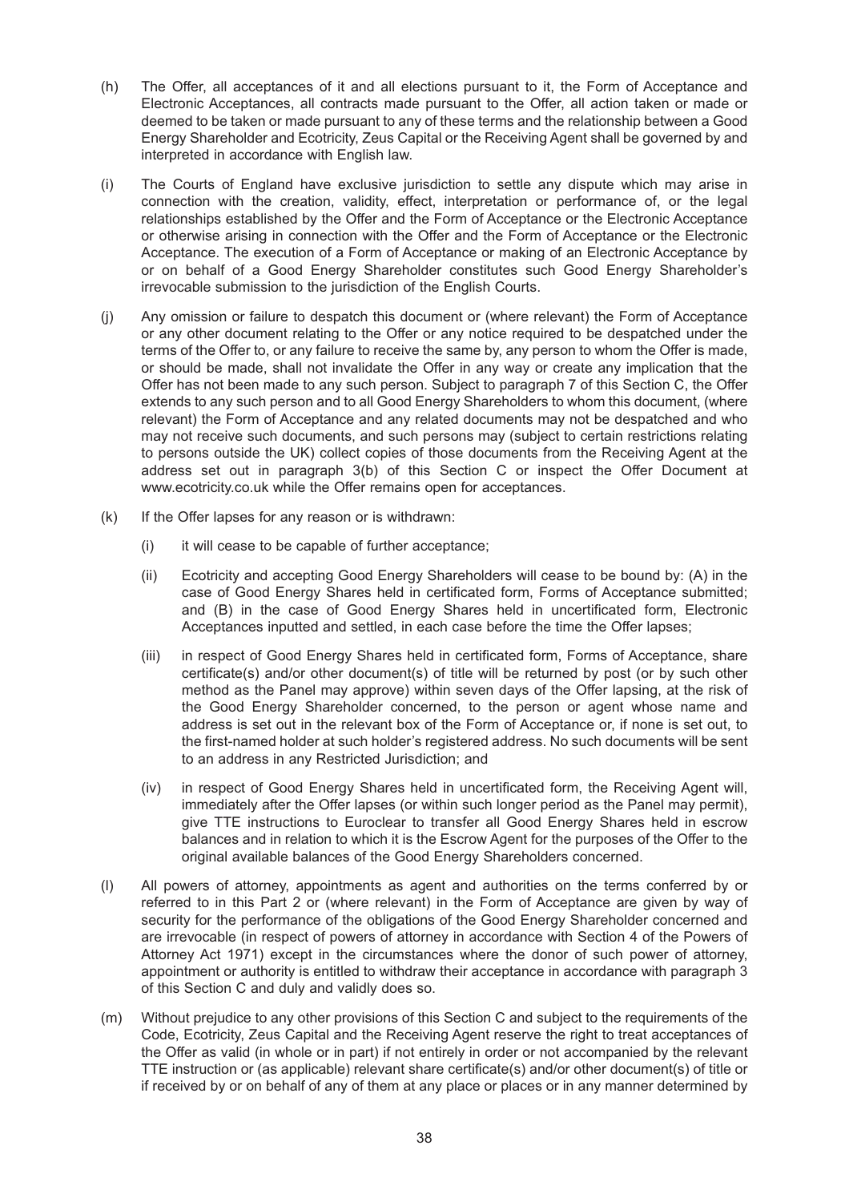(h) The Offer, all acceptances of it and all elections pursuant to it, the Form of Acceptance and Electronic Acceptances, all contracts made pursuant to the Offer, all action taken or made or deemed to be taken or made pursuant to any of these terms and the relationship between a Good Energy Shareholder and Ecotricity, Zeus Capital or the Receiving Agent shall be governed by and interpreted in accordance with English law.

(i) The Courts of England have exclusive jurisdiction to settle any dispute which may arise in connection with the creation, validity, effect, interpretation or performance of, or the legal relationships established by the Offer and the Form of Acceptance or the Electronic Acceptance or otherwise arising in connection with the Offer and the Form of Acceptance or the Electronic Acceptance. The execution of a Form of Acceptance or making of an Electronic Acceptance by or on behalf of a Good Energy Shareholder constitutes such Good Energy Shareholder's irrevocable submission to the jurisdiction of the English Courts.

(j) Any omission or failure to despatch this document or (where relevant) the Form of Acceptance or any other document relating to the Offer or any notice required to be despatched under the terms of the Offer to, or any failure to receive the same by, any person to whom the Offer is made, or should be made, shall not invalidate the Offer in any way or create any implication that the Offer has not been made to any such person. Subject to paragraph 7 of this Section C, the Offer extends to any such person and to all Good Energy Shareholders to whom this document, (where relevant) the Form of Acceptance and any related documents may not be despatched and who may not receive such documents, and such persons may (subject to certain restrictions relating to persons outside the UK) collect copies of those documents from the Receiving Agent at the address set out in paragraph 3(b) of this Section C or inspect the Offer Document at www.ecotricity.co.uk while the Offer remains open for acceptances.

(k) If the Offer lapses for any reason or is withdrawn:

  (i) it will cease to be capable of further acceptance;

  (ii) Ecotricity and accepting Good Energy Shareholders will cease to be bound by: (A) in the case of Good Energy Shares held in certificated form, Forms of Acceptance submitted; and (B) in the case of Good Energy Shares held in uncertificated form, Electronic Acceptances inputted and settled, in each case before the time the Offer lapses;

  (iii) in respect of Good Energy Shares held in certificated form, Forms of Acceptance, share certificate(s) and/or other document(s) of title will be returned by post (or by such other method as the Panel may approve) within seven days of the Offer lapsing, at the risk of the Good Energy Shareholder concerned, to the person or agent whose name and address is set out in the relevant box of the Form of Acceptance or, if none is set out, to the first-named holder at such holder's registered address. No such documents will be sent to an address in any Restricted Jurisdiction; and

  (iv) in respect of Good Energy Shares held in uncertificated form, the Receiving Agent will, immediately after the Offer lapses (or within such longer period as the Panel may permit), give TTE instructions to Euroclear to transfer all Good Energy Shares held in escrow balances and in relation to which it is the Escrow Agent for the purposes of the Offer to the original available balances of the Good Energy Shareholders concerned.

(l) All powers of attorney, appointments as agent and authorities on the terms conferred by or referred to in this Part 2 or (where relevant) in the Form of Acceptance are given by way of security for the performance of the obligations of the Good Energy Shareholder concerned and are irrevocable (in respect of powers of attorney in accordance with Section 4 of the Powers of Attorney Act 1971) except in the circumstances where the donor of such power of attorney, appointment or authority is entitled to withdraw their acceptance in accordance with paragraph 3 of this Section C and duly and validly does so.

(m) Without prejudice to any other provisions of this Section C and subject to the requirements of the Code, Ecotricity, Zeus Capital and the Receiving Agent reserve the right to treat acceptances of the Offer as valid (in whole or in part) if not entirely in order or not accompanied by the relevant TTE instruction or (as applicable) relevant share certificate(s) and/or other document(s) of title or if received by or on behalf of any of them at any place or places or in any manner determined by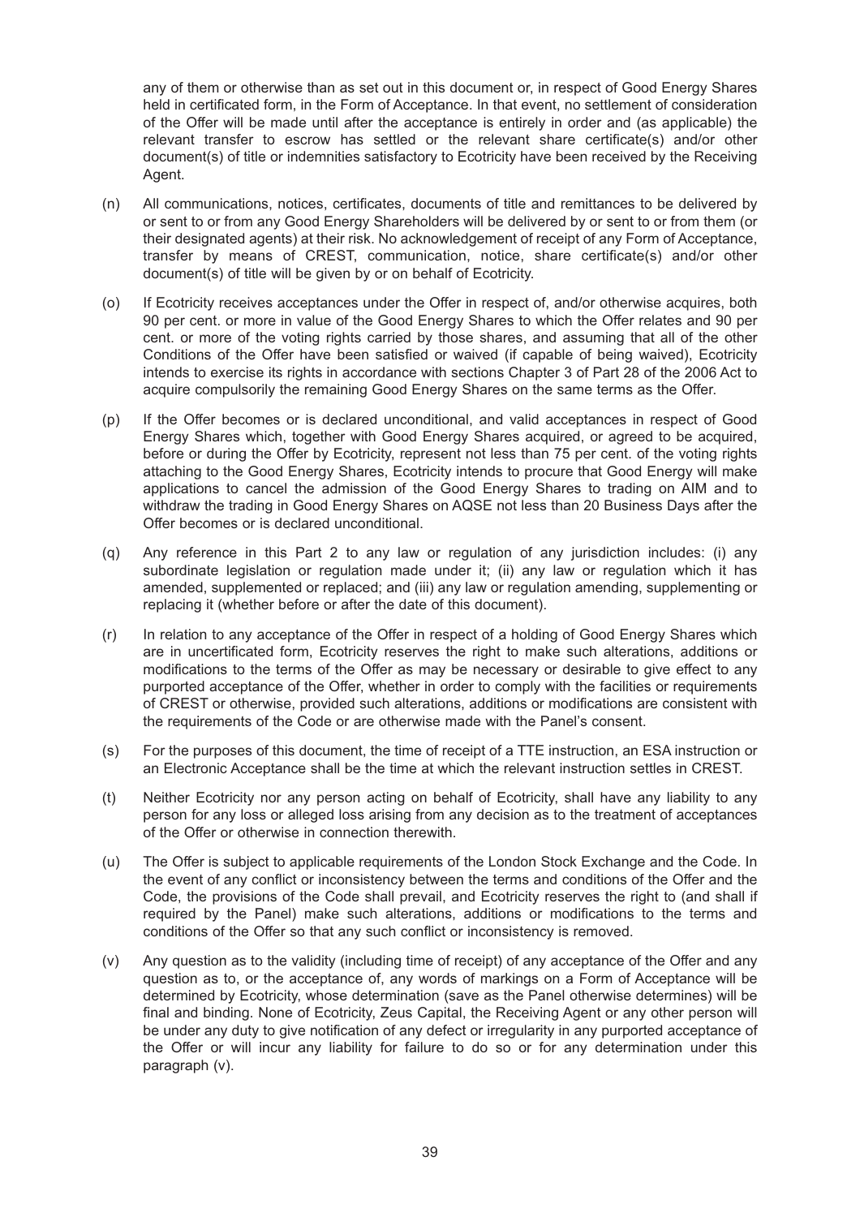any of them or otherwise than as set out in this document or, in respect of Good Energy Shares held in certificated form, in the Form of Acceptance. In that event, no settlement of consideration of the Offer will be made until after the acceptance is entirely in order and (as applicable) the relevant transfer to escrow has settled or the relevant share certificate(s) and/or other document(s) of title or indemnities satisfactory to Ecotricity have been received by the Receiving Agent.

(n) All communications, notices, certificates, documents of title and remittances to be delivered by or sent to or from any Good Energy Shareholders will be delivered by or sent to or from them (or their designated agents) at their risk. No acknowledgement of receipt of any Form of Acceptance, transfer by means of CREST, communication, notice, share certificate(s) and/or other document(s) of title will be given by or on behalf of Ecotricity.

(o) If Ecotricity receives acceptances under the Offer in respect of, and/or otherwise acquires, both 90 per cent. or more in value of the Good Energy Shares to which the Offer relates and 90 per cent. or more of the voting rights carried by those shares, and assuming that all of the other Conditions of the Offer have been satisfied or waived (if capable of being waived), Ecotricity intends to exercise its rights in accordance with sections Chapter 3 of Part 28 of the 2006 Act to acquire compulsorily the remaining Good Energy Shares on the same terms as the Offer.

(p) If the Offer becomes or is declared unconditional, and valid acceptances in respect of Good Energy Shares which, together with Good Energy Shares acquired, or agreed to be acquired, before or during the Offer by Ecotricity, represent not less than 75 per cent. of the voting rights attaching to the Good Energy Shares, Ecotricity intends to procure that Good Energy will make applications to cancel the admission of the Good Energy Shares to trading on AIM and to withdraw the trading in Good Energy Shares on AQSE not less than 20 Business Days after the Offer becomes or is declared unconditional.

(q) Any reference in this Part 2 to any law or regulation of any jurisdiction includes: (i) any subordinate legislation or regulation made under it; (ii) any law or regulation which it has amended, supplemented or replaced; and (iii) any law or regulation amending, supplementing or replacing it (whether before or after the date of this document).

(r) In relation to any acceptance of the Offer in respect of a holding of Good Energy Shares which are in uncertificated form, Ecotricity reserves the right to make such alterations, additions or modifications to the terms of the Offer as may be necessary or desirable to give effect to any purported acceptance of the Offer, whether in order to comply with the facilities or requirements of CREST or otherwise, provided such alterations, additions or modifications are consistent with the requirements of the Code or are otherwise made with the Panel's consent.

(s) For the purposes of this document, the time of receipt of a TTE instruction, an ESA instruction or an Electronic Acceptance shall be the time at which the relevant instruction settles in CREST.

(t) Neither Ecotricity nor any person acting on behalf of Ecotricity, shall have any liability to any person for any loss or alleged loss arising from any decision as to the treatment of acceptances of the Offer or otherwise in connection therewith.

(u) The Offer is subject to applicable requirements of the London Stock Exchange and the Code. In the event of any conflict or inconsistency between the terms and conditions of the Offer and the Code, the provisions of the Code shall prevail, and Ecotricity reserves the right to (and shall if required by the Panel) make such alterations, additions or modifications to the terms and conditions of the Offer so that any such conflict or inconsistency is removed.

(v) Any question as to the validity (including time of receipt) of any acceptance of the Offer and any question as to, or the acceptance of, any words of markings on a Form of Acceptance will be determined by Ecotricity, whose determination (save as the Panel otherwise determines) will be final and binding. None of Ecotricity, Zeus Capital, the Receiving Agent or any other person will be under any duty to give notification of any defect or irregularity in any purported acceptance of the Offer or will incur any liability for failure to do so or for any determination under this paragraph (v).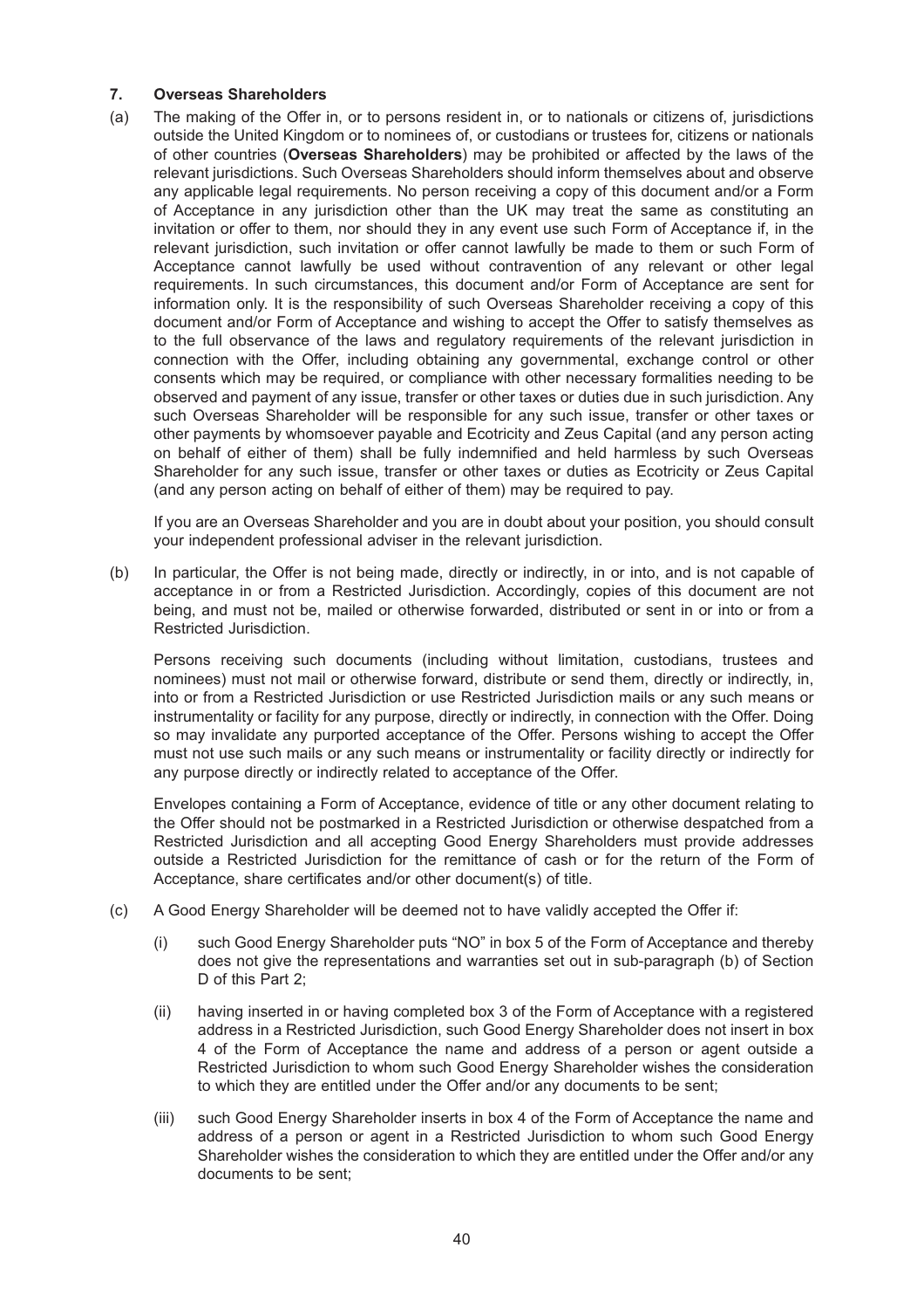### 7. Overseas Shareholders

(a) The making of the Offer in, or to persons resident in, or to nationals or citizens of, jurisdictions outside the United Kingdom or to nominees of, or custodians or trustees for, citizens or nationals of other countries (**Overseas Shareholders**) may be prohibited or affected by the laws of the relevant jurisdictions. Such Overseas Shareholders should inform themselves about and observe any applicable legal requirements. No person receiving a copy of this document and/or a Form of Acceptance in any jurisdiction other than the UK may treat the same as constituting an invitation or offer to them, nor should they in any event use such Form of Acceptance if, in the relevant jurisdiction, such invitation or offer cannot lawfully be made to them or such Form of Acceptance cannot lawfully be used without contravention of any relevant or other legal requirements. In such circumstances, this document and/or Form of Acceptance are sent for information only. It is the responsibility of such Overseas Shareholder receiving a copy of this document and/or Form of Acceptance and wishing to accept the Offer to satisfy themselves as to the full observance of the laws and regulatory requirements of the relevant jurisdiction in connection with the Offer, including obtaining any governmental, exchange control or other consents which may be required, or compliance with other necessary formalities needing to be observed and payment of any issue, transfer or other taxes or duties due in such jurisdiction. Any such Overseas Shareholder will be responsible for any such issue, transfer or other taxes or other payments by whomsoever payable and Ecotricity and Zeus Capital (and any person acting on behalf of either of them) shall be fully indemnified and held harmless by such Overseas Shareholder for any such issue, transfer or other taxes or duties as Ecotricity or Zeus Capital (and any person acting on behalf of either of them) may be required to pay.

If you are an Overseas Shareholder and you are in doubt about your position, you should consult your independent professional adviser in the relevant jurisdiction.

(b) In particular, the Offer is not being made, directly or indirectly, in or into, and is not capable of acceptance in or from a Restricted Jurisdiction. Accordingly, copies of this document are not being, and must not be, mailed or otherwise forwarded, distributed or sent in or into or from a Restricted Jurisdiction.

Persons receiving such documents (including without limitation, custodians, trustees and nominees) must not mail or otherwise forward, distribute or send them, directly or indirectly, in, into or from a Restricted Jurisdiction or use Restricted Jurisdiction mails or any such means or instrumentality or facility for any purpose, directly or indirectly, in connection with the Offer. Doing so may invalidate any purported acceptance of the Offer. Persons wishing to accept the Offer must not use such mails or any such means or instrumentality or facility directly or indirectly for any purpose directly or indirectly related to acceptance of the Offer.

Envelopes containing a Form of Acceptance, evidence of title or any other document relating to the Offer should not be postmarked in a Restricted Jurisdiction or otherwise despatched from a Restricted Jurisdiction and all accepting Good Energy Shareholders must provide addresses outside a Restricted Jurisdiction for the remittance of cash or for the return of the Form of Acceptance, share certificates and/or other document(s) of title.

(c) A Good Energy Shareholder will be deemed not to have validly accepted the Offer if:

(i) such Good Energy Shareholder puts "NO" in box 5 of the Form of Acceptance and thereby does not give the representations and warranties set out in sub-paragraph (b) of Section D of this Part 2;

(ii) having inserted in or having completed box 3 of the Form of Acceptance with a registered address in a Restricted Jurisdiction, such Good Energy Shareholder does not insert in box 4 of the Form of Acceptance the name and address of a person or agent outside a Restricted Jurisdiction to whom such Good Energy Shareholder wishes the consideration to which they are entitled under the Offer and/or any documents to be sent;

(iii) such Good Energy Shareholder inserts in box 4 of the Form of Acceptance the name and address of a person or agent in a Restricted Jurisdiction to whom such Good Energy Shareholder wishes the consideration to which they are entitled under the Offer and/or any documents to be sent;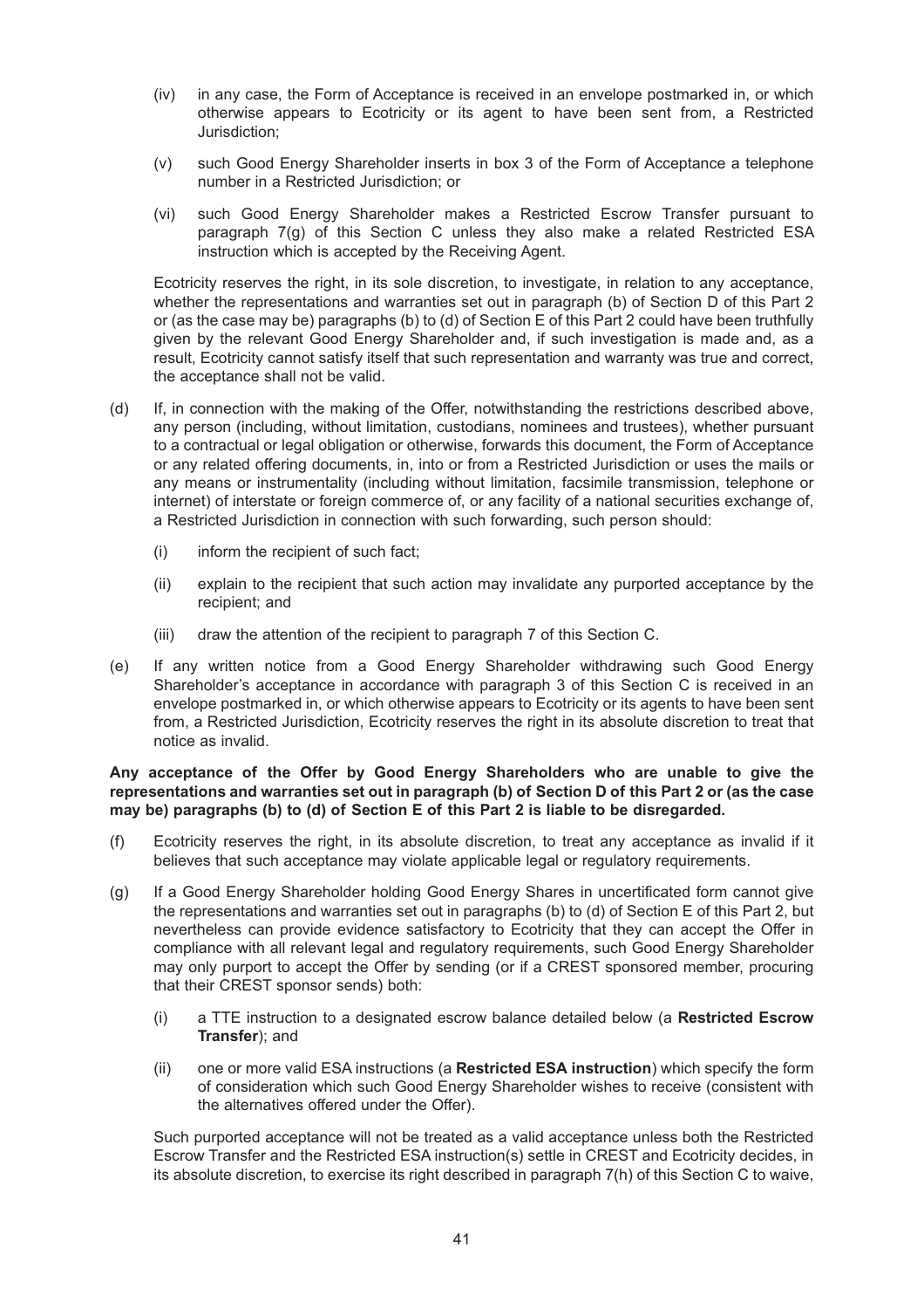(iv) in any case, the Form of Acceptance is received in an envelope postmarked in, or which otherwise appears to Ecotricity or its agent to have been sent from, a Restricted Jurisdiction;

(v) such Good Energy Shareholder inserts in box 3 of the Form of Acceptance a telephone number in a Restricted Jurisdiction; or

(vi) such Good Energy Shareholder makes a Restricted Escrow Transfer pursuant to paragraph 7(g) of this Section C unless they also make a related Restricted ESA instruction which is accepted by the Receiving Agent.

Ecotricity reserves the right, in its sole discretion, to investigate, in relation to any acceptance, whether the representations and warranties set out in paragraph (b) of Section D of this Part 2 or (as the case may be) paragraphs (b) to (d) of Section E of this Part 2 could have been truthfully given by the relevant Good Energy Shareholder and, if such investigation is made and, as a result, Ecotricity cannot satisfy itself that such representation and warranty was true and correct, the acceptance shall not be valid.

(d) If, in connection with the making of the Offer, notwithstanding the restrictions described above, any person (including, without limitation, custodians, nominees and trustees), whether pursuant to a contractual or legal obligation or otherwise, forwards this document, the Form of Acceptance or any related offering documents, in, into or from a Restricted Jurisdiction or uses the mails or any means or instrumentality (including without limitation, facsimile transmission, telephone or internet) of interstate or foreign commerce of, or any facility of a national securities exchange of, a Restricted Jurisdiction in connection with such forwarding, such person should:

(i) inform the recipient of such fact;

(ii) explain to the recipient that such action may invalidate any purported acceptance by the recipient; and

(iii) draw the attention of the recipient to paragraph 7 of this Section C.

(e) If any written notice from a Good Energy Shareholder withdrawing such Good Energy Shareholder's acceptance in accordance with paragraph 3 of this Section C is received in an envelope postmarked in, or which otherwise appears to Ecotricity or its agents to have been sent from, a Restricted Jurisdiction, Ecotricity reserves the right in its absolute discretion to treat that notice as invalid.

**Any acceptance of the Offer by Good Energy Shareholders who are unable to give the representations and warranties set out in paragraph (b) of Section D of this Part 2 or (as the case may be) paragraphs (b) to (d) of Section E of this Part 2 is liable to be disregarded.**

(f) Ecotricity reserves the right, in its absolute discretion, to treat any acceptance as invalid if it believes that such acceptance may violate applicable legal or regulatory requirements.

(g) If a Good Energy Shareholder holding Good Energy Shares in uncertificated form cannot give the representations and warranties set out in paragraphs (b) to (d) of Section E of this Part 2, but nevertheless can provide evidence satisfactory to Ecotricity that they can accept the Offer in compliance with all relevant legal and regulatory requirements, such Good Energy Shareholder may only purport to accept the Offer by sending (or if a CREST sponsored member, procuring that their CREST sponsor sends) both:

(i) a TTE instruction to a designated escrow balance detailed below (a **Restricted Escrow Transfer**); and

(ii) one or more valid ESA instructions (a **Restricted ESA instruction**) which specify the form of consideration which such Good Energy Shareholder wishes to receive (consistent with the alternatives offered under the Offer).

Such purported acceptance will not be treated as a valid acceptance unless both the Restricted Escrow Transfer and the Restricted ESA instruction(s) settle in CREST and Ecotricity decides, in its absolute discretion, to exercise its right described in paragraph 7(h) of this Section C to waive,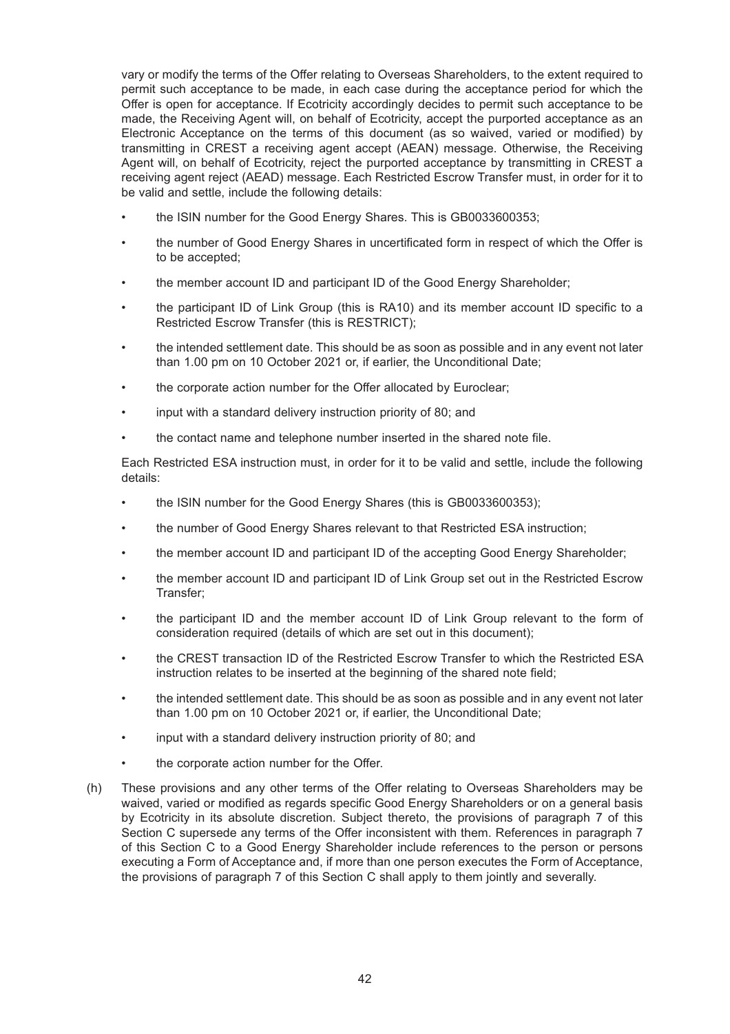vary or modify the terms of the Offer relating to Overseas Shareholders, to the extent required to permit such acceptance to be made, in each case during the acceptance period for which the Offer is open for acceptance. If Ecotricity accordingly decides to permit such acceptance to be made, the Receiving Agent will, on behalf of Ecotricity, accept the purported acceptance as an Electronic Acceptance on the terms of this document (as so waived, varied or modified) by transmitting in CREST a receiving agent accept (AEAN) message. Otherwise, the Receiving Agent will, on behalf of Ecotricity, reject the purported acceptance by transmitting in CREST a receiving agent reject (AEAD) message. Each Restricted Escrow Transfer must, in order for it to be valid and settle, include the following details:

- the ISIN number for the Good Energy Shares. This is GB0033600353;
- the number of Good Energy Shares in uncertificated form in respect of which the Offer is to be accepted;
- the member account ID and participant ID of the Good Energy Shareholder;
- the participant ID of Link Group (this is RA10) and its member account ID specific to a Restricted Escrow Transfer (this is RESTRICT);
- the intended settlement date. This should be as soon as possible and in any event not later than 1.00 pm on 10 October 2021 or, if earlier, the Unconditional Date;
- the corporate action number for the Offer allocated by Euroclear;
- input with a standard delivery instruction priority of 80; and
- the contact name and telephone number inserted in the shared note file.

Each Restricted ESA instruction must, in order for it to be valid and settle, include the following details:

- the ISIN number for the Good Energy Shares (this is GB0033600353);
- the number of Good Energy Shares relevant to that Restricted ESA instruction;
- the member account ID and participant ID of the accepting Good Energy Shareholder;
- the member account ID and participant ID of Link Group set out in the Restricted Escrow Transfer;
- the participant ID and the member account ID of Link Group relevant to the form of consideration required (details of which are set out in this document);
- the CREST transaction ID of the Restricted Escrow Transfer to which the Restricted ESA instruction relates to be inserted at the beginning of the shared note field;
- the intended settlement date. This should be as soon as possible and in any event not later than 1.00 pm on 10 October 2021 or, if earlier, the Unconditional Date;
- input with a standard delivery instruction priority of 80; and
- the corporate action number for the Offer.

(h) These provisions and any other terms of the Offer relating to Overseas Shareholders may be waived, varied or modified as regards specific Good Energy Shareholders or on a general basis by Ecotricity in its absolute discretion. Subject thereto, the provisions of paragraph 7 of this Section C supersede any terms of the Offer inconsistent with them. References in paragraph 7 of this Section C to a Good Energy Shareholder include references to the person or persons executing a Form of Acceptance and, if more than one person executes the Form of Acceptance, the provisions of paragraph 7 of this Section C shall apply to them jointly and severally.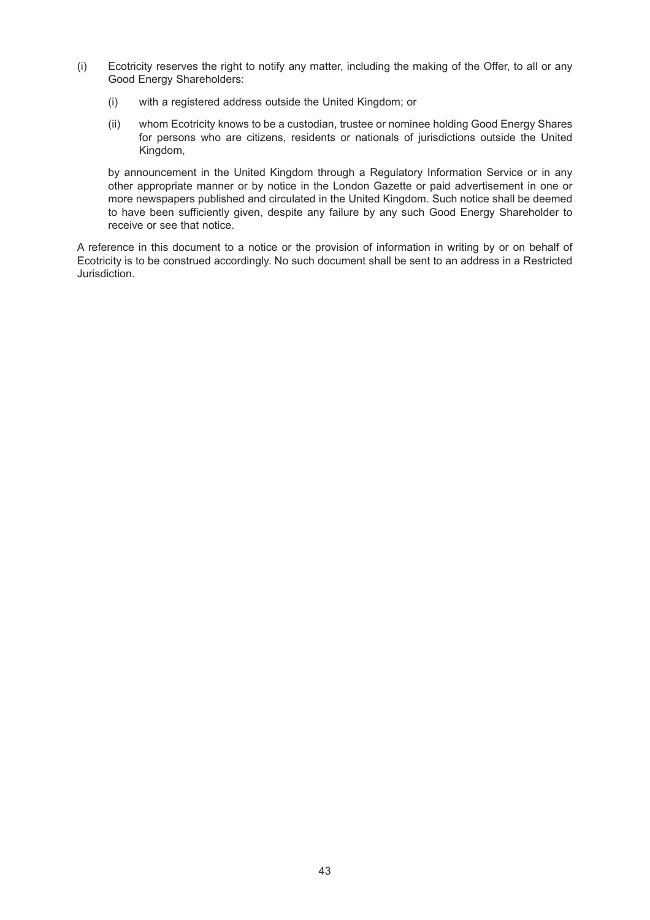(i) Ecotricity reserves the right to notify any matter, including the making of the Offer, to all or any Good Energy Shareholders:

   (i) with a registered address outside the United Kingdom; or

   (ii) whom Ecotricity knows to be a custodian, trustee or nominee holding Good Energy Shares for persons who are citizens, residents or nationals of jurisdictions outside the United Kingdom,

   by announcement in the United Kingdom through a Regulatory Information Service or in any other appropriate manner or by notice in the London Gazette or paid advertisement in one or more newspapers published and circulated in the United Kingdom. Such notice shall be deemed to have been sufficiently given, despite any failure by any such Good Energy Shareholder to receive or see that notice.

A reference in this document to a notice or the provision of information in writing by or on behalf of Ecotricity is to be construed accordingly. No such document shall be sent to an address in a Restricted Jurisdiction.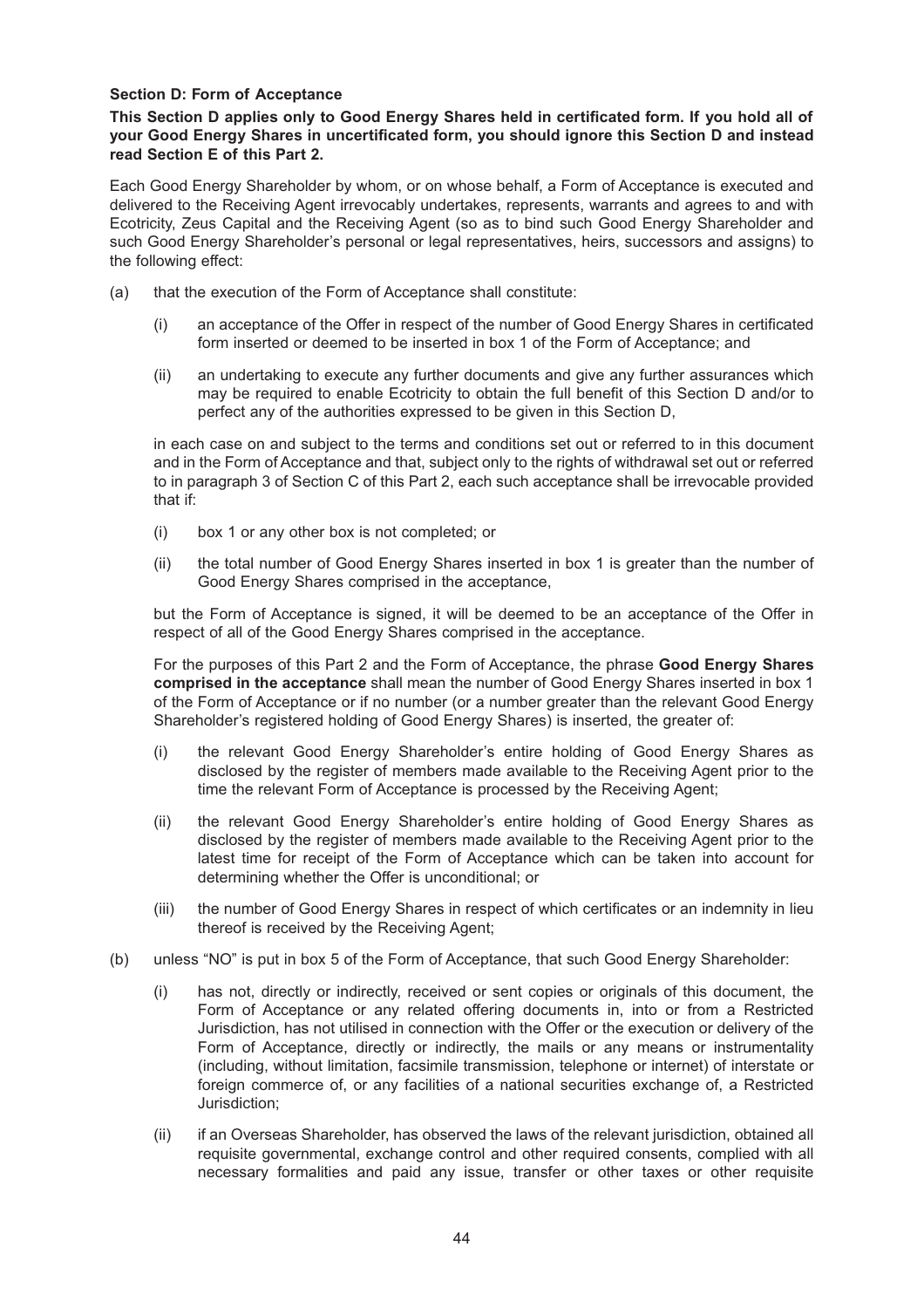**Section D: Form of Acceptance**

**This Section D applies only to Good Energy Shares held in certificated form. If you hold all of your Good Energy Shares in uncertificated form, you should ignore this Section D and instead read Section E of this Part 2.**

Each Good Energy Shareholder by whom, or on whose behalf, a Form of Acceptance is executed and delivered to the Receiving Agent irrevocably undertakes, represents, warrants and agrees to and with Ecotricity, Zeus Capital and the Receiving Agent (so as to bind such Good Energy Shareholder and such Good Energy Shareholder's personal or legal representatives, heirs, successors and assigns) to the following effect:

(a) that the execution of the Form of Acceptance shall constitute:

   (i) an acceptance of the Offer in respect of the number of Good Energy Shares in certificated form inserted or deemed to be inserted in box 1 of the Form of Acceptance; and

   (ii) an undertaking to execute any further documents and give any further assurances which may be required to enable Ecotricity to obtain the full benefit of this Section D and/or to perfect any of the authorities expressed to be given in this Section D,

   in each case on and subject to the terms and conditions set out or referred to in this document and in the Form of Acceptance and that, subject only to the rights of withdrawal set out or referred to in paragraph 3 of Section C of this Part 2, each such acceptance shall be irrevocable provided that if:

   (i) box 1 or any other box is not completed; or

   (ii) the total number of Good Energy Shares inserted in box 1 is greater than the number of Good Energy Shares comprised in the acceptance,

   but the Form of Acceptance is signed, it will be deemed to be an acceptance of the Offer in respect of all of the Good Energy Shares comprised in the acceptance.

   For the purposes of this Part 2 and the Form of Acceptance, the phrase **Good Energy Shares comprised in the acceptance** shall mean the number of Good Energy Shares inserted in box 1 of the Form of Acceptance or if no number (or a number greater than the relevant Good Energy Shareholder's registered holding of Good Energy Shares) is inserted, the greater of:

   (i) the relevant Good Energy Shareholder's entire holding of Good Energy Shares as disclosed by the register of members made available to the Receiving Agent prior to the time the relevant Form of Acceptance is processed by the Receiving Agent;

   (ii) the relevant Good Energy Shareholder's entire holding of Good Energy Shares as disclosed by the register of members made available to the Receiving Agent prior to the latest time for receipt of the Form of Acceptance which can be taken into account for determining whether the Offer is unconditional; or

   (iii) the number of Good Energy Shares in respect of which certificates or an indemnity in lieu thereof is received by the Receiving Agent;

(b) unless "NO" is put in box 5 of the Form of Acceptance, that such Good Energy Shareholder:

   (i) has not, directly or indirectly, received or sent copies or originals of this document, the Form of Acceptance or any related offering documents in, into or from a Restricted Jurisdiction, has not utilised in connection with the Offer or the execution or delivery of the Form of Acceptance, directly or indirectly, the mails or any means or instrumentality (including, without limitation, facsimile transmission, telephone or internet) of interstate or foreign commerce of, or any facilities of a national securities exchange of, a Restricted Jurisdiction;

   (ii) if an Overseas Shareholder, has observed the laws of the relevant jurisdiction, obtained all requisite governmental, exchange control and other required consents, complied with all necessary formalities and paid any issue, transfer or other taxes or other requisite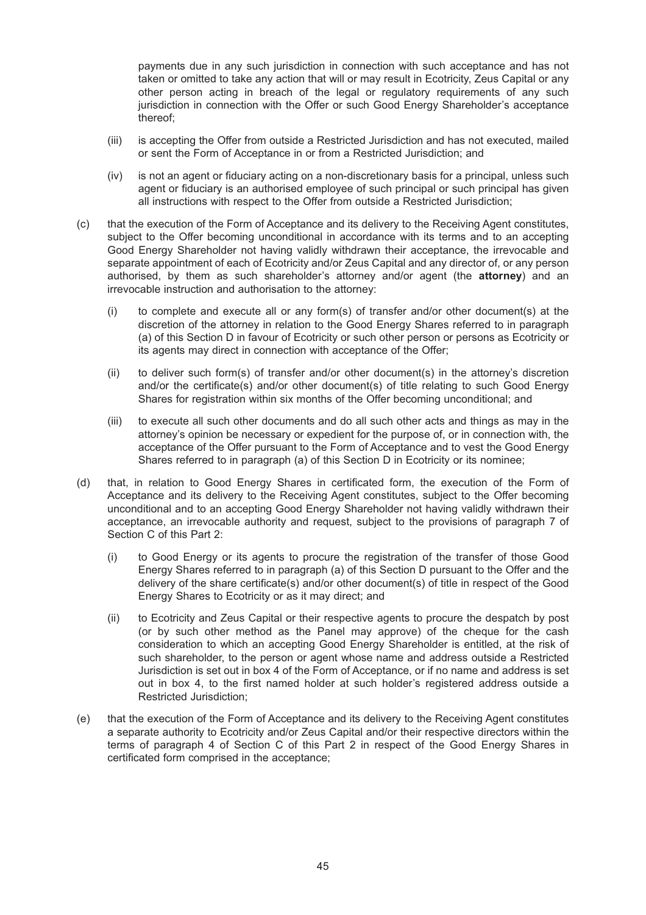payments due in any such jurisdiction in connection with such acceptance and has not taken or omitted to take any action that will or may result in Ecotricity, Zeus Capital or any other person acting in breach of the legal or regulatory requirements of any such jurisdiction in connection with the Offer or such Good Energy Shareholder's acceptance thereof;

(iii) is accepting the Offer from outside a Restricted Jurisdiction and has not executed, mailed or sent the Form of Acceptance in or from a Restricted Jurisdiction; and

(iv) is not an agent or fiduciary acting on a non-discretionary basis for a principal, unless such agent or fiduciary is an authorised employee of such principal or such principal has given all instructions with respect to the Offer from outside a Restricted Jurisdiction;

(c) that the execution of the Form of Acceptance and its delivery to the Receiving Agent constitutes, subject to the Offer becoming unconditional in accordance with its terms and to an accepting Good Energy Shareholder not having validly withdrawn their acceptance, the irrevocable and separate appointment of each of Ecotricity and/or Zeus Capital and any director of, or any person authorised, by them as such shareholder's attorney and/or agent (the **attorney**) and an irrevocable instruction and authorisation to the attorney:

(i) to complete and execute all or any form(s) of transfer and/or other document(s) at the discretion of the attorney in relation to the Good Energy Shares referred to in paragraph (a) of this Section D in favour of Ecotricity or such other person or persons as Ecotricity or its agents may direct in connection with acceptance of the Offer;

(ii) to deliver such form(s) of transfer and/or other document(s) in the attorney's discretion and/or the certificate(s) and/or other document(s) of title relating to such Good Energy Shares for registration within six months of the Offer becoming unconditional; and

(iii) to execute all such other documents and do all such other acts and things as may in the attorney's opinion be necessary or expedient for the purpose of, or in connection with, the acceptance of the Offer pursuant to the Form of Acceptance and to vest the Good Energy Shares referred to in paragraph (a) of this Section D in Ecotricity or its nominee;

(d) that, in relation to Good Energy Shares in certificated form, the execution of the Form of Acceptance and its delivery to the Receiving Agent constitutes, subject to the Offer becoming unconditional and to an accepting Good Energy Shareholder not having validly withdrawn their acceptance, an irrevocable authority and request, subject to the provisions of paragraph 7 of Section C of this Part 2:

(i) to Good Energy or its agents to procure the registration of the transfer of those Good Energy Shares referred to in paragraph (a) of this Section D pursuant to the Offer and the delivery of the share certificate(s) and/or other document(s) of title in respect of the Good Energy Shares to Ecotricity or as it may direct; and

(ii) to Ecotricity and Zeus Capital or their respective agents to procure the despatch by post (or by such other method as the Panel may approve) of the cheque for the cash consideration to which an accepting Good Energy Shareholder is entitled, at the risk of such shareholder, to the person or agent whose name and address outside a Restricted Jurisdiction is set out in box 4 of the Form of Acceptance, or if no name and address is set out in box 4, to the first named holder at such holder's registered address outside a Restricted Jurisdiction;

(e) that the execution of the Form of Acceptance and its delivery to the Receiving Agent constitutes a separate authority to Ecotricity and/or Zeus Capital and/or their respective directors within the terms of paragraph 4 of Section C of this Part 2 in respect of the Good Energy Shares in certificated form comprised in the acceptance;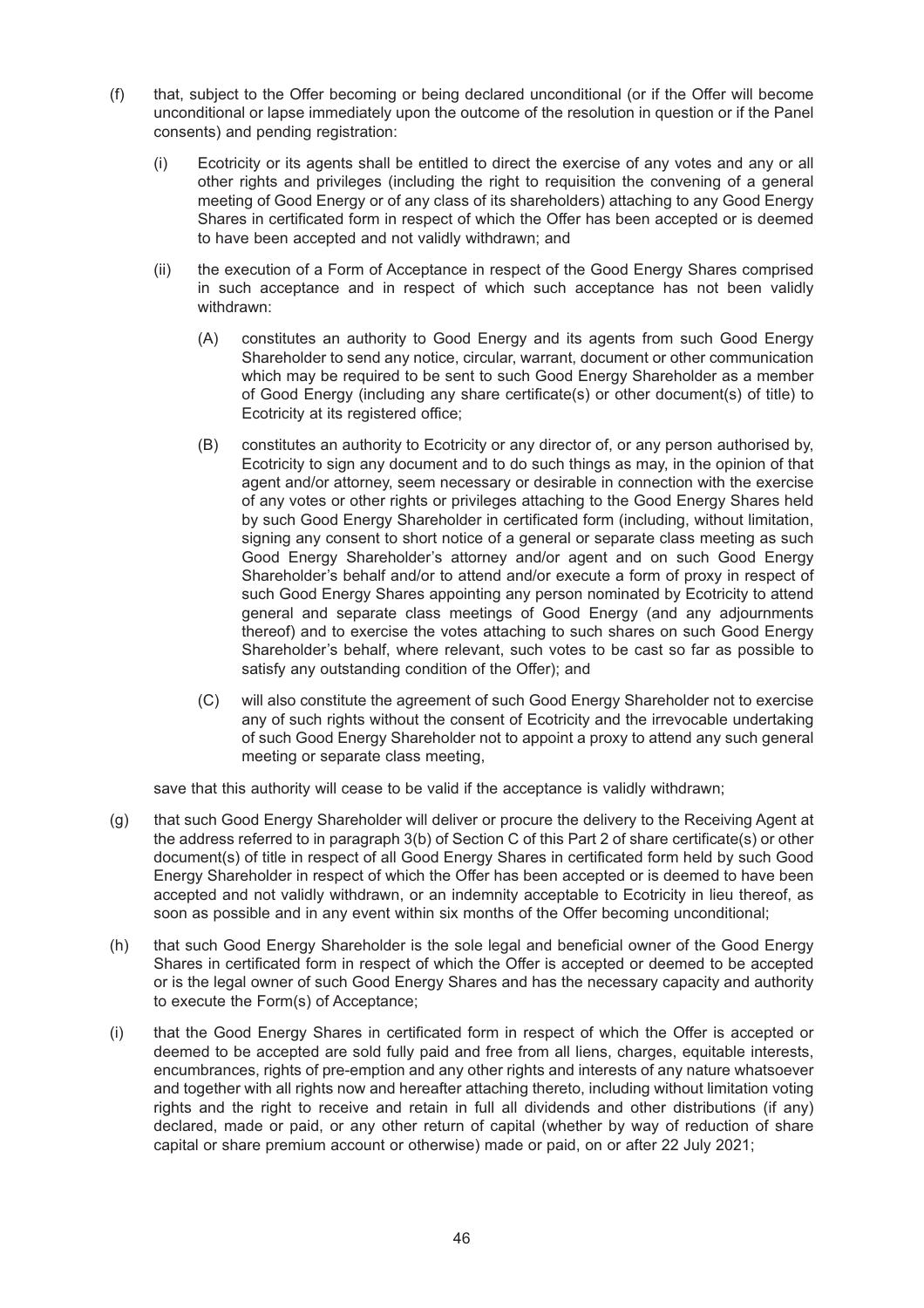(f) that, subject to the Offer becoming or being declared unconditional (or if the Offer will become unconditional or lapse immediately upon the outcome of the resolution in question or if the Panel consents) and pending registration:

   (i) Ecotricity or its agents shall be entitled to direct the exercise of any votes and any or all other rights and privileges (including the right to requisition the convening of a general meeting of Good Energy or of any class of its shareholders) attaching to any Good Energy Shares in certificated form in respect of which the Offer has been accepted or is deemed to have been accepted and not validly withdrawn; and

   (ii) the execution of a Form of Acceptance in respect of the Good Energy Shares comprised in such acceptance and in respect of which such acceptance has not been validly withdrawn:

      (A) constitutes an authority to Good Energy and its agents from such Good Energy Shareholder to send any notice, circular, warrant, document or other communication which may be required to be sent to such Good Energy Shareholder as a member of Good Energy (including any share certificate(s) or other document(s) of title) to Ecotricity at its registered office;

      (B) constitutes an authority to Ecotricity or any director of, or any person authorised by, Ecotricity to sign any document and to do such things as may, in the opinion of that agent and/or attorney, seem necessary or desirable in connection with the exercise of any votes or other rights or privileges attaching to the Good Energy Shares held by such Good Energy Shareholder in certificated form (including, without limitation, signing any consent to short notice of a general or separate class meeting as such Good Energy Shareholder's attorney and/or agent and on such Good Energy Shareholder's behalf and/or to attend and/or execute a form of proxy in respect of such Good Energy Shares appointing any person nominated by Ecotricity to attend general and separate class meetings of Good Energy (and any adjournments thereof) and to exercise the votes attaching to such shares on such Good Energy Shareholder's behalf, where relevant, such votes to be cast so far as possible to satisfy any outstanding condition of the Offer); and

      (C) will also constitute the agreement of such Good Energy Shareholder not to exercise any of such rights without the consent of Ecotricity and the irrevocable undertaking of such Good Energy Shareholder not to appoint a proxy to attend any such general meeting or separate class meeting,

   save that this authority will cease to be valid if the acceptance is validly withdrawn;

(g) that such Good Energy Shareholder will deliver or procure the delivery to the Receiving Agent at the address referred to in paragraph 3(b) of Section C of this Part 2 of share certificate(s) or other document(s) of title in respect of all Good Energy Shares in certificated form held by such Good Energy Shareholder in respect of which the Offer has been accepted or is deemed to have been accepted and not validly withdrawn, or an indemnity acceptable to Ecotricity in lieu thereof, as soon as possible and in any event within six months of the Offer becoming unconditional;

(h) that such Good Energy Shareholder is the sole legal and beneficial owner of the Good Energy Shares in certificated form in respect of which the Offer is accepted or deemed to be accepted or is the legal owner of such Good Energy Shares and has the necessary capacity and authority to execute the Form(s) of Acceptance;

(i) that the Good Energy Shares in certificated form in respect of which the Offer is accepted or deemed to be accepted are sold fully paid and free from all liens, charges, equitable interests, encumbrances, rights of pre-emption and any other rights and interests of any nature whatsoever and together with all rights now and hereafter attaching thereto, including without limitation voting rights and the right to receive and retain in full all dividends and other distributions (if any) declared, made or paid, or any other return of capital (whether by way of reduction of share capital or share premium account or otherwise) made or paid, on or after 22 July 2021;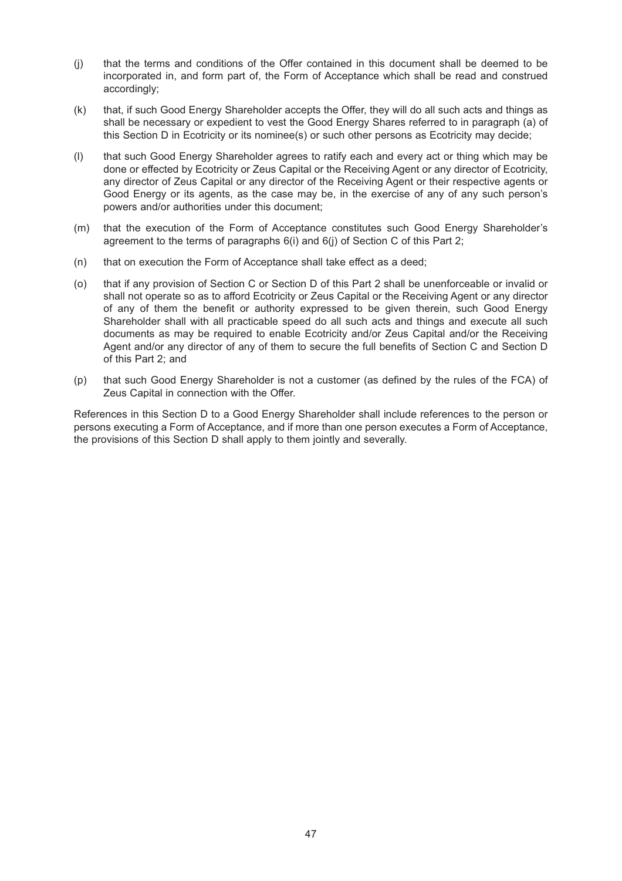(j) that the terms and conditions of the Offer contained in this document shall be deemed to be incorporated in, and form part of, the Form of Acceptance which shall be read and construed accordingly;

(k) that, if such Good Energy Shareholder accepts the Offer, they will do all such acts and things as shall be necessary or expedient to vest the Good Energy Shares referred to in paragraph (a) of this Section D in Ecotricity or its nominee(s) or such other persons as Ecotricity may decide;

(l) that such Good Energy Shareholder agrees to ratify each and every act or thing which may be done or effected by Ecotricity or Zeus Capital or the Receiving Agent or any director of Ecotricity, any director of Zeus Capital or any director of the Receiving Agent or their respective agents or Good Energy or its agents, as the case may be, in the exercise of any of any such person's powers and/or authorities under this document;

(m) that the execution of the Form of Acceptance constitutes such Good Energy Shareholder's agreement to the terms of paragraphs 6(i) and 6(j) of Section C of this Part 2;

(n) that on execution the Form of Acceptance shall take effect as a deed;

(o) that if any provision of Section C or Section D of this Part 2 shall be unenforceable or invalid or shall not operate so as to afford Ecotricity or Zeus Capital or the Receiving Agent or any director of any of them the benefit or authority expressed to be given therein, such Good Energy Shareholder shall with all practicable speed do all such acts and things and execute all such documents as may be required to enable Ecotricity and/or Zeus Capital and/or the Receiving Agent and/or any director of any of them to secure the full benefits of Section C and Section D of this Part 2; and

(p) that such Good Energy Shareholder is not a customer (as defined by the rules of the FCA) of Zeus Capital in connection with the Offer.

References in this Section D to a Good Energy Shareholder shall include references to the person or persons executing a Form of Acceptance, and if more than one person executes a Form of Acceptance, the provisions of this Section D shall apply to them jointly and severally.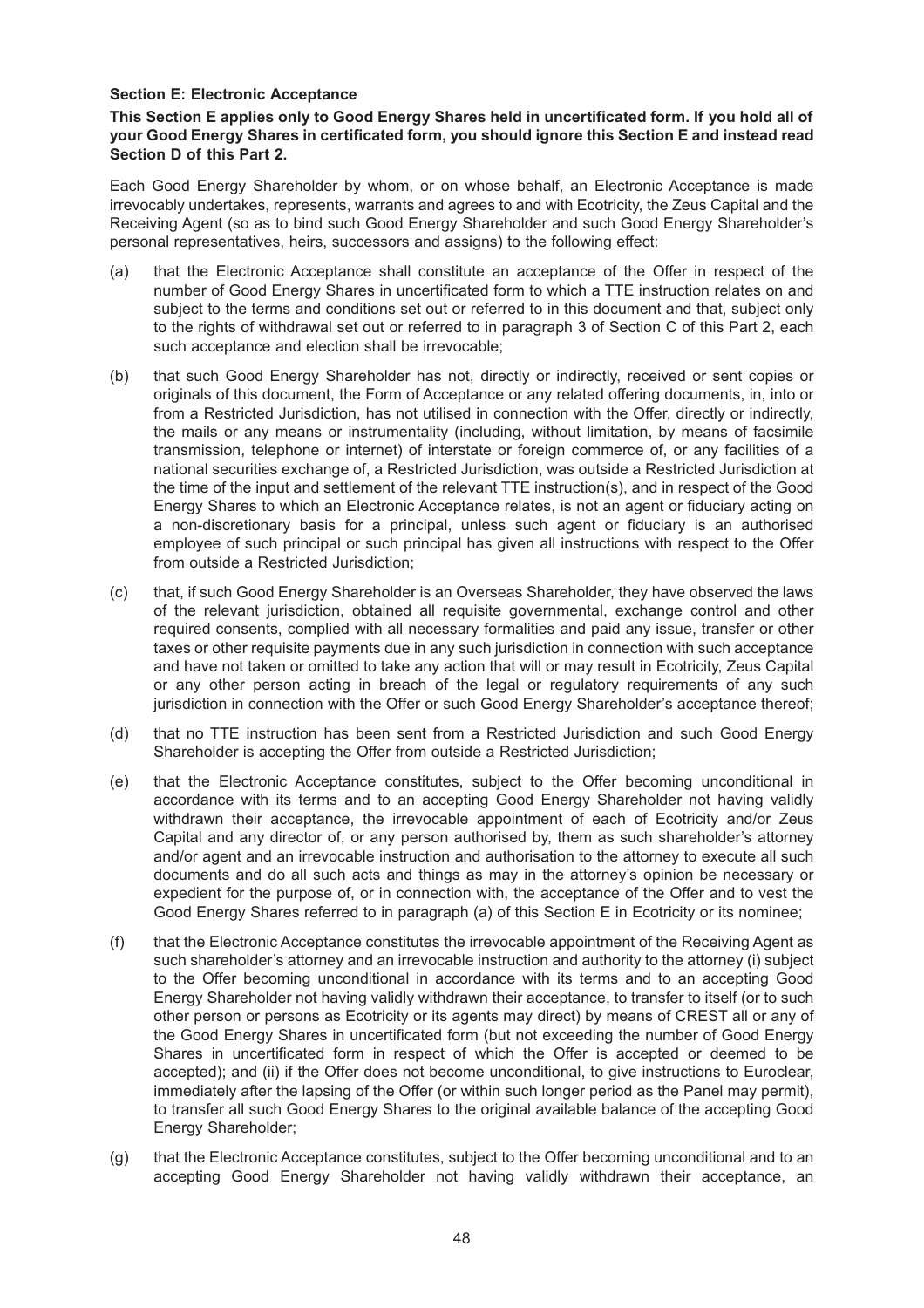**Section E: Electronic Acceptance**

**This Section E applies only to Good Energy Shares held in uncertificated form. If you hold all of your Good Energy Shares in certificated form, you should ignore this Section E and instead read Section D of this Part 2.**

Each Good Energy Shareholder by whom, or on whose behalf, an Electronic Acceptance is made irrevocably undertakes, represents, warrants and agrees to and with Ecotricity, the Zeus Capital and the Receiving Agent (so as to bind such Good Energy Shareholder and such Good Energy Shareholder's personal representatives, heirs, successors and assigns) to the following effect:

(a) that the Electronic Acceptance shall constitute an acceptance of the Offer in respect of the number of Good Energy Shares in uncertificated form to which a TTE instruction relates on and subject to the terms and conditions set out or referred to in this document and that, subject only to the rights of withdrawal set out or referred to in paragraph 3 of Section C of this Part 2, each such acceptance and election shall be irrevocable;

(b) that such Good Energy Shareholder has not, directly or indirectly, received or sent copies or originals of this document, the Form of Acceptance or any related offering documents, in, into or from a Restricted Jurisdiction, has not utilised in connection with the Offer, directly or indirectly, the mails or any means or instrumentality (including, without limitation, by means of facsimile transmission, telephone or internet) of interstate or foreign commerce of, or any facilities of a national securities exchange of, a Restricted Jurisdiction, was outside a Restricted Jurisdiction at the time of the input and settlement of the relevant TTE instruction(s), and in respect of the Good Energy Shares to which an Electronic Acceptance relates, is not an agent or fiduciary acting on a non-discretionary basis for a principal, unless such agent or fiduciary is an authorised employee of such principal or such principal has given all instructions with respect to the Offer from outside a Restricted Jurisdiction;

(c) that, if such Good Energy Shareholder is an Overseas Shareholder, they have observed the laws of the relevant jurisdiction, obtained all requisite governmental, exchange control and other required consents, complied with all necessary formalities and paid any issue, transfer or other taxes or other requisite payments due in any such jurisdiction in connection with such acceptance and have not taken or omitted to take any action that will or may result in Ecotricity, Zeus Capital or any other person acting in breach of the legal or regulatory requirements of any such jurisdiction in connection with the Offer or such Good Energy Shareholder's acceptance thereof;

(d) that no TTE instruction has been sent from a Restricted Jurisdiction and such Good Energy Shareholder is accepting the Offer from outside a Restricted Jurisdiction;

(e) that the Electronic Acceptance constitutes, subject to the Offer becoming unconditional in accordance with its terms and to an accepting Good Energy Shareholder not having validly withdrawn their acceptance, the irrevocable appointment of each of Ecotricity and/or Zeus Capital and any director of, or any person authorised by, them as such shareholder's attorney and/or agent and an irrevocable instruction and authorisation to the attorney to execute all such documents and do all such acts and things as may in the attorney's opinion be necessary or expedient for the purpose of, or in connection with, the acceptance of the Offer and to vest the Good Energy Shares referred to in paragraph (a) of this Section E in Ecotricity or its nominee;

(f) that the Electronic Acceptance constitutes the irrevocable appointment of the Receiving Agent as such shareholder's attorney and an irrevocable instruction and authority to the attorney (i) subject to the Offer becoming unconditional in accordance with its terms and to an accepting Good Energy Shareholder not having validly withdrawn their acceptance, to transfer to itself (or to such other person or persons as Ecotricity or its agents may direct) by means of CREST all or any of the Good Energy Shares in uncertificated form (but not exceeding the number of Good Energy Shares in uncertificated form in respect of which the Offer is accepted or deemed to be accepted); and (ii) if the Offer does not become unconditional, to give instructions to Euroclear, immediately after the lapsing of the Offer (or within such longer period as the Panel may permit), to transfer all such Good Energy Shares to the original available balance of the accepting Good Energy Shareholder;

(g) that the Electronic Acceptance constitutes, subject to the Offer becoming unconditional and to an accepting Good Energy Shareholder not having validly withdrawn their acceptance, an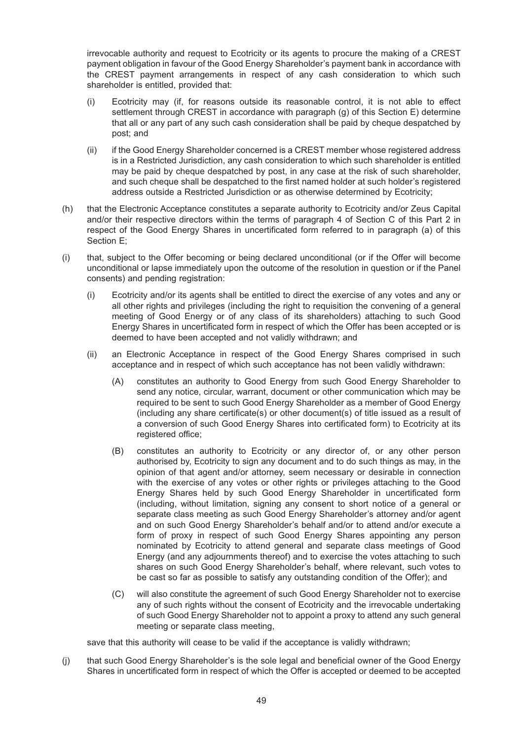irrevocable authority and request to Ecotricity or its agents to procure the making of a CREST payment obligation in favour of the Good Energy Shareholder's payment bank in accordance with the CREST payment arrangements in respect of any cash consideration to which such shareholder is entitled, provided that:

(i) Ecotricity may (if, for reasons outside its reasonable control, it is not able to effect settlement through CREST in accordance with paragraph (g) of this Section E) determine that all or any part of any such cash consideration shall be paid by cheque despatched by post; and

(ii) if the Good Energy Shareholder concerned is a CREST member whose registered address is in a Restricted Jurisdiction, any cash consideration to which such shareholder is entitled may be paid by cheque despatched by post, in any case at the risk of such shareholder, and such cheque shall be despatched to the first named holder at such holder's registered address outside a Restricted Jurisdiction or as otherwise determined by Ecotricity;

(h) that the Electronic Acceptance constitutes a separate authority to Ecotricity and/or Zeus Capital and/or their respective directors within the terms of paragraph 4 of Section C of this Part 2 in respect of the Good Energy Shares in uncertificated form referred to in paragraph (a) of this Section E;

(i) that, subject to the Offer becoming or being declared unconditional (or if the Offer will become unconditional or lapse immediately upon the outcome of the resolution in question or if the Panel consents) and pending registration:

(i) Ecotricity and/or its agents shall be entitled to direct the exercise of any votes and any or all other rights and privileges (including the right to requisition the convening of a general meeting of Good Energy or of any class of its shareholders) attaching to such Good Energy Shares in uncertificated form in respect of which the Offer has been accepted or is deemed to have been accepted and not validly withdrawn; and

(ii) an Electronic Acceptance in respect of the Good Energy Shares comprised in such acceptance and in respect of which such acceptance has not been validly withdrawn:

(A) constitutes an authority to Good Energy from such Good Energy Shareholder to send any notice, circular, warrant, document or other communication which may be required to be sent to such Good Energy Shareholder as a member of Good Energy (including any share certificate(s) or other document(s) of title issued as a result of a conversion of such Good Energy Shares into certificated form) to Ecotricity at its registered office;

(B) constitutes an authority to Ecotricity or any director of, or any other person authorised by, Ecotricity to sign any document and to do such things as may, in the opinion of that agent and/or attorney, seem necessary or desirable in connection with the exercise of any votes or other rights or privileges attaching to the Good Energy Shares held by such Good Energy Shareholder in uncertificated form (including, without limitation, signing any consent to short notice of a general or separate class meeting as such Good Energy Shareholder's attorney and/or agent and on such Good Energy Shareholder's behalf and/or to attend and/or execute a form of proxy in respect of such Good Energy Shares appointing any person nominated by Ecotricity to attend general and separate class meetings of Good Energy (and any adjournments thereof) and to exercise the votes attaching to such shares on such Good Energy Shareholder's behalf, where relevant, such votes to be cast so far as possible to satisfy any outstanding condition of the Offer); and

(C) will also constitute the agreement of such Good Energy Shareholder not to exercise any of such rights without the consent of Ecotricity and the irrevocable undertaking of such Good Energy Shareholder not to appoint a proxy to attend any such general meeting or separate class meeting,

save that this authority will cease to be valid if the acceptance is validly withdrawn;

(j) that such Good Energy Shareholder's is the sole legal and beneficial owner of the Good Energy Shares in uncertificated form in respect of which the Offer is accepted or deemed to be accepted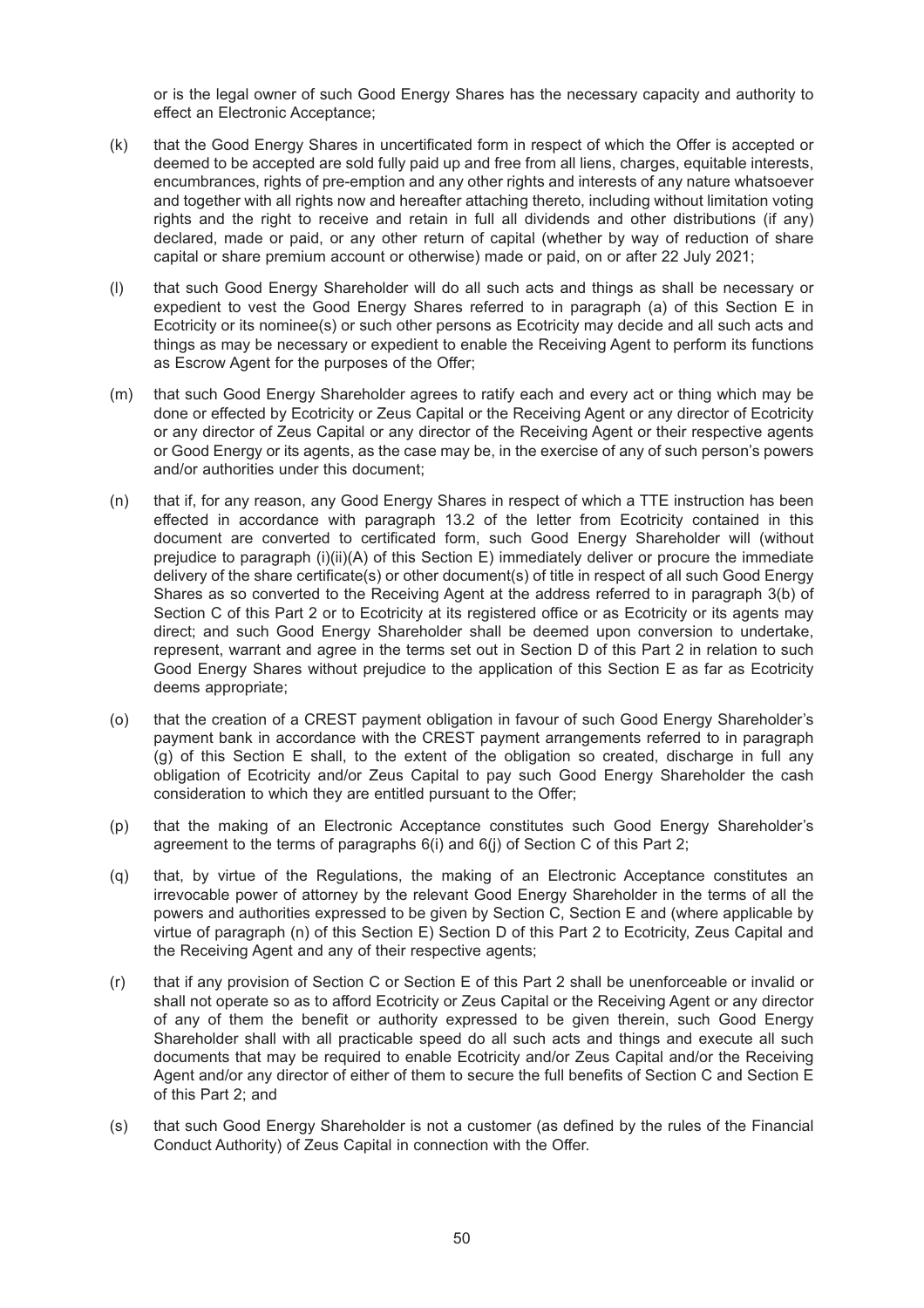or is the legal owner of such Good Energy Shares has the necessary capacity and authority to effect an Electronic Acceptance;

(k) that the Good Energy Shares in uncertificated form in respect of which the Offer is accepted or deemed to be accepted are sold fully paid up and free from all liens, charges, equitable interests, encumbrances, rights of pre-emption and any other rights and interests of any nature whatsoever and together with all rights now and hereafter attaching thereto, including without limitation voting rights and the right to receive and retain in full all dividends and other distributions (if any) declared, made or paid, or any other return of capital (whether by way of reduction of share capital or share premium account or otherwise) made or paid, on or after 22 July 2021;

(l) that such Good Energy Shareholder will do all such acts and things as shall be necessary or expedient to vest the Good Energy Shares referred to in paragraph (a) of this Section E in Ecotricity or its nominee(s) or such other persons as Ecotricity may decide and all such acts and things as may be necessary or expedient to enable the Receiving Agent to perform its functions as Escrow Agent for the purposes of the Offer;

(m) that such Good Energy Shareholder agrees to ratify each and every act or thing which may be done or effected by Ecotricity or Zeus Capital or the Receiving Agent or any director of Ecotricity or any director of Zeus Capital or any director of the Receiving Agent or their respective agents or Good Energy or its agents, as the case may be, in the exercise of any of such person's powers and/or authorities under this document;

(n) that if, for any reason, any Good Energy Shares in respect of which a TTE instruction has been effected in accordance with paragraph 13.2 of the letter from Ecotricity contained in this document are converted to certificated form, such Good Energy Shareholder will (without prejudice to paragraph (i)(ii)(A) of this Section E) immediately deliver or procure the immediate delivery of the share certificate(s) or other document(s) of title in respect of all such Good Energy Shares as so converted to the Receiving Agent at the address referred to in paragraph 3(b) of Section C of this Part 2 or to Ecotricity at its registered office or as Ecotricity or its agents may direct; and such Good Energy Shareholder shall be deemed upon conversion to undertake, represent, warrant and agree in the terms set out in Section D of this Part 2 in relation to such Good Energy Shares without prejudice to the application of this Section E as far as Ecotricity deems appropriate;

(o) that the creation of a CREST payment obligation in favour of such Good Energy Shareholder's payment bank in accordance with the CREST payment arrangements referred to in paragraph (g) of this Section E shall, to the extent of the obligation so created, discharge in full any obligation of Ecotricity and/or Zeus Capital to pay such Good Energy Shareholder the cash consideration to which they are entitled pursuant to the Offer;

(p) that the making of an Electronic Acceptance constitutes such Good Energy Shareholder's agreement to the terms of paragraphs 6(i) and 6(j) of Section C of this Part 2;

(q) that, by virtue of the Regulations, the making of an Electronic Acceptance constitutes an irrevocable power of attorney by the relevant Good Energy Shareholder in the terms of all the powers and authorities expressed to be given by Section C, Section E and (where applicable by virtue of paragraph (n) of this Section E) Section D of this Part 2 to Ecotricity, Zeus Capital and the Receiving Agent and any of their respective agents;

(r) that if any provision of Section C or Section E of this Part 2 shall be unenforceable or invalid or shall not operate so as to afford Ecotricity or Zeus Capital or the Receiving Agent or any director of any of them the benefit or authority expressed to be given therein, such Good Energy Shareholder shall with all practicable speed do all such acts and things and execute all such documents that may be required to enable Ecotricity and/or Zeus Capital and/or the Receiving Agent and/or any director of either of them to secure the full benefits of Section C and Section E of this Part 2; and

(s) that such Good Energy Shareholder is not a customer (as defined by the rules of the Financial Conduct Authority) of Zeus Capital in connection with the Offer.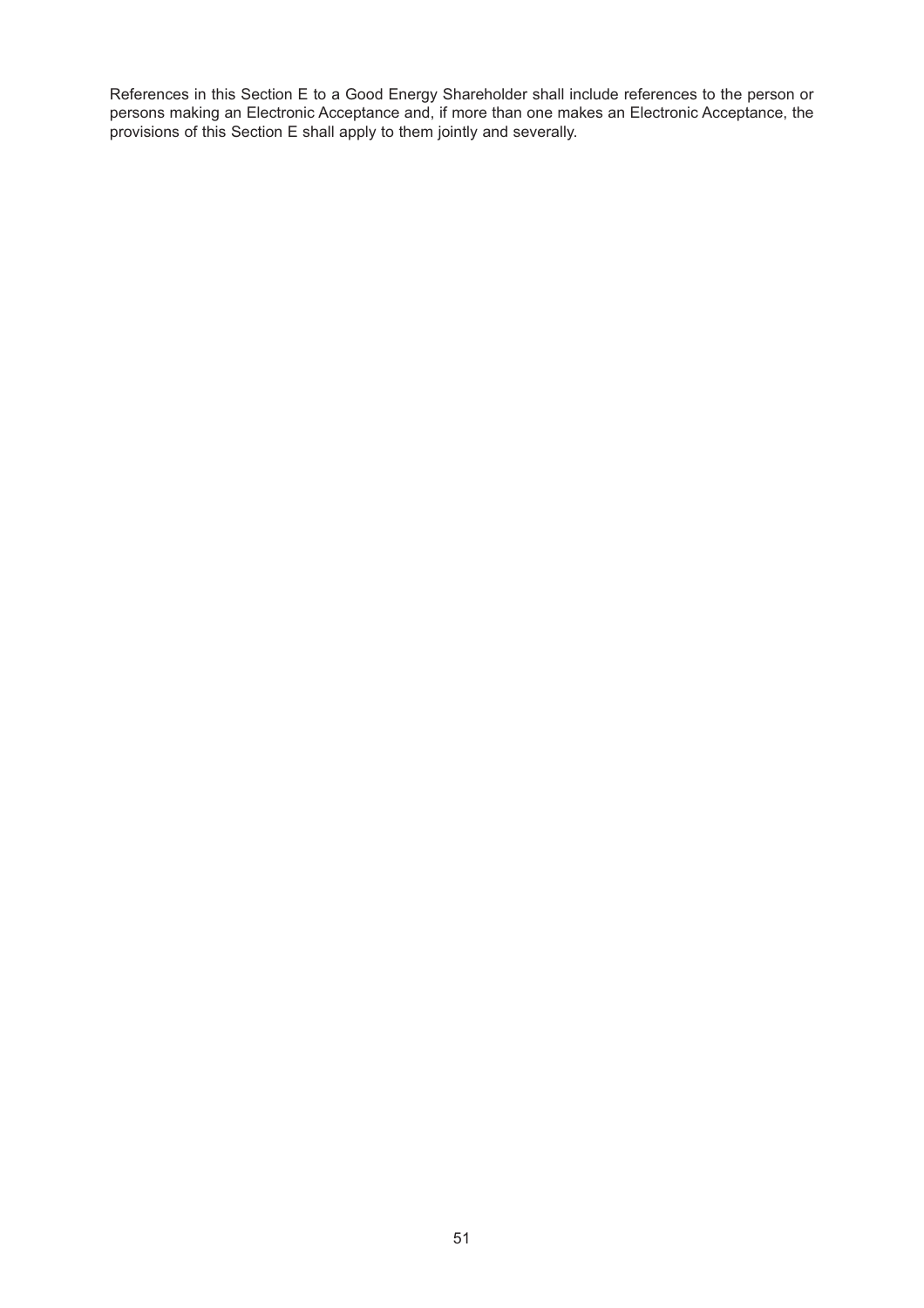References in this Section E to a Good Energy Shareholder shall include references to the person or persons making an Electronic Acceptance and, if more than one makes an Electronic Acceptance, the provisions of this Section E shall apply to them jointly and severally.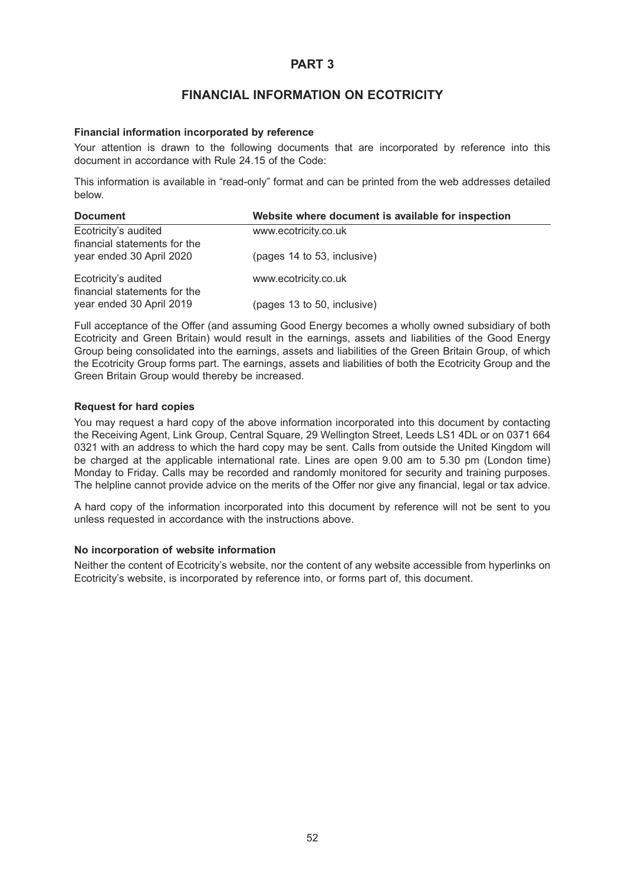# PART 3

## FINANCIAL INFORMATION ON ECOTRICITY

**Financial information incorporated by reference**

Your attention is drawn to the following documents that are incorporated by reference into this document in accordance with Rule 24.15 of the Code:

This information is available in "read-only" format and can be printed from the web addresses detailed below.

| Document | Website where document is available for inspection |
|---|---|
| Ecotricity's audited financial statements for the year ended 30 April 2020 | www.ecotricity.co.uk (pages 14 to 53, inclusive) |
| Ecotricity's audited financial statements for the year ended 30 April 2019 | www.ecotricity.co.uk (pages 13 to 50, inclusive) |

Full acceptance of the Offer (and assuming Good Energy becomes a wholly owned subsidiary of both Ecotricity and Green Britain) would result in the earnings, assets and liabilities of the Good Energy Group being consolidated into the earnings, assets and liabilities of the Green Britain Group, of which the Ecotricity Group forms part. The earnings, assets and liabilities of both the Ecotricity Group and the Green Britain Group would thereby be increased.

**Request for hard copies**

You may request a hard copy of the above information incorporated into this document by contacting the Receiving Agent, Link Group, Central Square, 29 Wellington Street, Leeds LS1 4DL or on 0371 664 0321 with an address to which the hard copy may be sent. Calls from outside the United Kingdom will be charged at the applicable international rate. Lines are open 9.00 am to 5.30 pm (London time) Monday to Friday. Calls may be recorded and randomly monitored for security and training purposes. The helpline cannot provide advice on the merits of the Offer nor give any financial, legal or tax advice.

A hard copy of the information incorporated into this document by reference will not be sent to you unless requested in accordance with the instructions above.

**No incorporation of website information**

Neither the content of Ecotricity's website, nor the content of any website accessible from hyperlinks on Ecotricity's website, is incorporated by reference into, or forms part of, this document.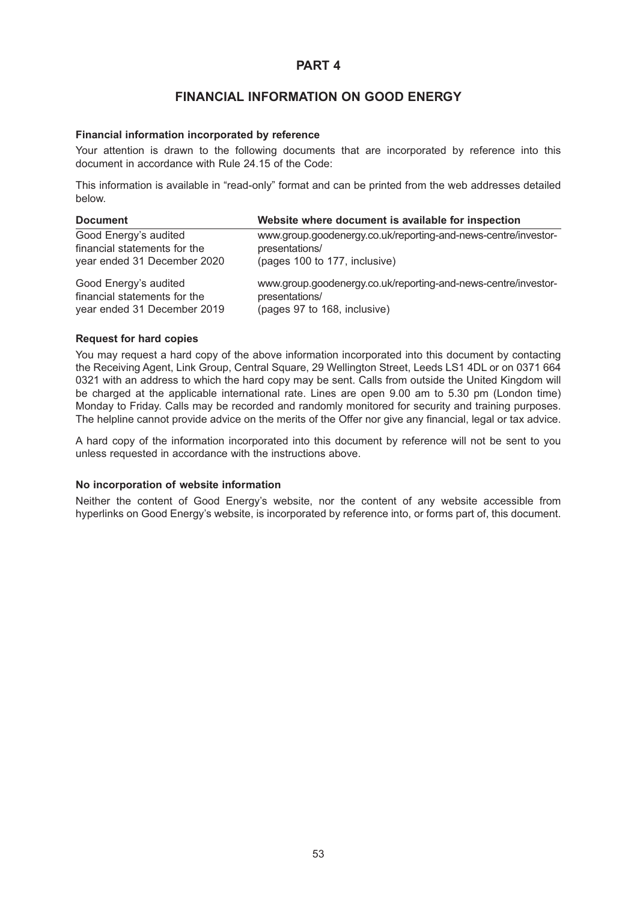# PART 4

## FINANCIAL INFORMATION ON GOOD ENERGY

**Financial information incorporated by reference**

Your attention is drawn to the following documents that are incorporated by reference into this document in accordance with Rule 24.15 of the Code:

This information is available in "read-only" format and can be printed from the web addresses detailed below.

| Document | Website where document is available for inspection |
|---|---|
| Good Energy's audited financial statements for the year ended 31 December 2020 | www.group.goodenergy.co.uk/reporting-and-news-centre/investor-presentations/ (pages 100 to 177, inclusive) |
| Good Energy's audited financial statements for the year ended 31 December 2019 | www.group.goodenergy.co.uk/reporting-and-news-centre/investor-presentations/ (pages 97 to 168, inclusive) |

**Request for hard copies**

You may request a hard copy of the above information incorporated into this document by contacting the Receiving Agent, Link Group, Central Square, 29 Wellington Street, Leeds LS1 4DL or on 0371 664 0321 with an address to which the hard copy may be sent. Calls from outside the United Kingdom will be charged at the applicable international rate. Lines are open 9.00 am to 5.30 pm (London time) Monday to Friday. Calls may be recorded and randomly monitored for security and training purposes. The helpline cannot provide advice on the merits of the Offer nor give any financial, legal or tax advice.

A hard copy of the information incorporated into this document by reference will not be sent to you unless requested in accordance with the instructions above.

**No incorporation of website information**

Neither the content of Good Energy's website, nor the content of any website accessible from hyperlinks on Good Energy's website, is incorporated by reference into, or forms part of, this document.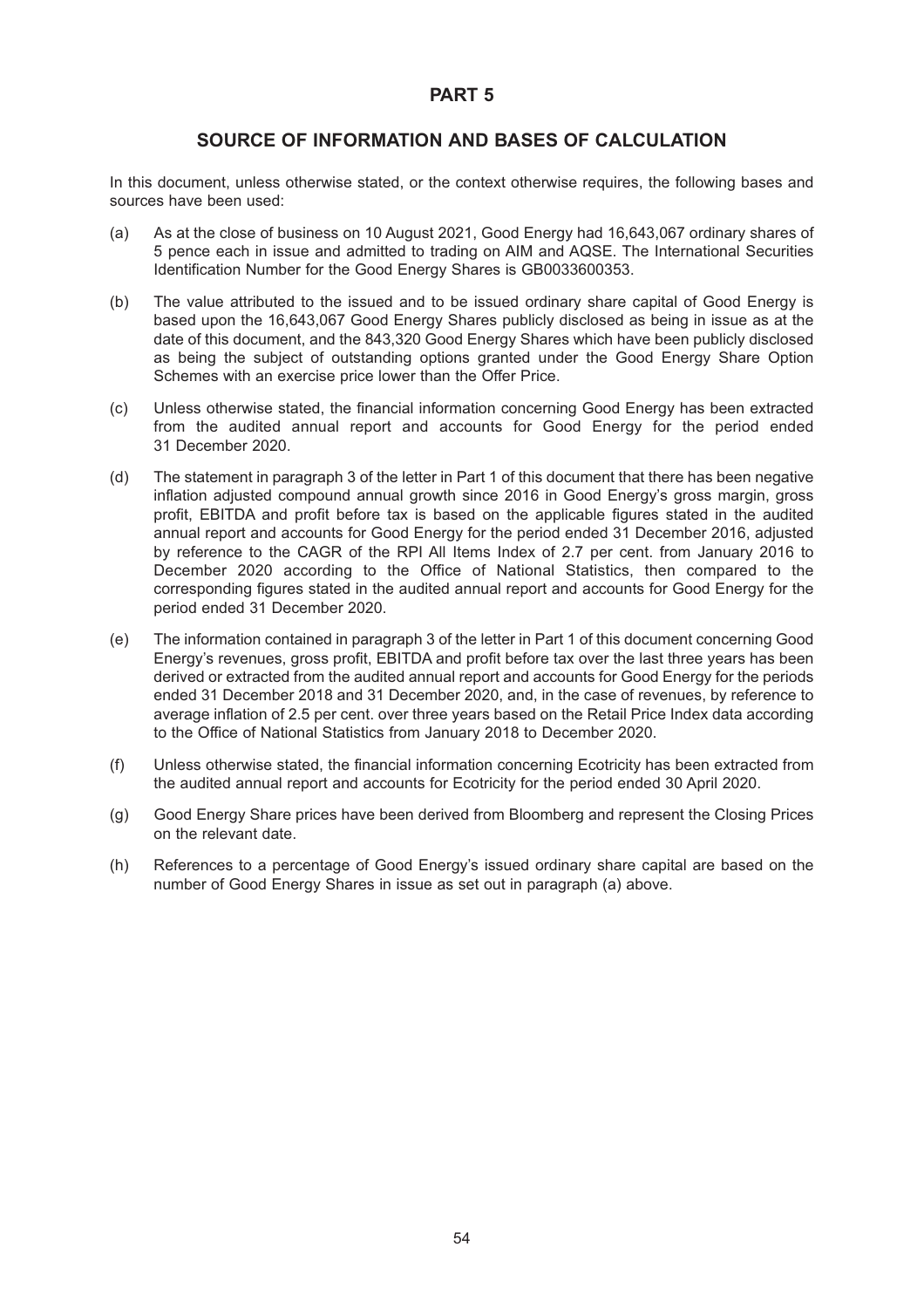# PART 5

## SOURCE OF INFORMATION AND BASES OF CALCULATION

In this document, unless otherwise stated, or the context otherwise requires, the following bases and sources have been used:

(a) As at the close of business on 10 August 2021, Good Energy had 16,643,067 ordinary shares of 5 pence each in issue and admitted to trading on AIM and AQSE. The International Securities Identification Number for the Good Energy Shares is GB0033600353.

(b) The value attributed to the issued and to be issued ordinary share capital of Good Energy is based upon the 16,643,067 Good Energy Shares publicly disclosed as being in issue as at the date of this document, and the 843,320 Good Energy Shares which have been publicly disclosed as being the subject of outstanding options granted under the Good Energy Share Option Schemes with an exercise price lower than the Offer Price.

(c) Unless otherwise stated, the financial information concerning Good Energy has been extracted from the audited annual report and accounts for Good Energy for the period ended 31 December 2020.

(d) The statement in paragraph 3 of the letter in Part 1 of this document that there has been negative inflation adjusted compound annual growth since 2016 in Good Energy's gross margin, gross profit, EBITDA and profit before tax is based on the applicable figures stated in the audited annual report and accounts for Good Energy for the period ended 31 December 2016, adjusted by reference to the CAGR of the RPI All Items Index of 2.7 per cent. from January 2016 to December 2020 according to the Office of National Statistics, then compared to the corresponding figures stated in the audited annual report and accounts for Good Energy for the period ended 31 December 2020.

(e) The information contained in paragraph 3 of the letter in Part 1 of this document concerning Good Energy's revenues, gross profit, EBITDA and profit before tax over the last three years has been derived or extracted from the audited annual report and accounts for Good Energy for the periods ended 31 December 2018 and 31 December 2020, and, in the case of revenues, by reference to average inflation of 2.5 per cent. over three years based on the Retail Price Index data according to the Office of National Statistics from January 2018 to December 2020.

(f) Unless otherwise stated, the financial information concerning Ecotricity has been extracted from the audited annual report and accounts for Ecotricity for the period ended 30 April 2020.

(g) Good Energy Share prices have been derived from Bloomberg and represent the Closing Prices on the relevant date.

(h) References to a percentage of Good Energy's issued ordinary share capital are based on the number of Good Energy Shares in issue as set out in paragraph (a) above.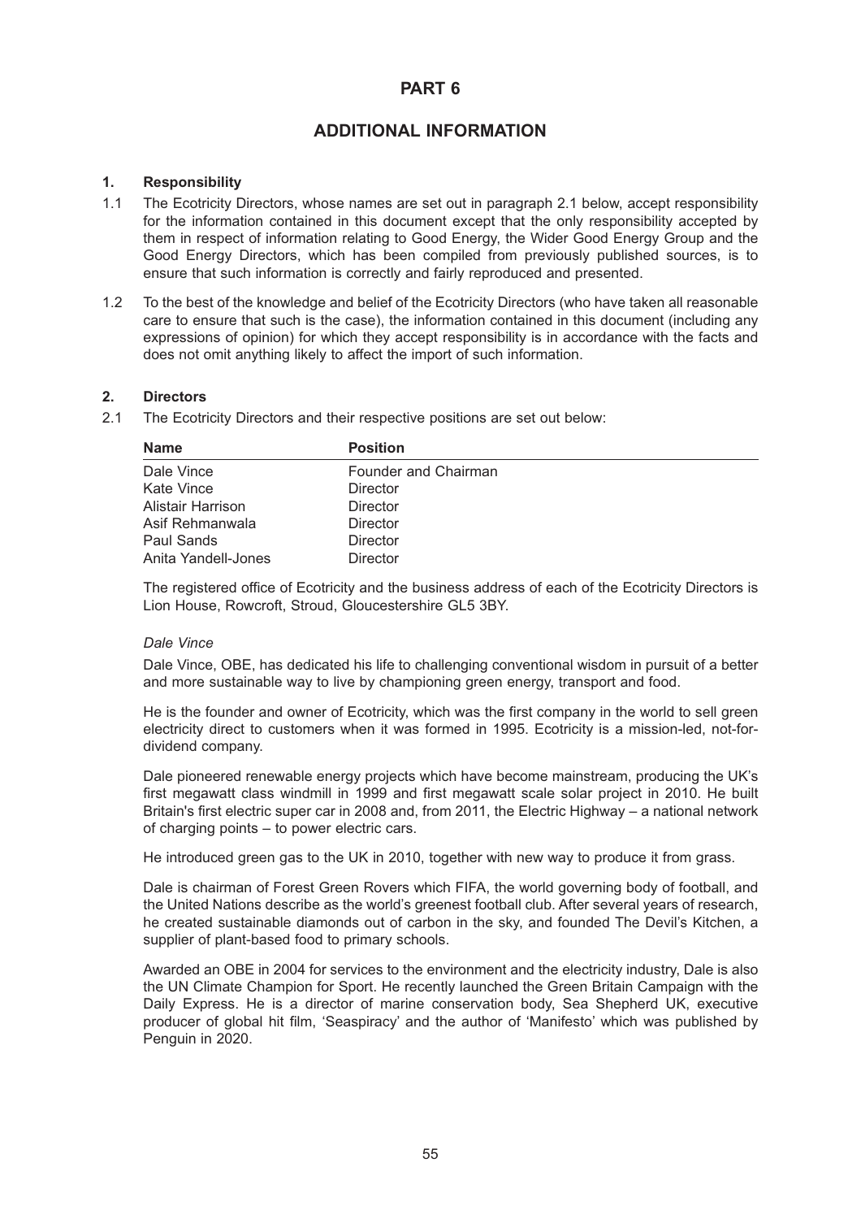# PART 6

## ADDITIONAL INFORMATION

### 1. Responsibility

1.1 The Ecotricity Directors, whose names are set out in paragraph 2.1 below, accept responsibility for the information contained in this document except that the only responsibility accepted by them in respect of information relating to Good Energy, the Wider Good Energy Group and the Good Energy Directors, which has been compiled from previously published sources, is to ensure that such information is correctly and fairly reproduced and presented.

1.2 To the best of the knowledge and belief of the Ecotricity Directors (who have taken all reasonable care to ensure that such is the case), the information contained in this document (including any expressions of opinion) for which they accept responsibility is in accordance with the facts and does not omit anything likely to affect the import of such information.

### 2. Directors

2.1 The Ecotricity Directors and their respective positions are set out below:

| Name | Position |
|---|---|
| Dale Vince | Founder and Chairman |
| Kate Vince | Director |
| Alistair Harrison | Director |
| Asif Rehmanwala | Director |
| Paul Sands | Director |
| Anita Yandell-Jones | Director |

The registered office of Ecotricity and the business address of each of the Ecotricity Directors is Lion House, Rowcroft, Stroud, Gloucestershire GL5 3BY.

*Dale Vince*

Dale Vince, OBE, has dedicated his life to challenging conventional wisdom in pursuit of a better and more sustainable way to live by championing green energy, transport and food.

He is the founder and owner of Ecotricity, which was the first company in the world to sell green electricity direct to customers when it was formed in 1995. Ecotricity is a mission-led, not-for-dividend company.

Dale pioneered renewable energy projects which have become mainstream, producing the UK's first megawatt class windmill in 1999 and first megawatt scale solar project in 2010. He built Britain's first electric super car in 2008 and, from 2011, the Electric Highway – a national network of charging points – to power electric cars.

He introduced green gas to the UK in 2010, together with new way to produce it from grass.

Dale is chairman of Forest Green Rovers which FIFA, the world governing body of football, and the United Nations describe as the world's greenest football club. After several years of research, he created sustainable diamonds out of carbon in the sky, and founded The Devil's Kitchen, a supplier of plant-based food to primary schools.

Awarded an OBE in 2004 for services to the environment and the electricity industry, Dale is also the UN Climate Champion for Sport. He recently launched the Green Britain Campaign with the Daily Express. He is a director of marine conservation body, Sea Shepherd UK, executive producer of global hit film, 'Seaspiracy' and the author of 'Manifesto' which was published by Penguin in 2020.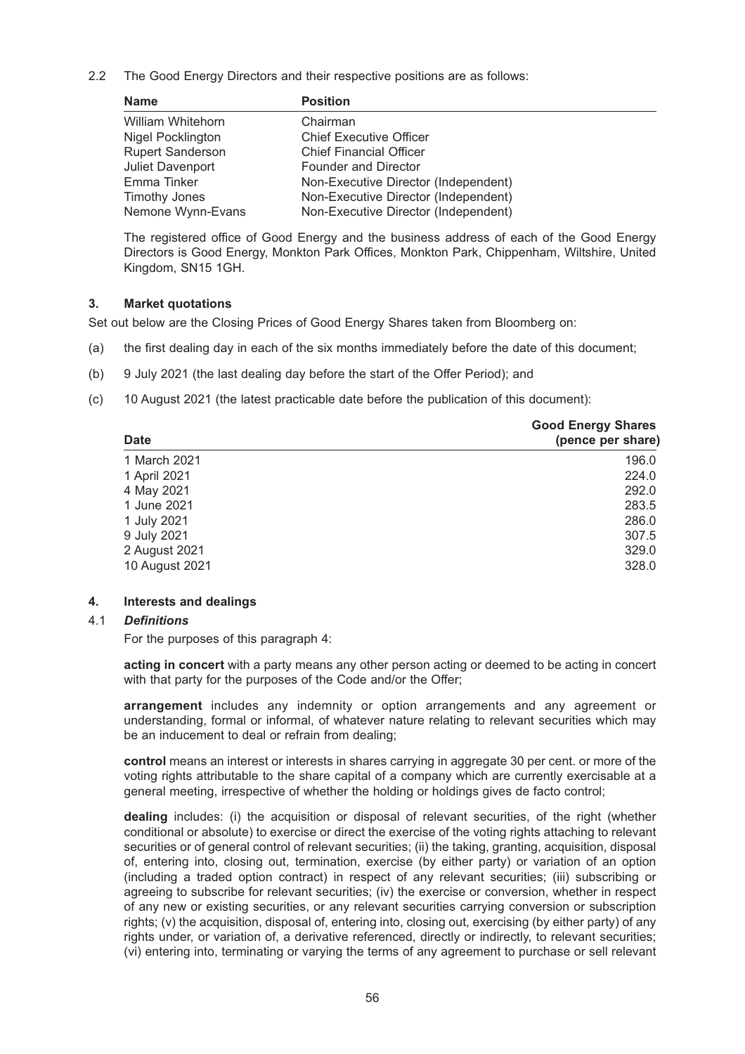2.2 The Good Energy Directors and their respective positions are as follows:

| Name | Position |
|---|---|
| William Whitehorn | Chairman |
| Nigel Pocklington | Chief Executive Officer |
| Rupert Sanderson | Chief Financial Officer |
| Juliet Davenport | Founder and Director |
| Emma Tinker | Non-Executive Director (Independent) |
| Timothy Jones | Non-Executive Director (Independent) |
| Nemone Wynn-Evans | Non-Executive Director (Independent) |

The registered office of Good Energy and the business address of each of the Good Energy Directors is Good Energy, Monkton Park Offices, Monkton Park, Chippenham, Wiltshire, United Kingdom, SN15 1GH.

## 3. Market quotations

Set out below are the Closing Prices of Good Energy Shares taken from Bloomberg on:

(a) the first dealing day in each of the six months immediately before the date of this document;

(b) 9 July 2021 (the last dealing day before the start of the Offer Period); and

(c) 10 August 2021 (the latest practicable date before the publication of this document):

| Date | Good Energy Shares (pence per share) |
|---|---|
| 1 March 2021 | 196.0 |
| 1 April 2021 | 224.0 |
| 4 May 2021 | 292.0 |
| 1 June 2021 | 283.5 |
| 1 July 2021 | 286.0 |
| 9 July 2021 | 307.5 |
| 2 August 2021 | 329.0 |
| 10 August 2021 | 328.0 |

## 4. Interests and dealings

### 4.1 *Definitions*

For the purposes of this paragraph 4:

**acting in concert** with a party means any other person acting or deemed to be acting in concert with that party for the purposes of the Code and/or the Offer;

**arrangement** includes any indemnity or option arrangements and any agreement or understanding, formal or informal, of whatever nature relating to relevant securities which may be an inducement to deal or refrain from dealing;

**control** means an interest or interests in shares carrying in aggregate 30 per cent. or more of the voting rights attributable to the share capital of a company which are currently exercisable at a general meeting, irrespective of whether the holding or holdings gives de facto control;

**dealing** includes: (i) the acquisition or disposal of relevant securities, of the right (whether conditional or absolute) to exercise or direct the exercise of the voting rights attaching to relevant securities or of general control of relevant securities; (ii) the taking, granting, acquisition, disposal of, entering into, closing out, termination, exercise (by either party) or variation of an option (including a traded option contract) in respect of any relevant securities; (iii) subscribing or agreeing to subscribe for relevant securities; (iv) the exercise or conversion, whether in respect of any new or existing securities, or any relevant securities carrying conversion or subscription rights; (v) the acquisition, disposal of, entering into, closing out, exercising (by either party) of any rights under, or variation of, a derivative referenced, directly or indirectly, to relevant securities; (vi) entering into, terminating or varying the terms of any agreement to purchase or sell relevant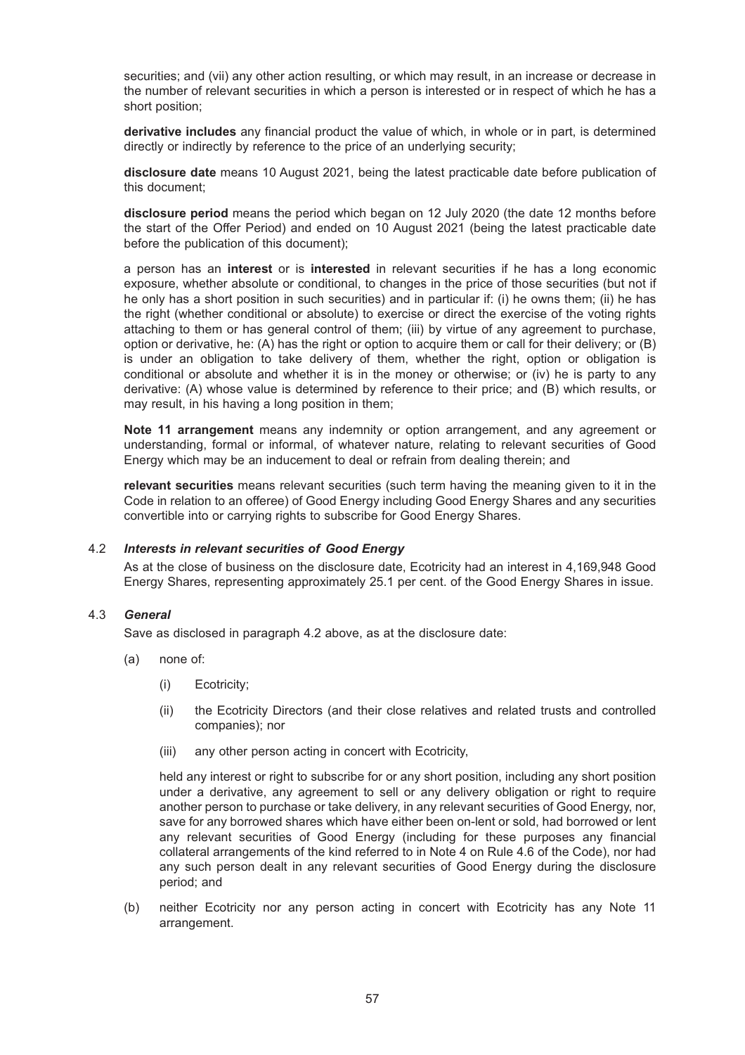securities; and (vii) any other action resulting, or which may result, in an increase or decrease in the number of relevant securities in which a person is interested or in respect of which he has a short position;

**derivative includes** any financial product the value of which, in whole or in part, is determined directly or indirectly by reference to the price of an underlying security;

**disclosure date** means 10 August 2021, being the latest practicable date before publication of this document;

**disclosure period** means the period which began on 12 July 2020 (the date 12 months before the start of the Offer Period) and ended on 10 August 2021 (being the latest practicable date before the publication of this document);

a person has an **interest** or is **interested** in relevant securities if he has a long economic exposure, whether absolute or conditional, to changes in the price of those securities (but not if he only has a short position in such securities) and in particular if: (i) he owns them; (ii) he has the right (whether conditional or absolute) to exercise or direct the exercise of the voting rights attaching to them or has general control of them; (iii) by virtue of any agreement to purchase, option or derivative, he: (A) has the right or option to acquire them or call for their delivery; or (B) is under an obligation to take delivery of them, whether the right, option or obligation is conditional or absolute and whether it is in the money or otherwise; or (iv) he is party to any derivative: (A) whose value is determined by reference to their price; and (B) which results, or may result, in his having a long position in them;

**Note 11 arrangement** means any indemnity or option arrangement, and any agreement or understanding, formal or informal, of whatever nature, relating to relevant securities of Good Energy which may be an inducement to deal or refrain from dealing therein; and

**relevant securities** means relevant securities (such term having the meaning given to it in the Code in relation to an offeree) of Good Energy including Good Energy Shares and any securities convertible into or carrying rights to subscribe for Good Energy Shares.

4.2 ***Interests in relevant securities of Good Energy***

As at the close of business on the disclosure date, Ecotricity had an interest in 4,169,948 Good Energy Shares, representing approximately 25.1 per cent. of the Good Energy Shares in issue.

4.3 ***General***

Save as disclosed in paragraph 4.2 above, as at the disclosure date:

(a) none of:

(i) Ecotricity;

(ii) the Ecotricity Directors (and their close relatives and related trusts and controlled companies); nor

(iii) any other person acting in concert with Ecotricity,

held any interest or right to subscribe for or any short position, including any short position under a derivative, any agreement to sell or any delivery obligation or right to require another person to purchase or take delivery, in any relevant securities of Good Energy, nor, save for any borrowed shares which have either been on-lent or sold, had borrowed or lent any relevant securities of Good Energy (including for these purposes any financial collateral arrangements of the kind referred to in Note 4 on Rule 4.6 of the Code), nor had any such person dealt in any relevant securities of Good Energy during the disclosure period; and

(b) neither Ecotricity nor any person acting in concert with Ecotricity has any Note 11 arrangement.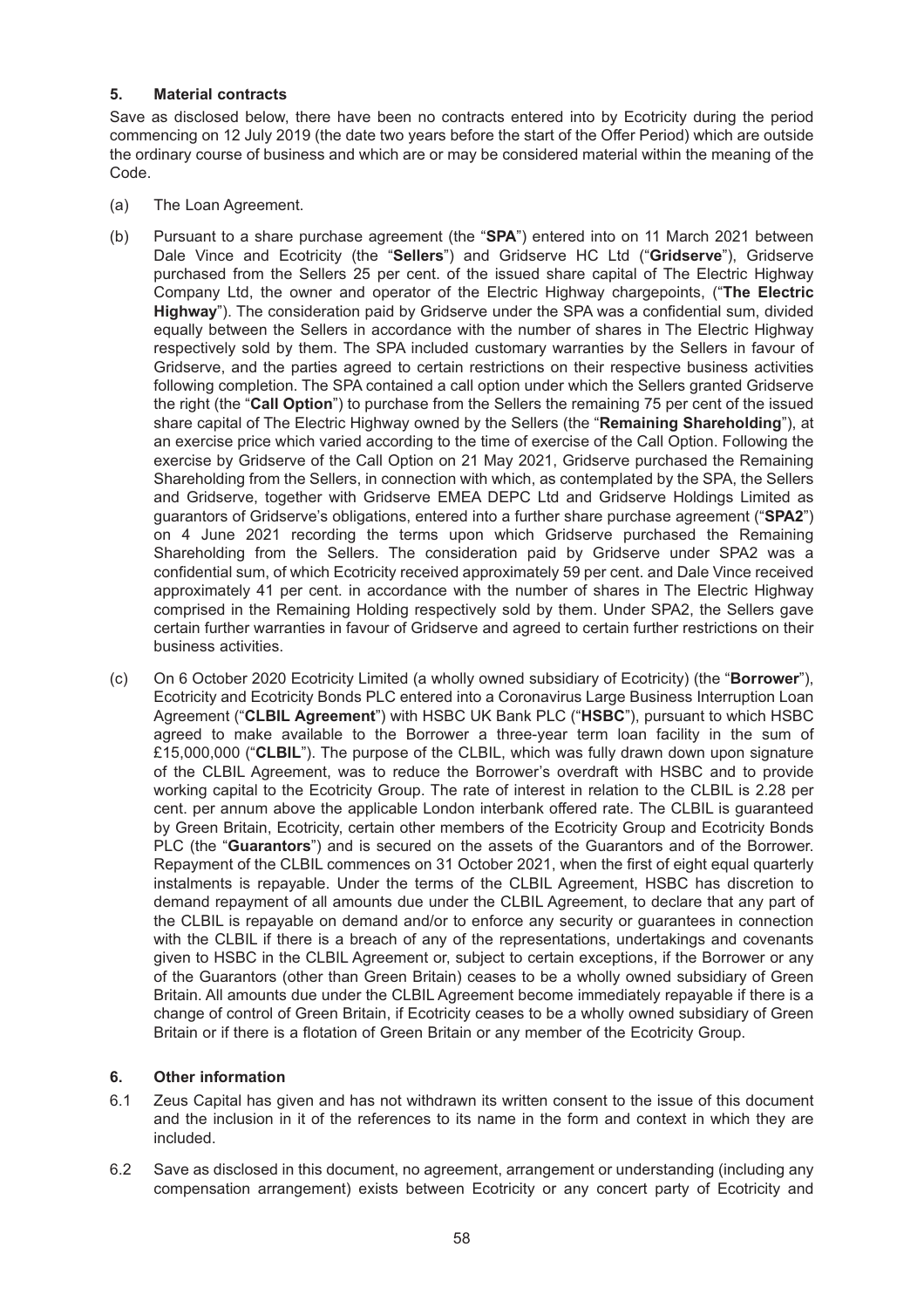## 5. Material contracts

Save as disclosed below, there have been no contracts entered into by Ecotricity during the period commencing on 12 July 2019 (the date two years before the start of the Offer Period) which are outside the ordinary course of business and which are or may be considered material within the meaning of the Code.

(a) The Loan Agreement.

(b) Pursuant to a share purchase agreement (the "**SPA**") entered into on 11 March 2021 between Dale Vince and Ecotricity (the "**Sellers**") and Gridserve HC Ltd ("**Gridserve**"), Gridserve purchased from the Sellers 25 per cent. of the issued share capital of The Electric Highway Company Ltd, the owner and operator of the Electric Highway chargepoints, ("**The Electric Highway**"). The consideration paid by Gridserve under the SPA was a confidential sum, divided equally between the Sellers in accordance with the number of shares in The Electric Highway respectively sold by them. The SPA included customary warranties by the Sellers in favour of Gridserve, and the parties agreed to certain restrictions on their respective business activities following completion. The SPA contained a call option under which the Sellers granted Gridserve the right (the "**Call Option**") to purchase from the Sellers the remaining 75 per cent of the issued share capital of The Electric Highway owned by the Sellers (the "**Remaining Shareholding**"), at an exercise price which varied according to the time of exercise of the Call Option. Following the exercise by Gridserve of the Call Option on 21 May 2021, Gridserve purchased the Remaining Shareholding from the Sellers, in connection with which, as contemplated by the SPA, the Sellers and Gridserve, together with Gridserve EMEA DEPC Ltd and Gridserve Holdings Limited as guarantors of Gridserve's obligations, entered into a further share purchase agreement ("**SPA2**") on 4 June 2021 recording the terms upon which Gridserve purchased the Remaining Shareholding from the Sellers. The consideration paid by Gridserve under SPA2 was a confidential sum, of which Ecotricity received approximately 59 per cent. and Dale Vince received approximately 41 per cent. in accordance with the number of shares in The Electric Highway comprised in the Remaining Holding respectively sold by them. Under SPA2, the Sellers gave certain further warranties in favour of Gridserve and agreed to certain further restrictions on their business activities.

(c) On 6 October 2020 Ecotricity Limited (a wholly owned subsidiary of Ecotricity) (the "**Borrower**"), Ecotricity and Ecotricity Bonds PLC entered into a Coronavirus Large Business Interruption Loan Agreement ("**CLBIL Agreement**") with HSBC UK Bank PLC ("**HSBC**"), pursuant to which HSBC agreed to make available to the Borrower a three-year term loan facility in the sum of £15,000,000 ("**CLBIL**"). The purpose of the CLBIL, which was fully drawn down upon signature of the CLBIL Agreement, was to reduce the Borrower's overdraft with HSBC and to provide working capital to the Ecotricity Group. The rate of interest in relation to the CLBIL is 2.28 per cent. per annum above the applicable London interbank offered rate. The CLBIL is guaranteed by Green Britain, Ecotricity, certain other members of the Ecotricity Group and Ecotricity Bonds PLC (the "**Guarantors**") and is secured on the assets of the Guarantors and of the Borrower. Repayment of the CLBIL commences on 31 October 2021, when the first of eight equal quarterly instalments is repayable. Under the terms of the CLBIL Agreement, HSBC has discretion to demand repayment of all amounts due under the CLBIL Agreement, to declare that any part of the CLBIL is repayable on demand and/or to enforce any security or guarantees in connection with the CLBIL if there is a breach of any of the representations, undertakings and covenants given to HSBC in the CLBIL Agreement or, subject to certain exceptions, if the Borrower or any of the Guarantors (other than Green Britain) ceases to be a wholly owned subsidiary of Green Britain. All amounts due under the CLBIL Agreement become immediately repayable if there is a change of control of Green Britain, if Ecotricity ceases to be a wholly owned subsidiary of Green Britain or if there is a flotation of Green Britain or any member of the Ecotricity Group.

## 6. Other information

6.1 Zeus Capital has given and has not withdrawn its written consent to the issue of this document and the inclusion in it of the references to its name in the form and context in which they are included.

6.2 Save as disclosed in this document, no agreement, arrangement or understanding (including any compensation arrangement) exists between Ecotricity or any concert party of Ecotricity and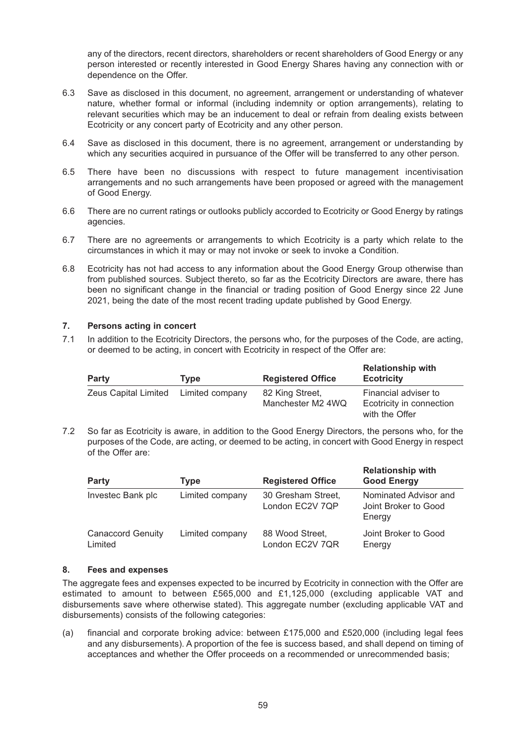any of the directors, recent directors, shareholders or recent shareholders of Good Energy or any person interested or recently interested in Good Energy Shares having any connection with or dependence on the Offer.

6.3 Save as disclosed in this document, no agreement, arrangement or understanding of whatever nature, whether formal or informal (including indemnity or option arrangements), relating to relevant securities which may be an inducement to deal or refrain from dealing exists between Ecotricity or any concert party of Ecotricity and any other person.

6.4 Save as disclosed in this document, there is no agreement, arrangement or understanding by which any securities acquired in pursuance of the Offer will be transferred to any other person.

6.5 There have been no discussions with respect to future management incentivisation arrangements and no such arrangements have been proposed or agreed with the management of Good Energy.

6.6 There are no current ratings or outlooks publicly accorded to Ecotricity or Good Energy by ratings agencies.

6.7 There are no agreements or arrangements to which Ecotricity is a party which relate to the circumstances in which it may or may not invoke or seek to invoke a Condition.

6.8 Ecotricity has not had access to any information about the Good Energy Group otherwise than from published sources. Subject thereto, so far as the Ecotricity Directors are aware, there has been no significant change in the financial or trading position of Good Energy since 22 June 2021, being the date of the most recent trading update published by Good Energy.

## 7. Persons acting in concert

7.1 In addition to the Ecotricity Directors, the persons who, for the purposes of the Code, are acting, or deemed to be acting, in concert with Ecotricity in respect of the Offer are:

| Party | Type | Registered Office | Relationship with Ecotricity |
|---|---|---|---|
| Zeus Capital Limited | Limited company | 82 King Street, Manchester M2 4WQ | Financial adviser to Ecotricity in connection with the Offer |

7.2 So far as Ecotricity is aware, in addition to the Good Energy Directors, the persons who, for the purposes of the Code, are acting, or deemed to be acting, in concert with Good Energy in respect of the Offer are:

| Party | Type | Registered Office | Relationship with Good Energy |
|---|---|---|---|
| Investec Bank plc | Limited company | 30 Gresham Street, London EC2V 7QP | Nominated Advisor and Joint Broker to Good Energy |
| Canaccord Genuity Limited | Limited company | 88 Wood Street, London EC2V 7QR | Joint Broker to Good Energy |

## 8. Fees and expenses

The aggregate fees and expenses expected to be incurred by Ecotricity in connection with the Offer are estimated to amount to between £565,000 and £1,125,000 (excluding applicable VAT and disbursements save where otherwise stated). This aggregate number (excluding applicable VAT and disbursements) consists of the following categories:

(a) financial and corporate broking advice: between £175,000 and £520,000 (including legal fees and any disbursements). A proportion of the fee is success based, and shall depend on timing of acceptances and whether the Offer proceeds on a recommended or unrecommended basis;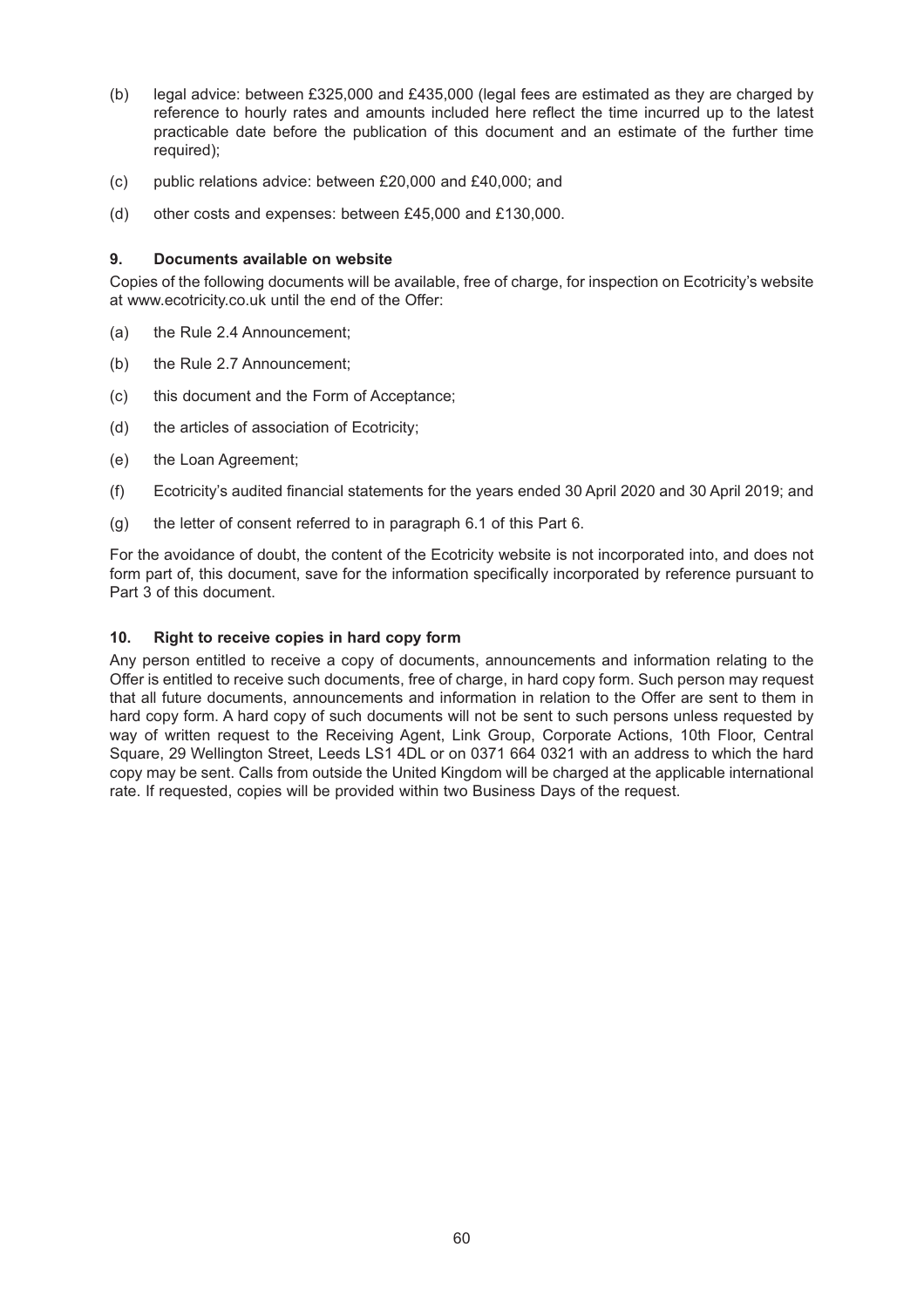(b) legal advice: between £325,000 and £435,000 (legal fees are estimated as they are charged by reference to hourly rates and amounts included here reflect the time incurred up to the latest practicable date before the publication of this document and an estimate of the further time required);

(c) public relations advice: between £20,000 and £40,000; and

(d) other costs and expenses: between £45,000 and £130,000.

### 9. Documents available on website

Copies of the following documents will be available, free of charge, for inspection on Ecotricity's website at www.ecotricity.co.uk until the end of the Offer:

(a) the Rule 2.4 Announcement;

(b) the Rule 2.7 Announcement;

(c) this document and the Form of Acceptance;

(d) the articles of association of Ecotricity;

(e) the Loan Agreement;

(f) Ecotricity's audited financial statements for the years ended 30 April 2020 and 30 April 2019; and

(g) the letter of consent referred to in paragraph 6.1 of this Part 6.

For the avoidance of doubt, the content of the Ecotricity website is not incorporated into, and does not form part of, this document, save for the information specifically incorporated by reference pursuant to Part 3 of this document.

### 10. Right to receive copies in hard copy form

Any person entitled to receive a copy of documents, announcements and information relating to the Offer is entitled to receive such documents, free of charge, in hard copy form. Such person may request that all future documents, announcements and information in relation to the Offer are sent to them in hard copy form. A hard copy of such documents will not be sent to such persons unless requested by way of written request to the Receiving Agent, Link Group, Corporate Actions, 10th Floor, Central Square, 29 Wellington Street, Leeds LS1 4DL or on 0371 664 0321 with an address to which the hard copy may be sent. Calls from outside the United Kingdom will be charged at the applicable international rate. If requested, copies will be provided within two Business Days of the request.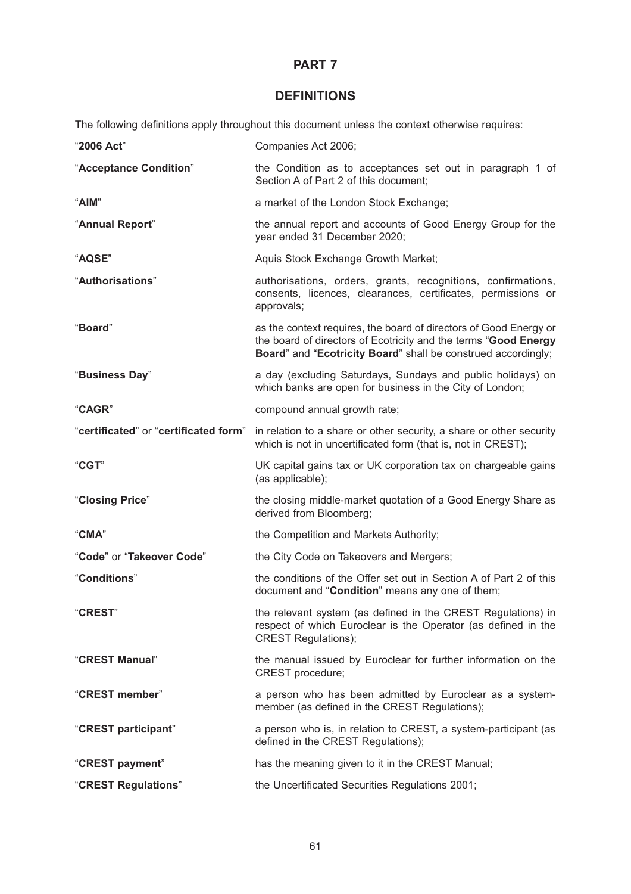# PART 7

## DEFINITIONS

The following definitions apply throughout this document unless the context otherwise requires:

| | |
|---|---|
| "**2006 Act**" | Companies Act 2006; |
| "**Acceptance Condition**" | the Condition as to acceptances set out in paragraph 1 of Section A of Part 2 of this document; |
| "**AIM**" | a market of the London Stock Exchange; |
| "**Annual Report**" | the annual report and accounts of Good Energy Group for the year ended 31 December 2020; |
| "**AQSE**" | Aquis Stock Exchange Growth Market; |
| "**Authorisations**" | authorisations, orders, grants, recognitions, confirmations, consents, licences, clearances, certificates, permissions or approvals; |
| "**Board**" | as the context requires, the board of directors of Good Energy or the board of directors of Ecotricity and the terms "**Good Energy Board**" and "**Ecotricity Board**" shall be construed accordingly; |
| "**Business Day**" | a day (excluding Saturdays, Sundays and public holidays) on which banks are open for business in the City of London; |
| "**CAGR**" | compound annual growth rate; |
| "**certificated**" or "**certificated form**" | in relation to a share or other security, a share or other security which is not in uncertificated form (that is, not in CREST); |
| "**CGT**" | UK capital gains tax or UK corporation tax on chargeable gains (as applicable); |
| "**Closing Price**" | the closing middle-market quotation of a Good Energy Share as derived from Bloomberg; |
| "**CMA**" | the Competition and Markets Authority; |
| "**Code**" or "**Takeover Code**" | the City Code on Takeovers and Mergers; |
| "**Conditions**" | the conditions of the Offer set out in Section A of Part 2 of this document and "**Condition**" means any one of them; |
| "**CREST**" | the relevant system (as defined in the CREST Regulations) in respect of which Euroclear is the Operator (as defined in the CREST Regulations); |
| "**CREST Manual**" | the manual issued by Euroclear for further information on the CREST procedure; |
| "**CREST member**" | a person who has been admitted by Euroclear as a system-member (as defined in the CREST Regulations); |
| "**CREST participant**" | a person who is, in relation to CREST, a system-participant (as defined in the CREST Regulations); |
| "**CREST payment**" | has the meaning given to it in the CREST Manual; |
| "**CREST Regulations**" | the Uncertificated Securities Regulations 2001; |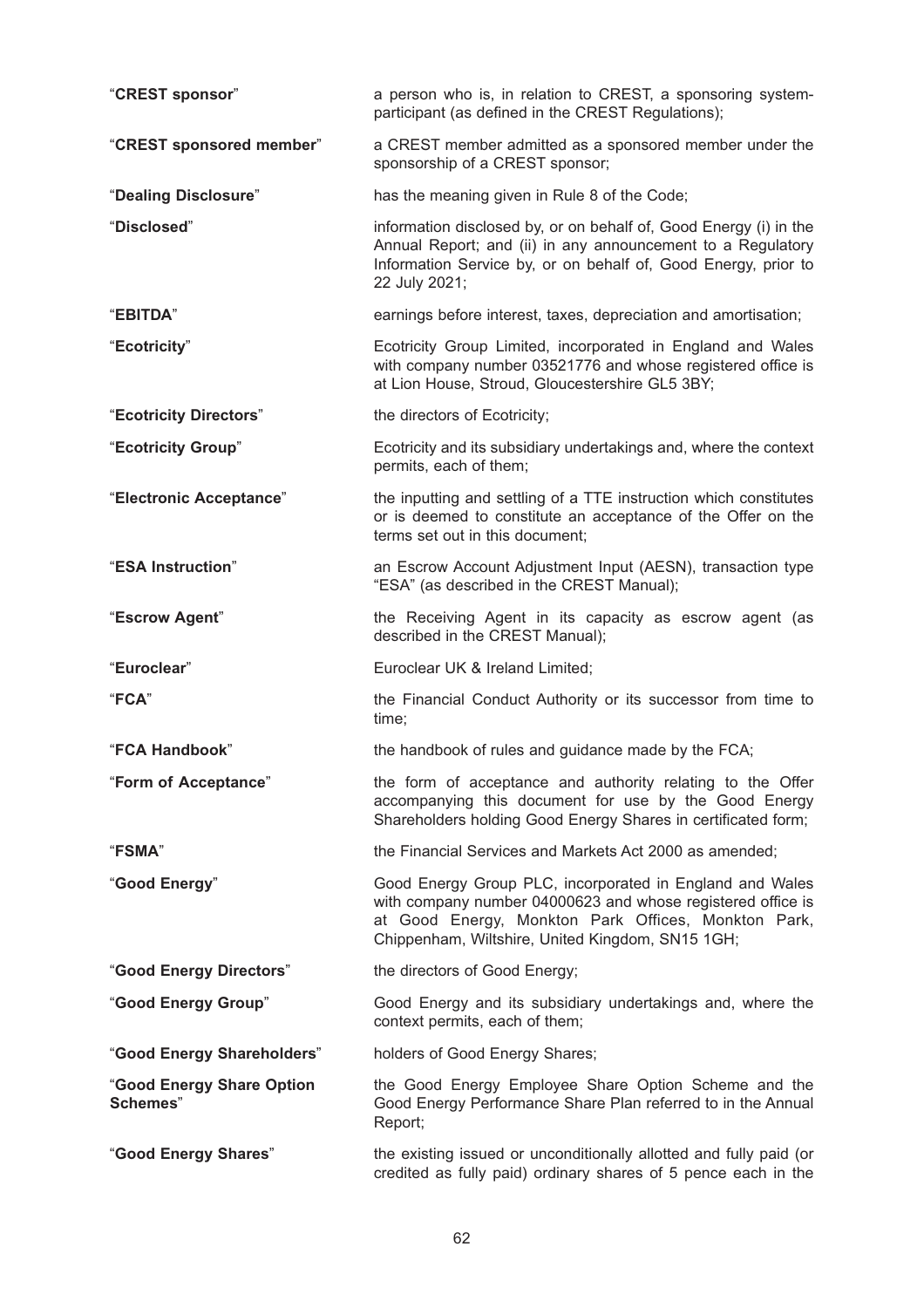| | |
|---|---|
| "**CREST sponsor**" | a person who is, in relation to CREST, a sponsoring system-participant (as defined in the CREST Regulations); |
| "**CREST sponsored member**" | a CREST member admitted as a sponsored member under the sponsorship of a CREST sponsor; |
| "**Dealing Disclosure**" | has the meaning given in Rule 8 of the Code; |
| "**Disclosed**" | information disclosed by, or on behalf of, Good Energy (i) in the Annual Report; and (ii) in any announcement to a Regulatory Information Service by, or on behalf of, Good Energy, prior to 22 July 2021; |
| "**EBITDA**" | earnings before interest, taxes, depreciation and amortisation; |
| "**Ecotricity**" | Ecotricity Group Limited, incorporated in England and Wales with company number 03521776 and whose registered office is at Lion House, Stroud, Gloucestershire GL5 3BY; |
| "**Ecotricity Directors**" | the directors of Ecotricity; |
| "**Ecotricity Group**" | Ecotricity and its subsidiary undertakings and, where the context permits, each of them; |
| "**Electronic Acceptance**" | the inputting and settling of a TTE instruction which constitutes or is deemed to constitute an acceptance of the Offer on the terms set out in this document; |
| "**ESA Instruction**" | an Escrow Account Adjustment Input (AESN), transaction type "ESA" (as described in the CREST Manual); |
| "**Escrow Agent**" | the Receiving Agent in its capacity as escrow agent (as described in the CREST Manual); |
| "**Euroclear**" | Euroclear UK & Ireland Limited; |
| "**FCA**" | the Financial Conduct Authority or its successor from time to time; |
| "**FCA Handbook**" | the handbook of rules and guidance made by the FCA; |
| "**Form of Acceptance**" | the form of acceptance and authority relating to the Offer accompanying this document for use by the Good Energy Shareholders holding Good Energy Shares in certificated form; |
| "**FSMA**" | the Financial Services and Markets Act 2000 as amended; |
| "**Good Energy**" | Good Energy Group PLC, incorporated in England and Wales with company number 04000623 and whose registered office is at Good Energy, Monkton Park Offices, Monkton Park, Chippenham, Wiltshire, United Kingdom, SN15 1GH; |
| "**Good Energy Directors**" | the directors of Good Energy; |
| "**Good Energy Group**" | Good Energy and its subsidiary undertakings and, where the context permits, each of them; |
| "**Good Energy Shareholders**" | holders of Good Energy Shares; |
| "**Good Energy Share Option Schemes**" | the Good Energy Employee Share Option Scheme and the Good Energy Performance Share Plan referred to in the Annual Report; |
| "**Good Energy Shares**" | the existing issued or unconditionally allotted and fully paid (or credited as fully paid) ordinary shares of 5 pence each in the |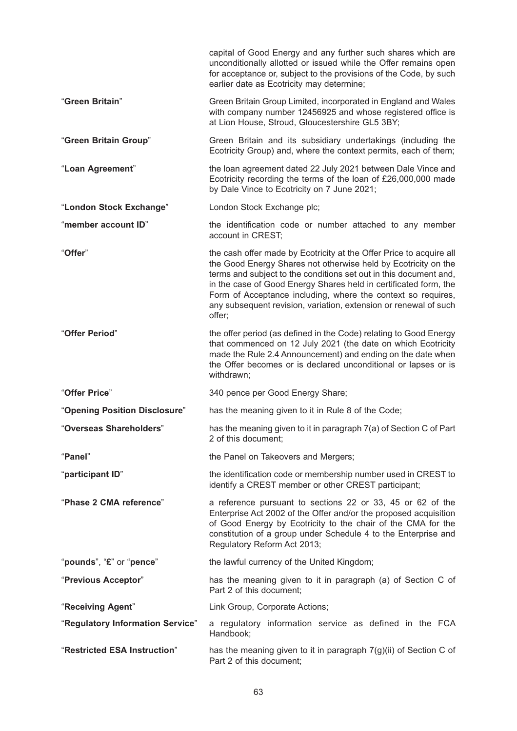capital of Good Energy and any further such shares which are unconditionally allotted or issued while the Offer remains open for acceptance or, subject to the provisions of the Code, by such earlier date as Ecotricity may determine;

| | |
|---|---|
| "**Green Britain**" | Green Britain Group Limited, incorporated in England and Wales with company number 12456925 and whose registered office is at Lion House, Stroud, Gloucestershire GL5 3BY; |
| "**Green Britain Group**" | Green Britain and its subsidiary undertakings (including the Ecotricity Group) and, where the context permits, each of them; |
| "**Loan Agreement**" | the loan agreement dated 22 July 2021 between Dale Vince and Ecotricity recording the terms of the loan of £26,000,000 made by Dale Vince to Ecotricity on 7 June 2021; |
| "**London Stock Exchange**" | London Stock Exchange plc; |
| "**member account ID**" | the identification code or number attached to any member account in CREST; |
| "**Offer**" | the cash offer made by Ecotricity at the Offer Price to acquire all the Good Energy Shares not otherwise held by Ecotricity on the terms and subject to the conditions set out in this document and, in the case of Good Energy Shares held in certificated form, the Form of Acceptance including, where the context so requires, any subsequent revision, variation, extension or renewal of such offer; |
| "**Offer Period**" | the offer period (as defined in the Code) relating to Good Energy that commenced on 12 July 2021 (the date on which Ecotricity made the Rule 2.4 Announcement) and ending on the date when the Offer becomes or is declared unconditional or lapses or is withdrawn; |
| "**Offer Price**" | 340 pence per Good Energy Share; |
| "**Opening Position Disclosure**" | has the meaning given to it in Rule 8 of the Code; |
| "**Overseas Shareholders**" | has the meaning given to it in paragraph 7(a) of Section C of Part 2 of this document; |
| "**Panel**" | the Panel on Takeovers and Mergers; |
| "**participant ID**" | the identification code or membership number used in CREST to identify a CREST member or other CREST participant; |
| "**Phase 2 CMA reference**" | a reference pursuant to sections 22 or 33, 45 or 62 of the Enterprise Act 2002 of the Offer and/or the proposed acquisition of Good Energy by Ecotricity to the chair of the CMA for the constitution of a group under Schedule 4 to the Enterprise and Regulatory Reform Act 2013; |
| "**pounds**", "**£**" or "**pence**" | the lawful currency of the United Kingdom; |
| "**Previous Acceptor**" | has the meaning given to it in paragraph (a) of Section C of Part 2 of this document; |
| "**Receiving Agent**" | Link Group, Corporate Actions; |
| "**Regulatory Information Service**" | a regulatory information service as defined in the FCA Handbook; |
| "**Restricted ESA Instruction**" | has the meaning given to it in paragraph 7(g)(ii) of Section C of Part 2 of this document; |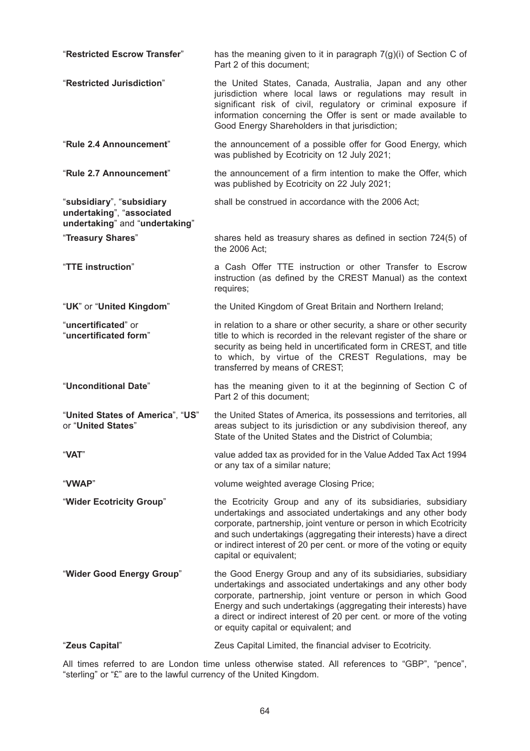| | |
|---|---|
| "**Restricted Escrow Transfer**" | has the meaning given to it in paragraph 7(g)(i) of Section C of Part 2 of this document; |
| "**Restricted Jurisdiction**" | the United States, Canada, Australia, Japan and any other jurisdiction where local laws or regulations may result in significant risk of civil, regulatory or criminal exposure if information concerning the Offer is sent or made available to Good Energy Shareholders in that jurisdiction; |
| "**Rule 2.4 Announcement**" | the announcement of a possible offer for Good Energy, which was published by Ecotricity on 12 July 2021; |
| "**Rule 2.7 Announcement**" | the announcement of a firm intention to make the Offer, which was published by Ecotricity on 22 July 2021; |
| "**subsidiary**", "**subsidiary undertaking**", "**associated undertaking**" and "**undertaking**" | shall be construed in accordance with the 2006 Act; |
| "**Treasury Shares**" | shares held as treasury shares as defined in section 724(5) of the 2006 Act; |
| "**TTE instruction**" | a Cash Offer TTE instruction or other Transfer to Escrow instruction (as defined by the CREST Manual) as the context requires; |
| "**UK**" or "**United Kingdom**" | the United Kingdom of Great Britain and Northern Ireland; |
| "**uncertificated**" or "**uncertificated form**" | in relation to a share or other security, a share or other security title to which is recorded in the relevant register of the share or security as being held in uncertificated form in CREST, and title to which, by virtue of the CREST Regulations, may be transferred by means of CREST; |
| "**Unconditional Date**" | has the meaning given to it at the beginning of Section C of Part 2 of this document; |
| "**United States of America**", "**US**" or "**United States**" | the United States of America, its possessions and territories, all areas subject to its jurisdiction or any subdivision thereof, any State of the United States and the District of Columbia; |
| "**VAT**" | value added tax as provided for in the Value Added Tax Act 1994 or any tax of a similar nature; |
| "**VWAP**" | volume weighted average Closing Price; |
| "**Wider Ecotricity Group**" | the Ecotricity Group and any of its subsidiaries, subsidiary undertakings and associated undertakings and any other body corporate, partnership, joint venture or person in which Ecotricity and such undertakings (aggregating their interests) have a direct or indirect interest of 20 per cent. or more of the voting or equity capital or equivalent; |
| "**Wider Good Energy Group**" | the Good Energy Group and any of its subsidiaries, subsidiary undertakings and associated undertakings and any other body corporate, partnership, joint venture or person in which Good Energy and such undertakings (aggregating their interests) have a direct or indirect interest of 20 per cent. or more of the voting or equity capital or equivalent; and |
| "**Zeus Capital**" | Zeus Capital Limited, the financial adviser to Ecotricity. |

All times referred to are London time unless otherwise stated. All references to "GBP", "pence", "sterling" or "£" are to the lawful currency of the United Kingdom.